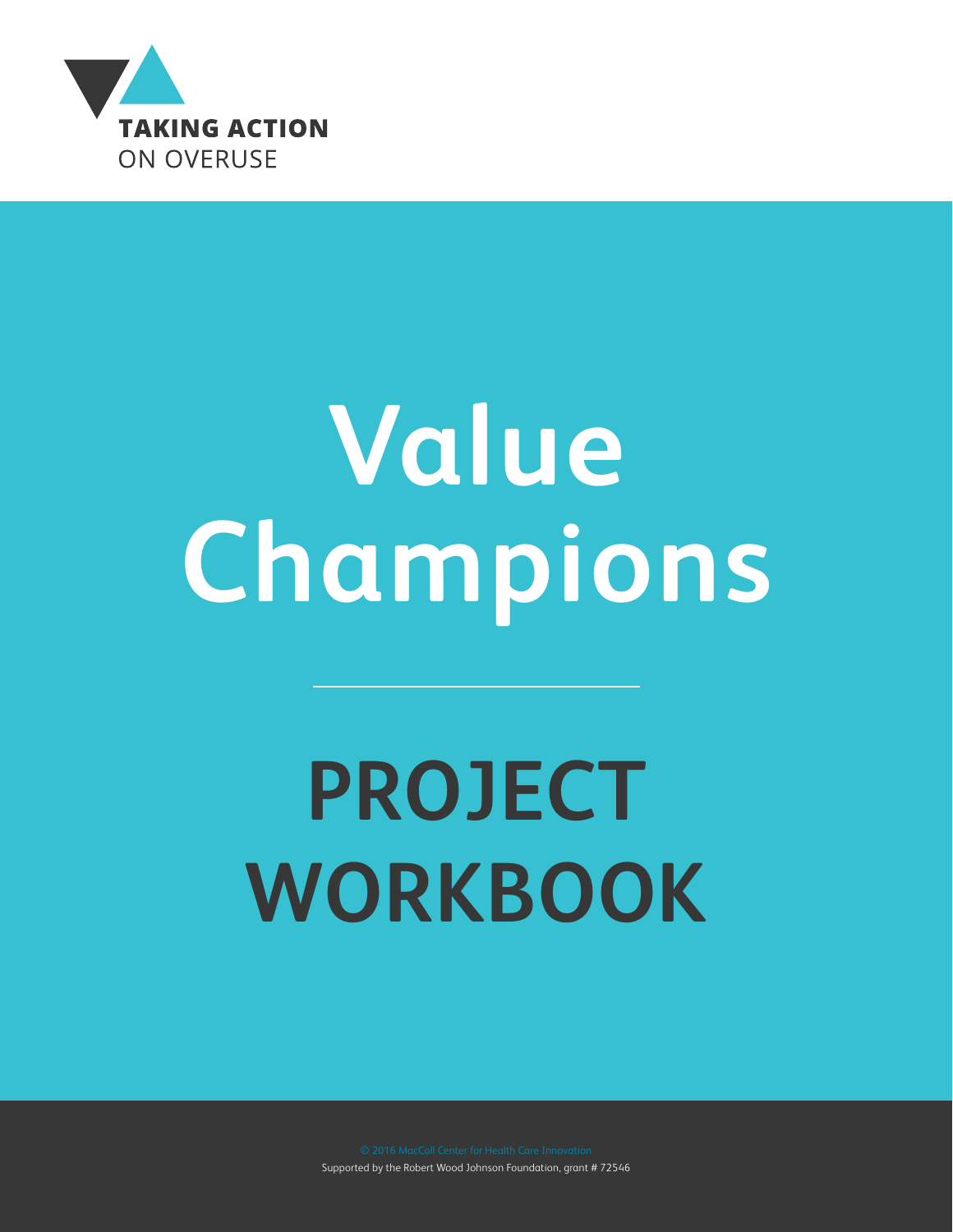**TAKING ACTION**
ON OVERUSE

# Value Champions

# PROJECT WORKBOOK

© 2016 MacColl Center for Health Care Innovation
Supported by the Robert Wood Johnson Foundation, grant # 72546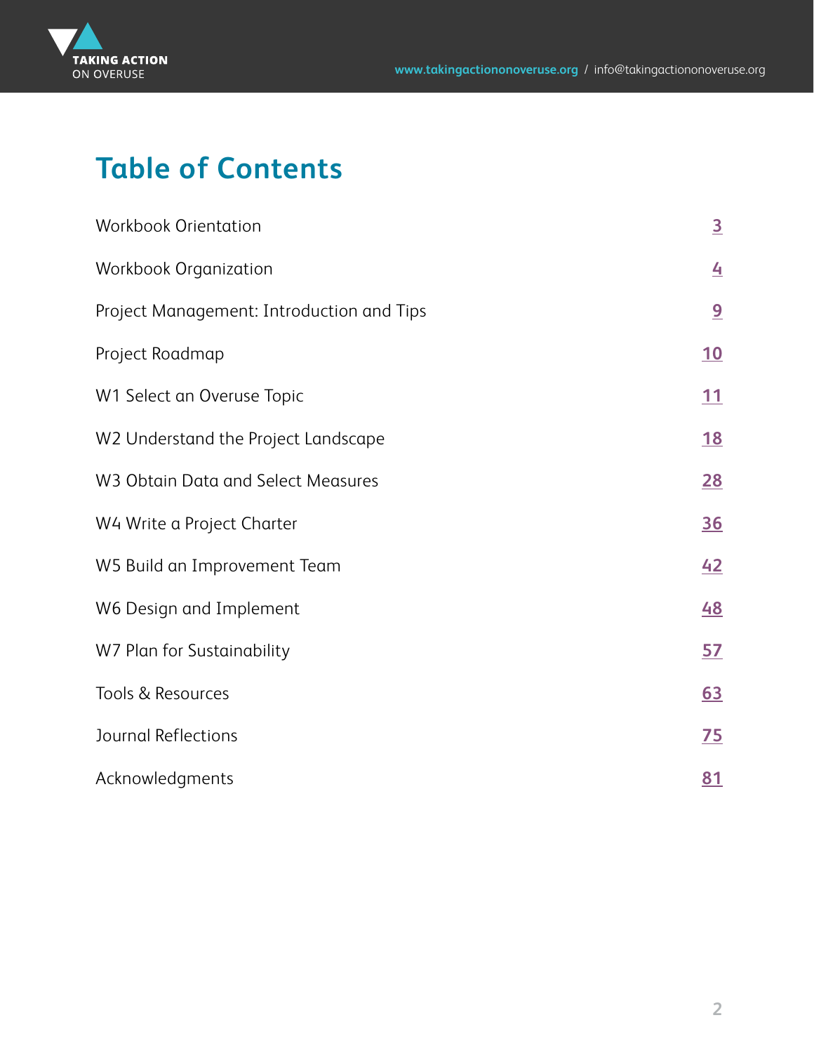# Table of Contents

| | |
|---|---|
| Workbook Orientation | 3 |
| Workbook Organization | 4 |
| Project Management: Introduction and Tips | 9 |
| Project Roadmap | 10 |
| W1 Select an Overuse Topic | 11 |
| W2 Understand the Project Landscape | 18 |
| W3 Obtain Data and Select Measures | 28 |
| W4 Write a Project Charter | 36 |
| W5 Build an Improvement Team | 42 |
| W6 Design and Implement | 48 |
| W7 Plan for Sustainability | 57 |
| Tools & Resources | 63 |
| Journal Reflections | 75 |
| Acknowledgments | 81 |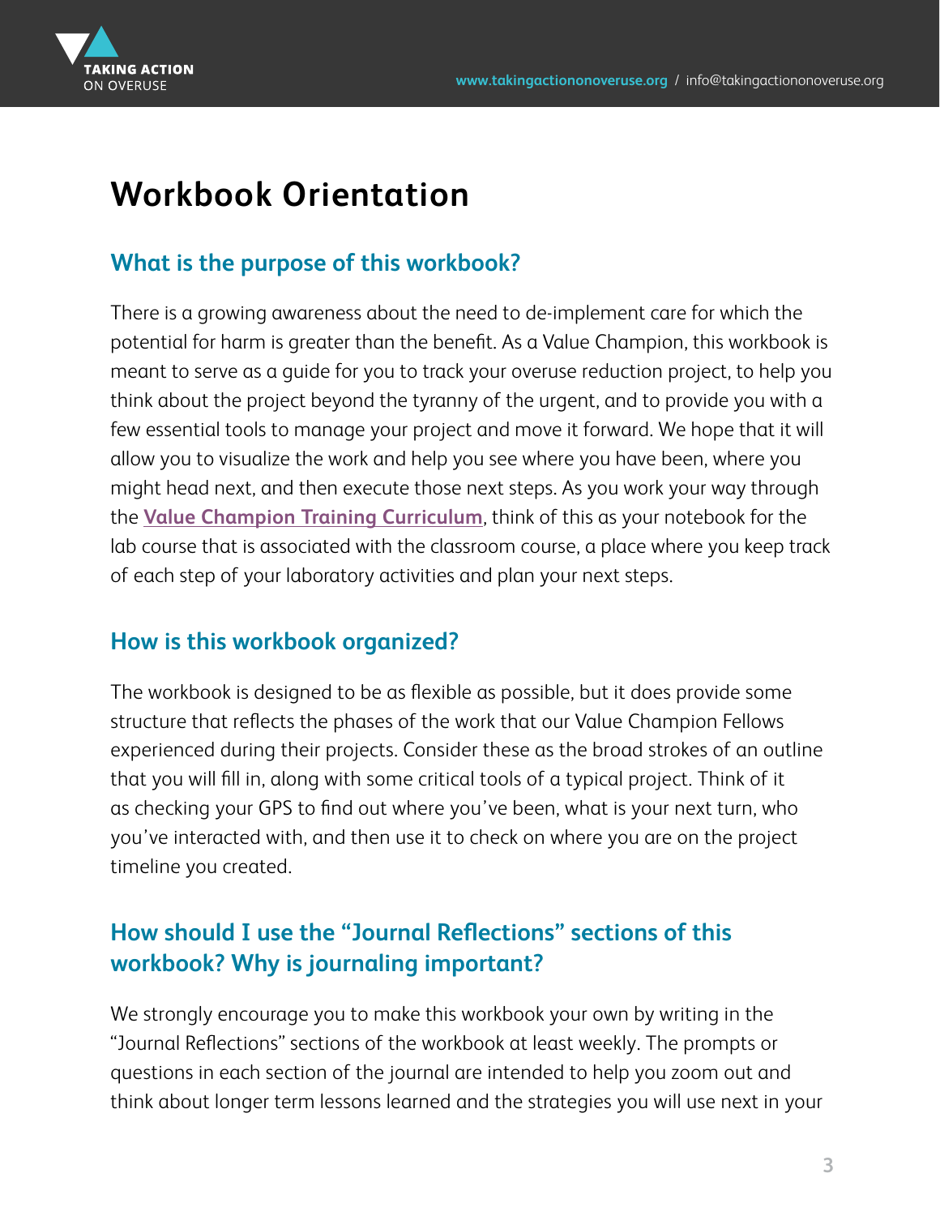# Workbook Orientation

## What is the purpose of this workbook?

There is a growing awareness about the need to de-implement care for which the potential for harm is greater than the benefit. As a Value Champion, this workbook is meant to serve as a guide for you to track your overuse reduction project, to help you think about the project beyond the tyranny of the urgent, and to provide you with a few essential tools to manage your project and move it forward. We hope that it will allow you to visualize the work and help you see where you have been, where you might head next, and then execute those next steps. As you work your way through the **Value Champion Training Curriculum**, think of this as your notebook for the lab course that is associated with the classroom course, a place where you keep track of each step of your laboratory activities and plan your next steps.

## How is this workbook organized?

The workbook is designed to be as flexible as possible, but it does provide some structure that reflects the phases of the work that our Value Champion Fellows experienced during their projects. Consider these as the broad strokes of an outline that you will fill in, along with some critical tools of a typical project. Think of it as checking your GPS to find out where you've been, what is your next turn, who you've interacted with, and then use it to check on where you are on the project timeline you created.

## How should I use the "Journal Reflections" sections of this workbook? Why is journaling important?

We strongly encourage you to make this workbook your own by writing in the "Journal Reflections" sections of the workbook at least weekly. The prompts or questions in each section of the journal are intended to help you zoom out and think about longer term lessons learned and the strategies you will use next in your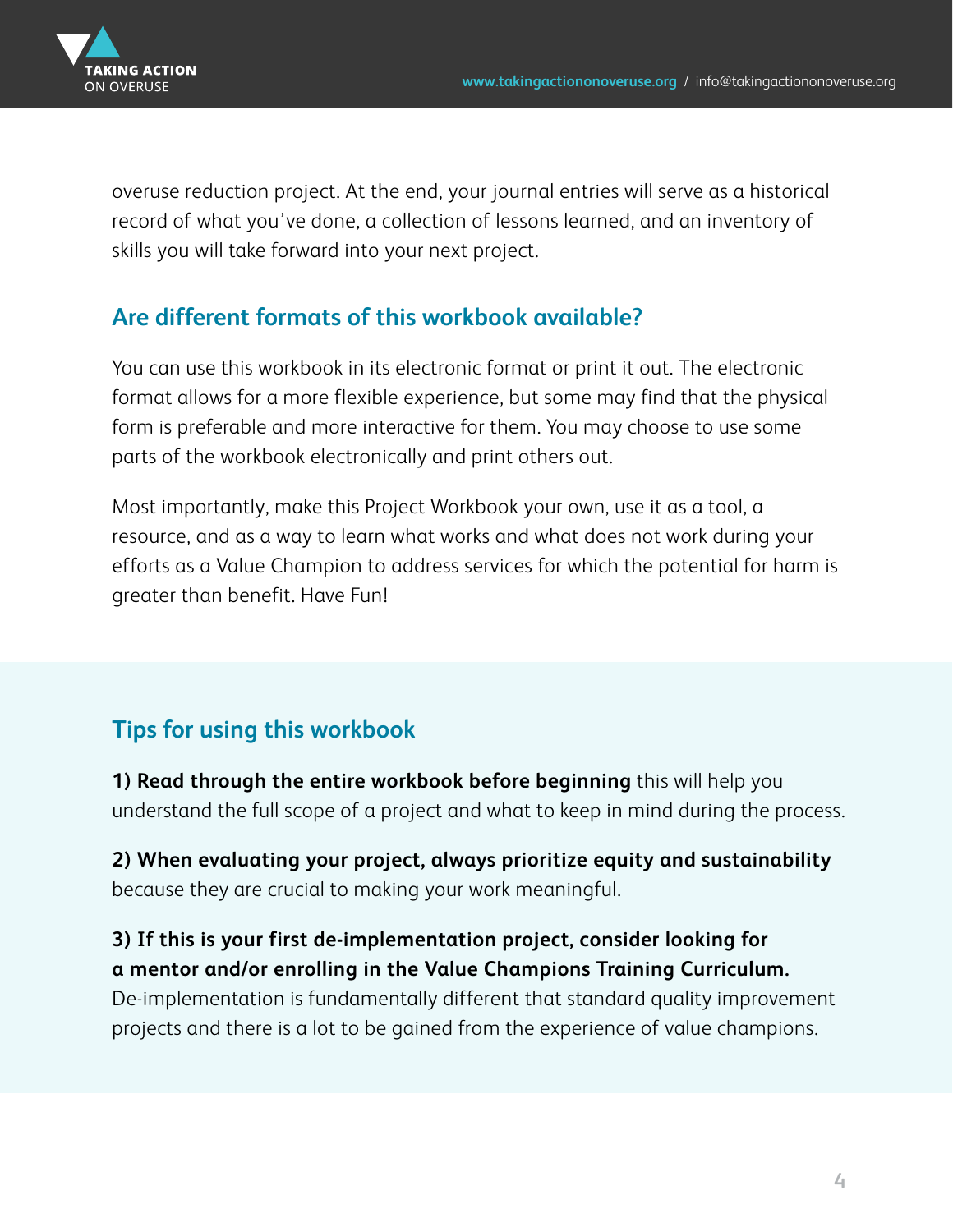overuse reduction project. At the end, your journal entries will serve as a historical record of what you've done, a collection of lessons learned, and an inventory of skills you will take forward into your next project.

## Are different formats of this workbook available?

You can use this workbook in its electronic format or print it out. The electronic format allows for a more flexible experience, but some may find that the physical form is preferable and more interactive for them. You may choose to use some parts of the workbook electronically and print others out.

Most importantly, make this Project Workbook your own, use it as a tool, a resource, and as a way to learn what works and what does not work during your efforts as a Value Champion to address services for which the potential for harm is greater than benefit. Have Fun!

## Tips for using this workbook

**1) Read through the entire workbook before beginning** this will help you understand the full scope of a project and what to keep in mind during the process.

**2) When evaluating your project, always prioritize equity and sustainability** because they are crucial to making your work meaningful.

**3) If this is your first de-implementation project, consider looking for a mentor and/or enrolling in the Value Champions Training Curriculum.** De-implementation is fundamentally different that standard quality improvement projects and there is a lot to be gained from the experience of value champions.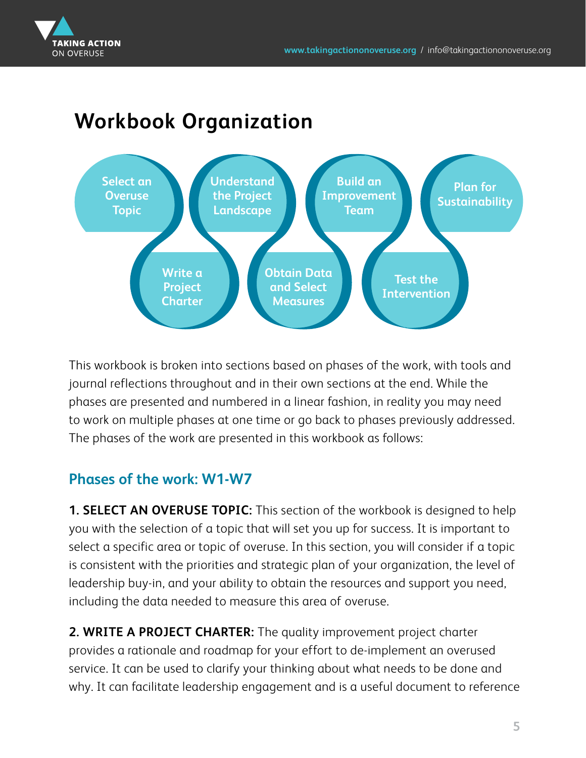# Workbook Organization

Select an Overuse Topic → Write a Project Charter → Understand the Project Landscape → Obtain Data and Select Measures → Build an Improvement Team → Test the Intervention → Plan for Sustainability

This workbook is broken into sections based on phases of the work, with tools and journal reflections throughout and in their own sections at the end. While the phases are presented and numbered in a linear fashion, in reality you may need to work on multiple phases at one time or go back to phases previously addressed. The phases of the work are presented in this workbook as follows:

## Phases of the work: W1-W7

**1. SELECT AN OVERUSE TOPIC:** This section of the workbook is designed to help you with the selection of a topic that will set you up for success. It is important to select a specific area or topic of overuse. In this section, you will consider if a topic is consistent with the priorities and strategic plan of your organization, the level of leadership buy-in, and your ability to obtain the resources and support you need, including the data needed to measure this area of overuse.

**2. WRITE A PROJECT CHARTER:** The quality improvement project charter provides a rationale and roadmap for your effort to de-implement an overused service. It can be used to clarify your thinking about what needs to be done and why. It can facilitate leadership engagement and is a useful document to reference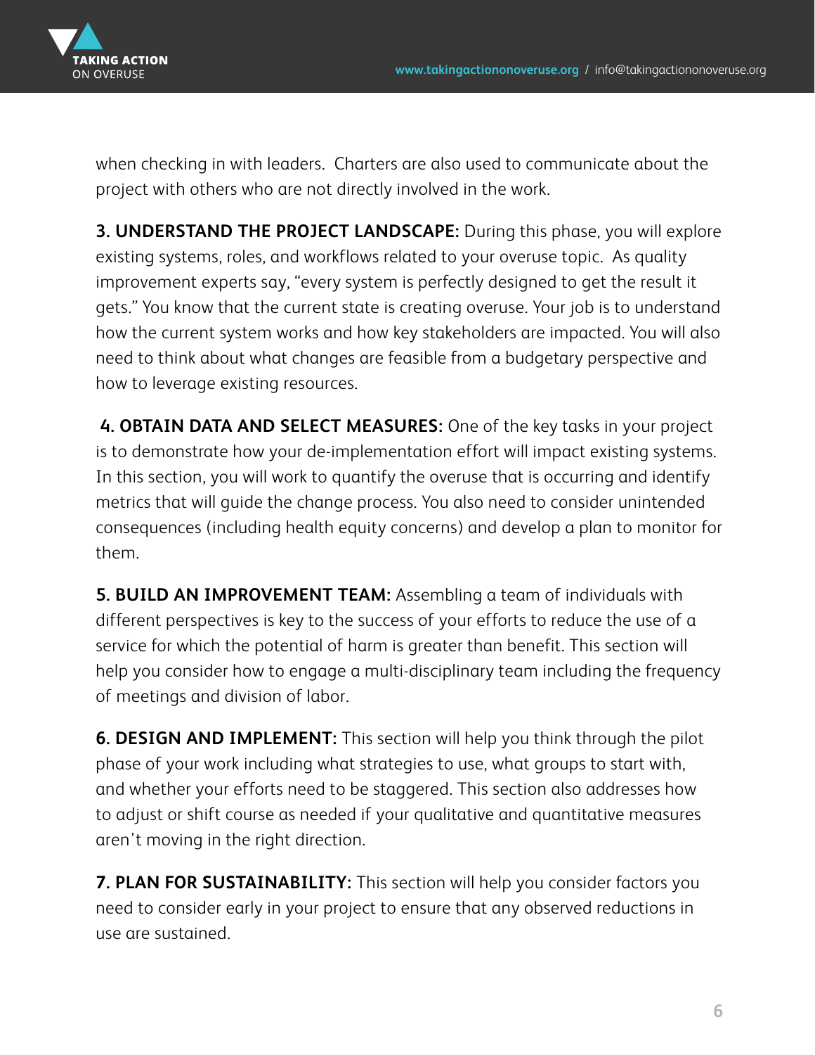when checking in with leaders.  Charters are also used to communicate about the project with others who are not directly involved in the work.

**3. UNDERSTAND THE PROJECT LANDSCAPE:** During this phase, you will explore existing systems, roles, and workflows related to your overuse topic.  As quality improvement experts say, "every system is perfectly designed to get the result it gets." You know that the current state is creating overuse. Your job is to understand how the current system works and how key stakeholders are impacted. You will also need to think about what changes are feasible from a budgetary perspective and how to leverage existing resources.

**4. OBTAIN DATA AND SELECT MEASURES:** One of the key tasks in your project is to demonstrate how your de-implementation effort will impact existing systems. In this section, you will work to quantify the overuse that is occurring and identify metrics that will guide the change process. You also need to consider unintended consequences (including health equity concerns) and develop a plan to monitor for them.

**5. BUILD AN IMPROVEMENT TEAM:** Assembling a team of individuals with different perspectives is key to the success of your efforts to reduce the use of a service for which the potential of harm is greater than benefit. This section will help you consider how to engage a multi-disciplinary team including the frequency of meetings and division of labor.

**6. DESIGN AND IMPLEMENT:** This section will help you think through the pilot phase of your work including what strategies to use, what groups to start with, and whether your efforts need to be staggered. This section also addresses how to adjust or shift course as needed if your qualitative and quantitative measures aren't moving in the right direction.

**7. PLAN FOR SUSTAINABILITY:** This section will help you consider factors you need to consider early in your project to ensure that any observed reductions in use are sustained.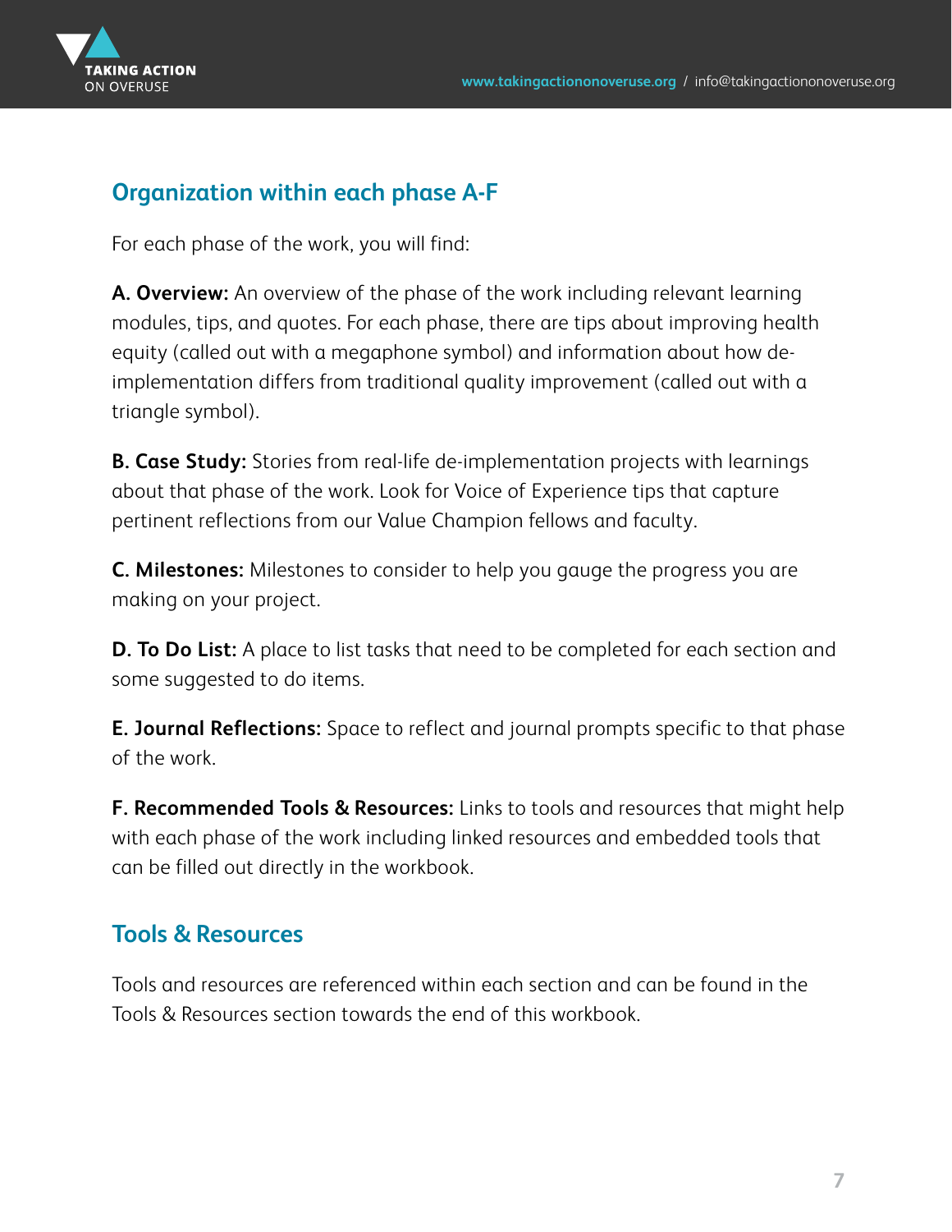## Organization within each phase A-F

For each phase of the work, you will find:

**A. Overview:** An overview of the phase of the work including relevant learning modules, tips, and quotes. For each phase, there are tips about improving health equity (called out with a megaphone symbol) and information about how de-implementation differs from traditional quality improvement (called out with a triangle symbol).

**B. Case Study:** Stories from real-life de-implementation projects with learnings about that phase of the work. Look for Voice of Experience tips that capture pertinent reflections from our Value Champion fellows and faculty.

**C. Milestones:** Milestones to consider to help you gauge the progress you are making on your project.

**D. To Do List:** A place to list tasks that need to be completed for each section and some suggested to do items.

**E. Journal Reflections:** Space to reflect and journal prompts specific to that phase of the work.

**F. Recommended Tools & Resources:** Links to tools and resources that might help with each phase of the work including linked resources and embedded tools that can be filled out directly in the workbook.

## Tools & Resources

Tools and resources are referenced within each section and can be found in the Tools & Resources section towards the end of this workbook.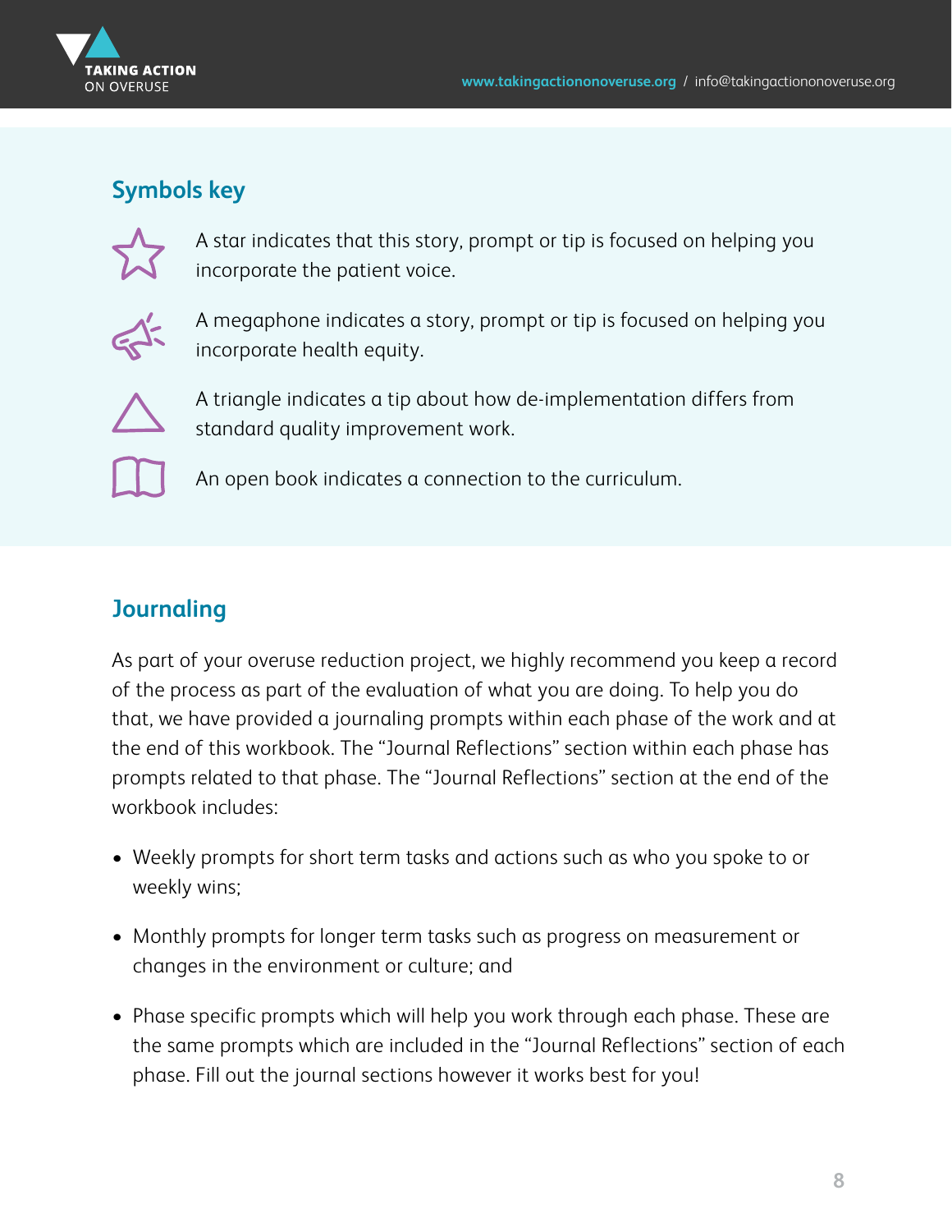## Symbols key

A star indicates that this story, prompt or tip is focused on helping you incorporate the patient voice.

A megaphone indicates a story, prompt or tip is focused on helping you incorporate health equity.

A triangle indicates a tip about how de-implementation differs from standard quality improvement work.

An open book indicates a connection to the curriculum.

## Journaling

As part of your overuse reduction project, we highly recommend you keep a record of the process as part of the evaluation of what you are doing. To help you do that, we have provided a journaling prompts within each phase of the work and at the end of this workbook. The "Journal Reflections" section within each phase has prompts related to that phase. The "Journal Reflections" section at the end of the workbook includes:

- Weekly prompts for short term tasks and actions such as who you spoke to or weekly wins;
- Monthly prompts for longer term tasks such as progress on measurement or changes in the environment or culture; and
- Phase specific prompts which will help you work through each phase. These are the same prompts which are included in the "Journal Reflections" section of each phase. Fill out the journal sections however it works best for you!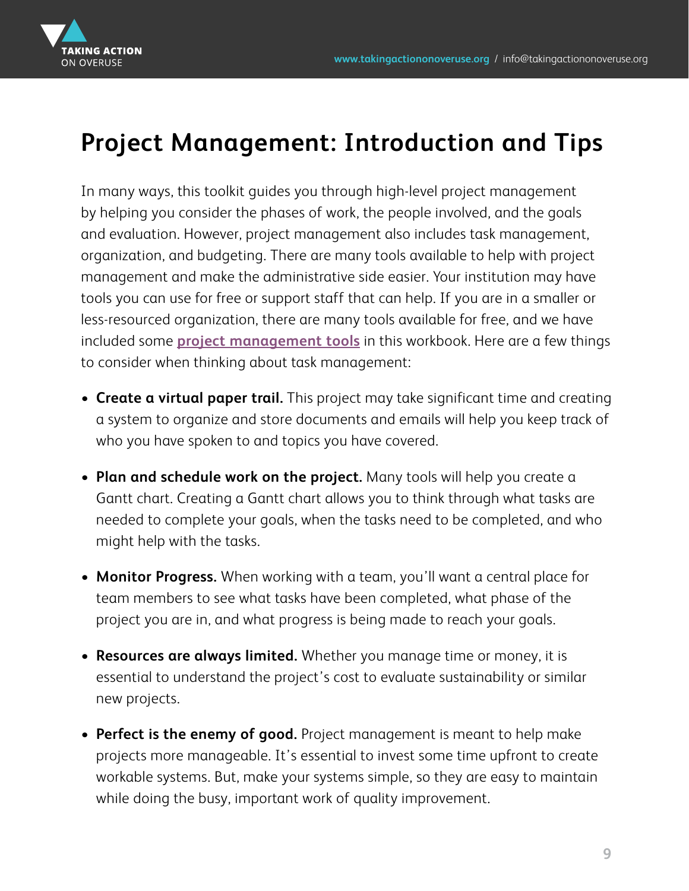# Project Management: Introduction and Tips

In many ways, this toolkit guides you through high-level project management by helping you consider the phases of work, the people involved, and the goals and evaluation. However, project management also includes task management, organization, and budgeting. There are many tools available to help with project management and make the administrative side easier. Your institution may have tools you can use for free or support staff that can help. If you are in a smaller or less-resourced organization, there are many tools available for free, and we have included some **project management tools** in this workbook. Here are a few things to consider when thinking about task management:

- **Create a virtual paper trail.** This project may take significant time and creating a system to organize and store documents and emails will help you keep track of who you have spoken to and topics you have covered.
- **Plan and schedule work on the project.** Many tools will help you create a Gantt chart. Creating a Gantt chart allows you to think through what tasks are needed to complete your goals, when the tasks need to be completed, and who might help with the tasks.
- **Monitor Progress.** When working with a team, you'll want a central place for team members to see what tasks have been completed, what phase of the project you are in, and what progress is being made to reach your goals.
- **Resources are always limited.** Whether you manage time or money, it is essential to understand the project's cost to evaluate sustainability or similar new projects.
- **Perfect is the enemy of good.** Project management is meant to help make projects more manageable. It's essential to invest some time upfront to create workable systems. But, make your systems simple, so they are easy to maintain while doing the busy, important work of quality improvement.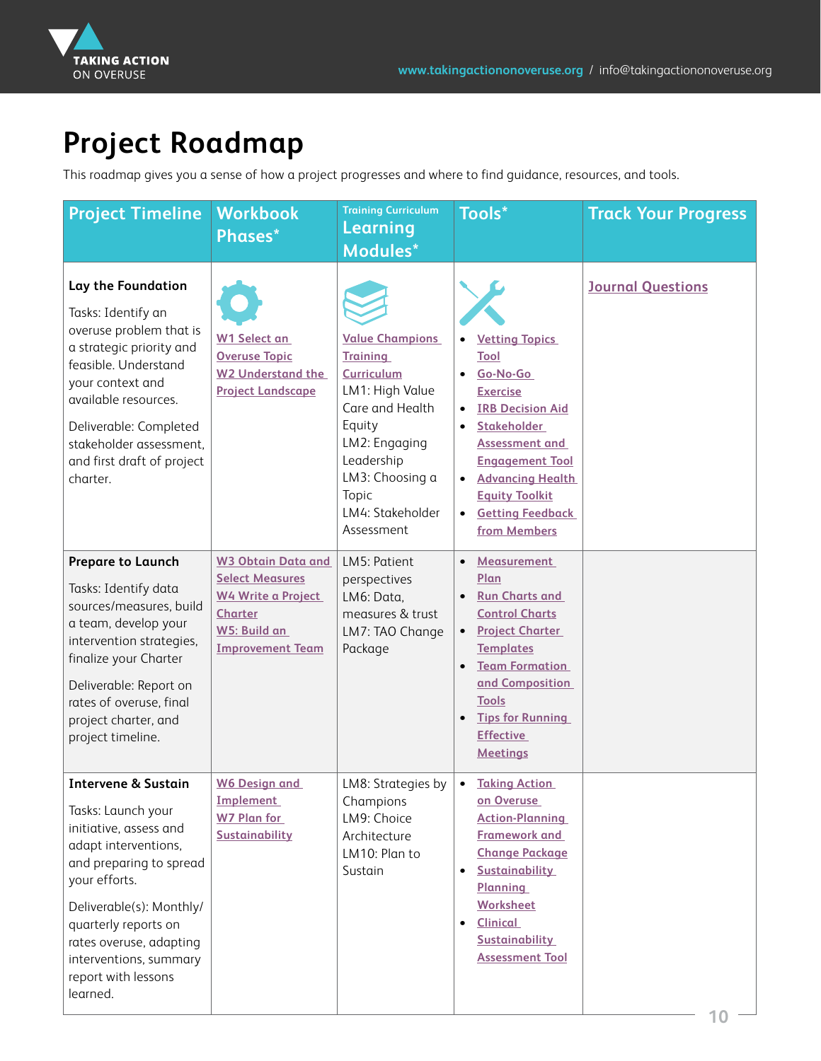# Project Roadmap

This roadmap gives you a sense of how a project progresses and where to find guidance, resources, and tools.

| Project Timeline | Workbook Phases* | Training Curriculum Learning Modules* | Tools* | Track Your Progress |
|---|---|---|---|---|
| **Lay the Foundation**<br><br>Tasks: Identify an overuse problem that is a strategic priority and feasible. Understand your context and available resources.<br><br>Deliverable: Completed stakeholder assessment, and first draft of project charter. | W1 Select an Overuse Topic<br>W2 Understand the Project Landscape | Value Champions Training Curriculum<br>LM1: High Value Care and Health Equity<br>LM2: Engaging Leadership<br>LM3: Choosing a Topic<br>LM4: Stakeholder Assessment | • Vetting Topics Tool<br>• Go-No-Go Exercise<br>• IRB Decision Aid<br>• Stakeholder Assessment and Engagement Tool<br>• Advancing Health Equity Toolkit<br>• Getting Feedback from Members | Journal Questions |
| **Prepare to Launch**<br><br>Tasks: Identify data sources/measures, build a team, develop your intervention strategies, finalize your Charter<br><br>Deliverable: Report on rates of overuse, final project charter, and project timeline. | W3 Obtain Data and Select Measures<br>W4 Write a Project Charter<br>W5: Build an Improvement Team | LM5: Patient perspectives<br>LM6: Data, measures & trust<br>LM7: TAO Change Package | • Measurement Plan<br>• Run Charts and Control Charts<br>• Project Charter Templates<br>• Team Formation and Composition Tools<br>• Tips for Running Effective Meetings | |
| **Intervene & Sustain**<br><br>Tasks: Launch your initiative, assess and adapt interventions, and preparing to spread your efforts.<br><br>Deliverable(s): Monthly/quarterly reports on rates overuse, adapting interventions, summary report with lessons learned. | W6 Design and Implement<br>W7 Plan for Sustainability | LM8: Strategies by Champions<br>LM9: Choice Architecture<br>LM10: Plan to Sustain | • Taking Action on Overuse Action-Planning Framework and Change Package<br>• Sustainability Planning Worksheet<br>• Clinical Sustainability Assessment Tool | |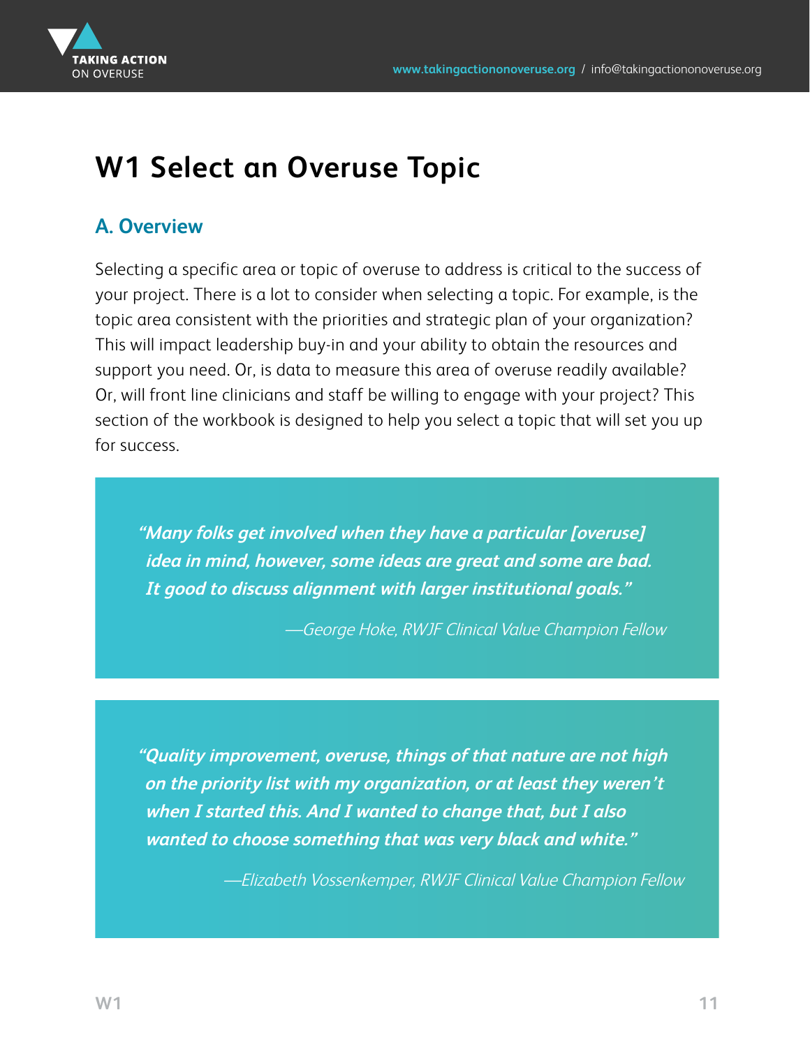# W1 Select an Overuse Topic

## A. Overview

Selecting a specific area or topic of overuse to address is critical to the success of your project. There is a lot to consider when selecting a topic. For example, is the topic area consistent with the priorities and strategic plan of your organization? This will impact leadership buy-in and your ability to obtain the resources and support you need. Or, is data to measure this area of overuse readily available? Or, will front line clinicians and staff be willing to engage with your project? This section of the workbook is designed to help you select a topic that will set you up for success.

> ***"Many folks get involved when they have a particular [overuse] idea in mind, however, some ideas are great and some are bad. It good to discuss alignment with larger institutional goals."***
>
> *—George Hoke, RWJF Clinical Value Champion Fellow*

> ***"Quality improvement, overuse, things of that nature are not high on the priority list with my organization, or at least they weren't when I started this. And I wanted to change that, but I also wanted to choose something that was very black and white."***
>
> *—Elizabeth Vossenkemper, RWJF Clinical Value Champion Fellow*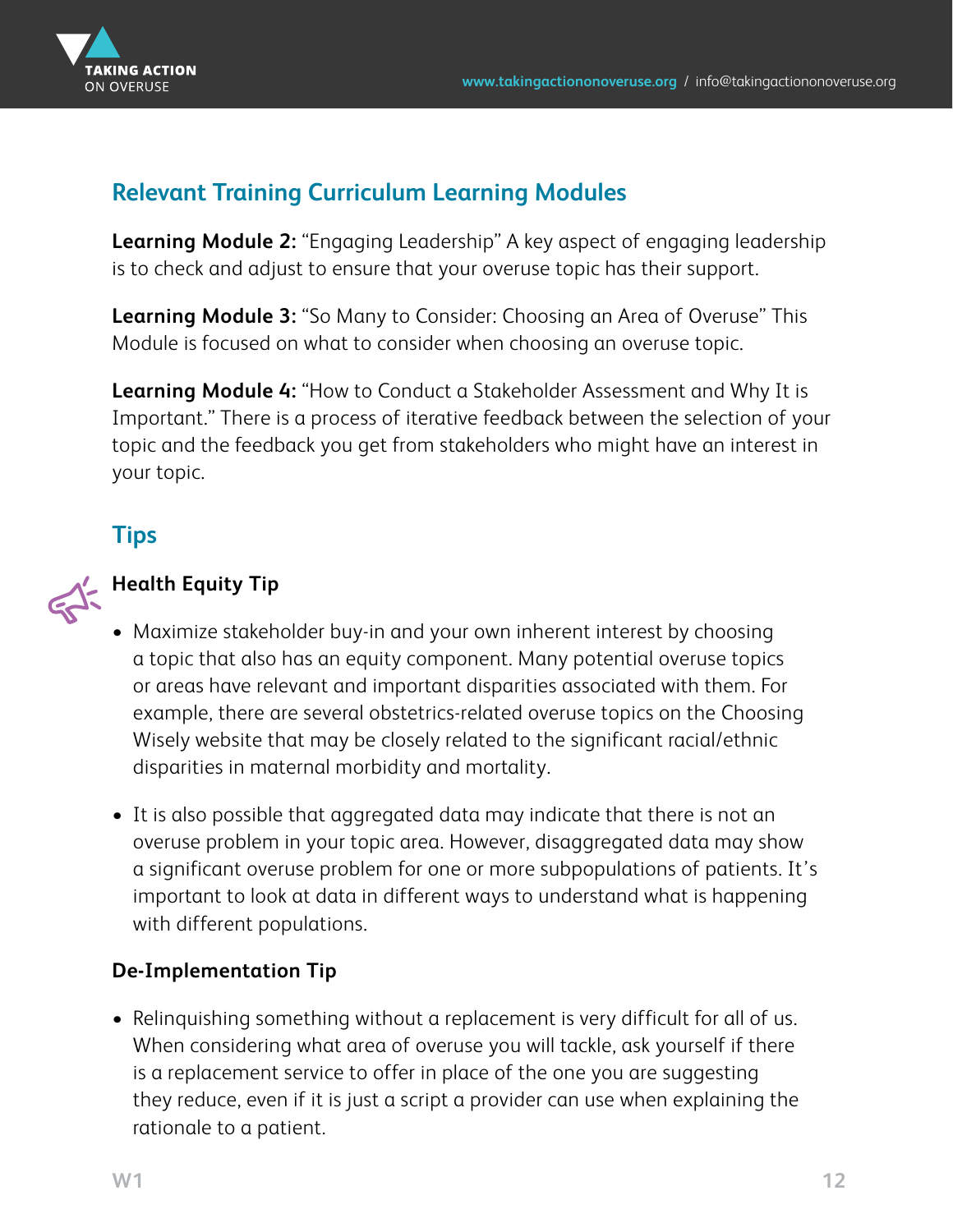## Relevant Training Curriculum Learning Modules

**Learning Module 2:** "Engaging Leadership" A key aspect of engaging leadership is to check and adjust to ensure that your overuse topic has their support.

**Learning Module 3:** "So Many to Consider: Choosing an Area of Overuse" This Module is focused on what to consider when choosing an overuse topic.

**Learning Module 4:** "How to Conduct a Stakeholder Assessment and Why It is Important." There is a process of iterative feedback between the selection of your topic and the feedback you get from stakeholders who might have an interest in your topic.

## Tips

### Health Equity Tip

- Maximize stakeholder buy-in and your own inherent interest by choosing a topic that also has an equity component. Many potential overuse topics or areas have relevant and important disparities associated with them. For example, there are several obstetrics-related overuse topics on the Choosing Wisely website that may be closely related to the significant racial/ethnic disparities in maternal morbidity and mortality.

- It is also possible that aggregated data may indicate that there is not an overuse problem in your topic area. However, disaggregated data may show a significant overuse problem for one or more subpopulations of patients. It's important to look at data in different ways to understand what is happening with different populations.

### De-Implementation Tip

- Relinquishing something without a replacement is very difficult for all of us. When considering what area of overuse you will tackle, ask yourself if there is a replacement service to offer in place of the one you are suggesting they reduce, even if it is just a script a provider can use when explaining the rationale to a patient.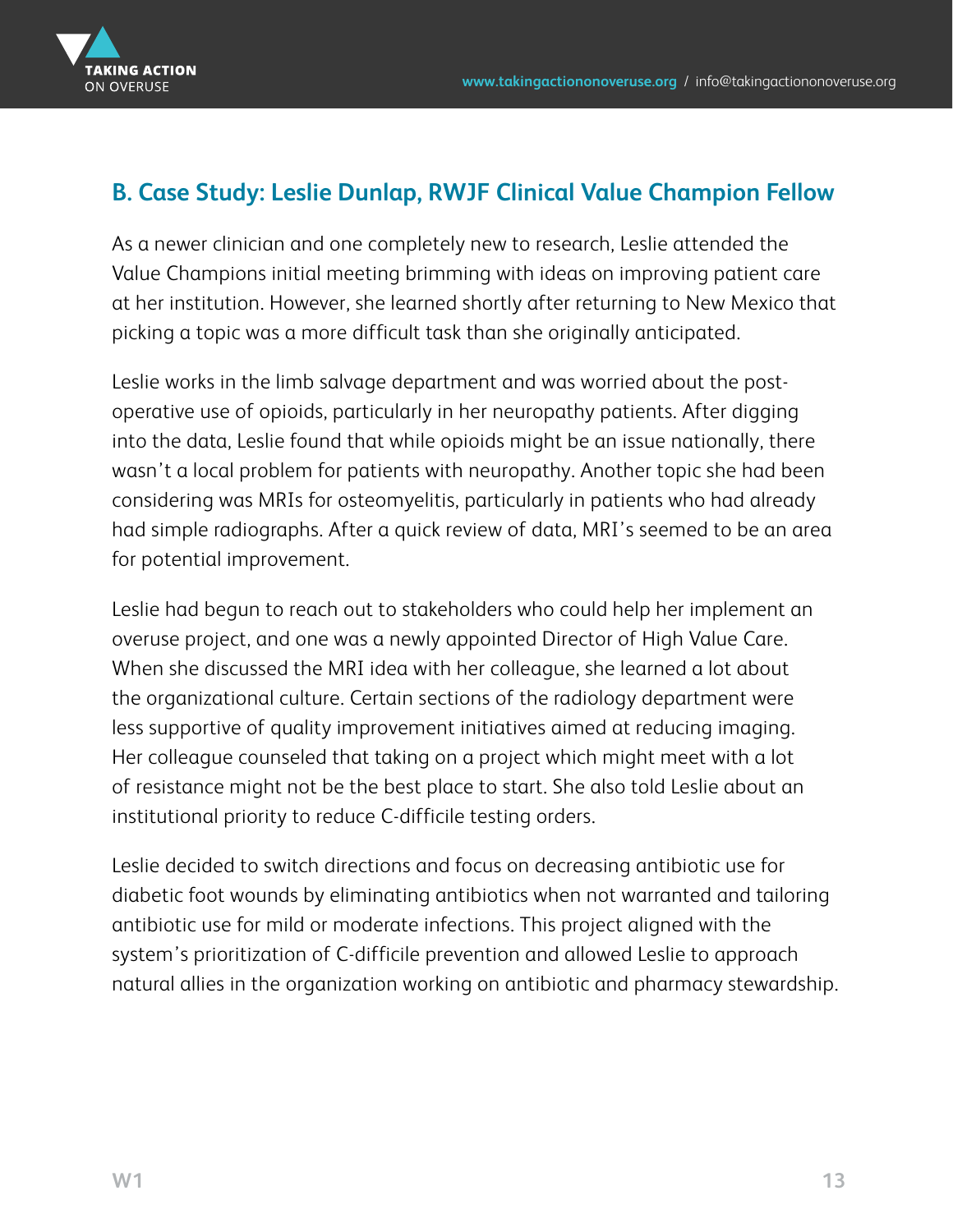## B. Case Study: Leslie Dunlap, RWJF Clinical Value Champion Fellow

As a newer clinician and one completely new to research, Leslie attended the Value Champions initial meeting brimming with ideas on improving patient care at her institution. However, she learned shortly after returning to New Mexico that picking a topic was a more difficult task than she originally anticipated.

Leslie works in the limb salvage department and was worried about the post-operative use of opioids, particularly in her neuropathy patients. After digging into the data, Leslie found that while opioids might be an issue nationally, there wasn't a local problem for patients with neuropathy. Another topic she had been considering was MRIs for osteomyelitis, particularly in patients who had already had simple radiographs. After a quick review of data, MRI's seemed to be an area for potential improvement.

Leslie had begun to reach out to stakeholders who could help her implement an overuse project, and one was a newly appointed Director of High Value Care. When she discussed the MRI idea with her colleague, she learned a lot about the organizational culture. Certain sections of the radiology department were less supportive of quality improvement initiatives aimed at reducing imaging. Her colleague counseled that taking on a project which might meet with a lot of resistance might not be the best place to start. She also told Leslie about an institutional priority to reduce C-difficile testing orders.

Leslie decided to switch directions and focus on decreasing antibiotic use for diabetic foot wounds by eliminating antibiotics when not warranted and tailoring antibiotic use for mild or moderate infections. This project aligned with the system's prioritization of C-difficile prevention and allowed Leslie to approach natural allies in the organization working on antibiotic and pharmacy stewardship.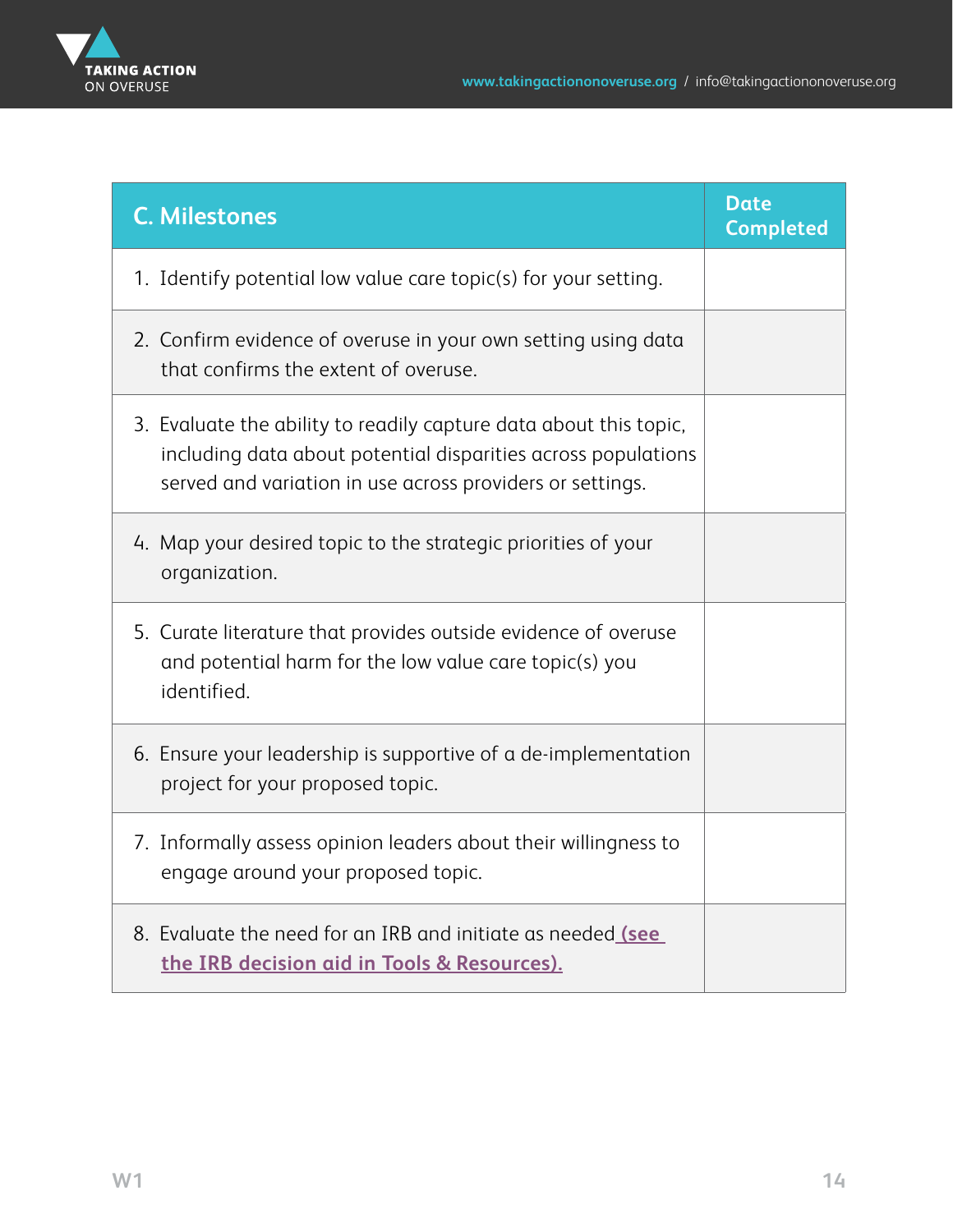| C. Milestones | Date Completed |
|---|---|
| 1. Identify potential low value care topic(s) for your setting. | |
| 2. Confirm evidence of overuse in your own setting using data that confirms the extent of overuse. | |
| 3. Evaluate the ability to readily capture data about this topic, including data about potential disparities across populations served and variation in use across providers or settings. | |
| 4. Map your desired topic to the strategic priorities of your organization. | |
| 5. Curate literature that provides outside evidence of overuse and potential harm for the low value care topic(s) you identified. | |
| 6. Ensure your leadership is supportive of a de-implementation project for your proposed topic. | |
| 7. Informally assess opinion leaders about their willingness to engage around your proposed topic. | |
| 8. Evaluate the need for an IRB and initiate as needed **(see the IRB decision aid in Tools & Resources).** | |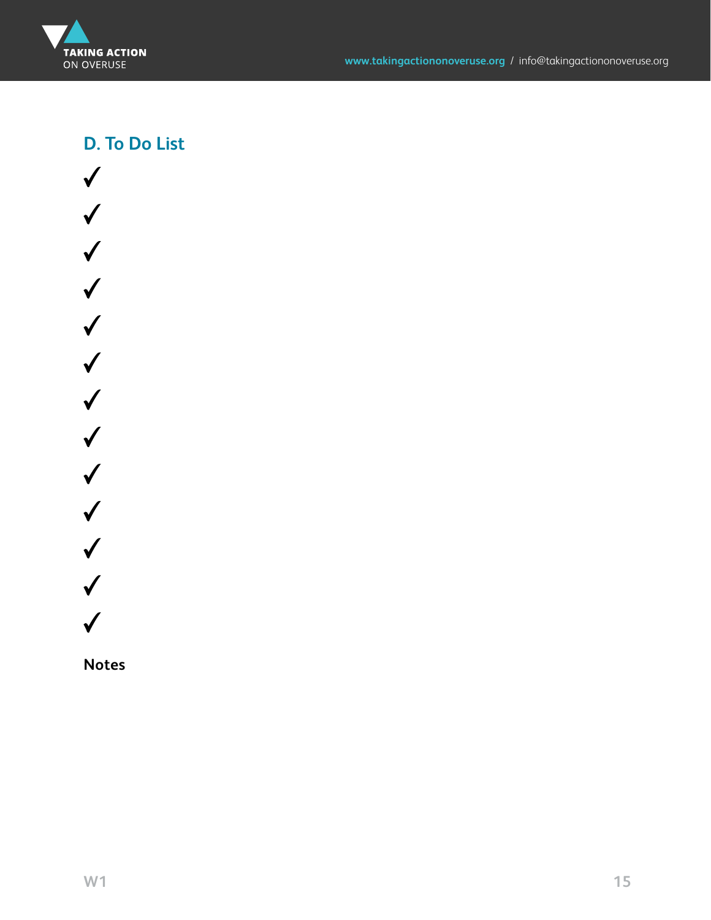## D. To Do List

✓

✓

✓

✓

✓

✓

✓

✓

✓

✓

✓

✓

✓

**Notes**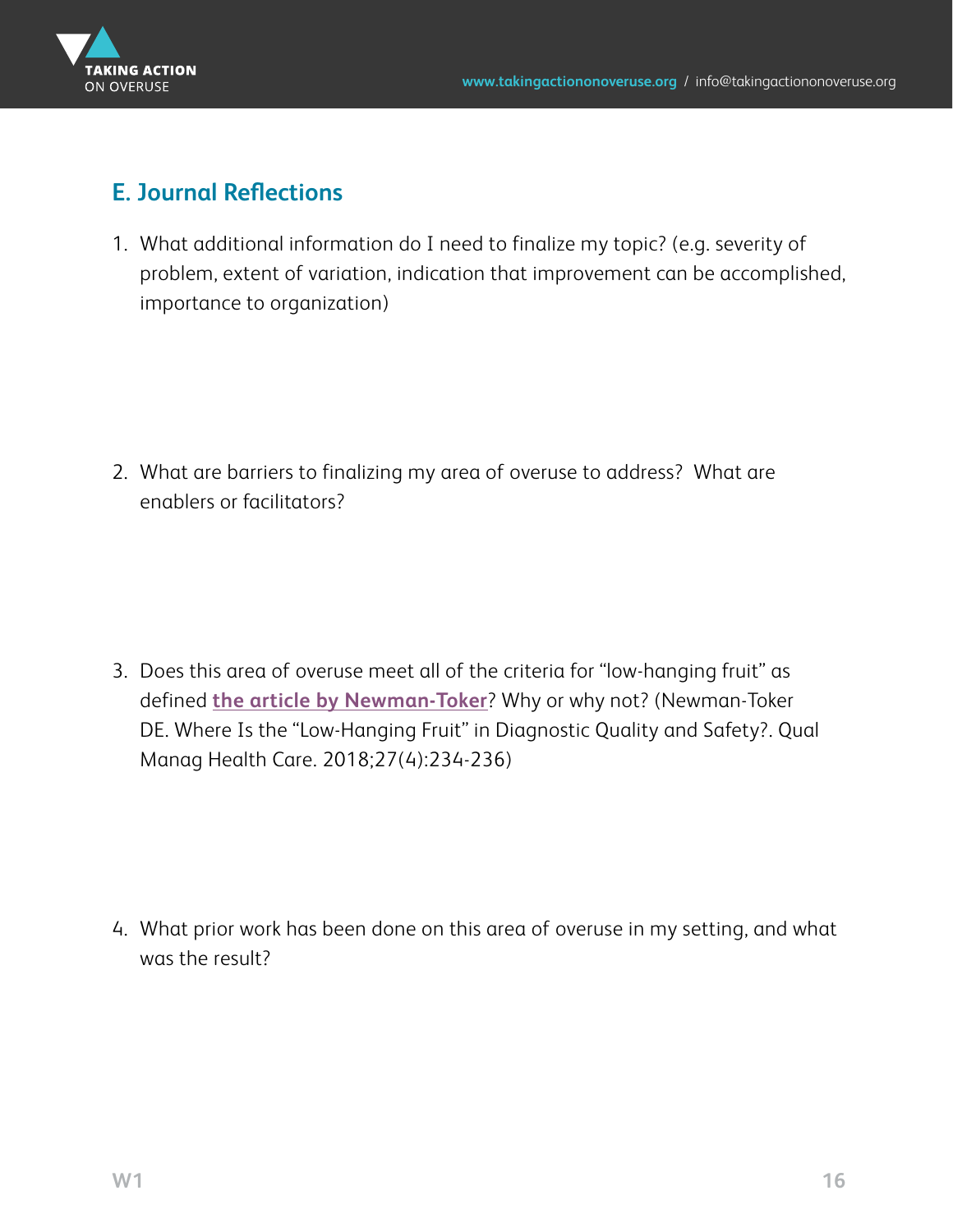## E. Journal Reflections

1. What additional information do I need to finalize my topic? (e.g. severity of problem, extent of variation, indication that improvement can be accomplished, importance to organization)

2. What are barriers to finalizing my area of overuse to address? What are enablers or facilitators?

3. Does this area of overuse meet all of the criteria for "low-hanging fruit" as defined **the article by Newman-Toker**? Why or why not? (Newman-Toker DE. Where Is the "Low-Hanging Fruit" in Diagnostic Quality and Safety?. Qual Manag Health Care. 2018;27(4):234-236)

4. What prior work has been done on this area of overuse in my setting, and what was the result?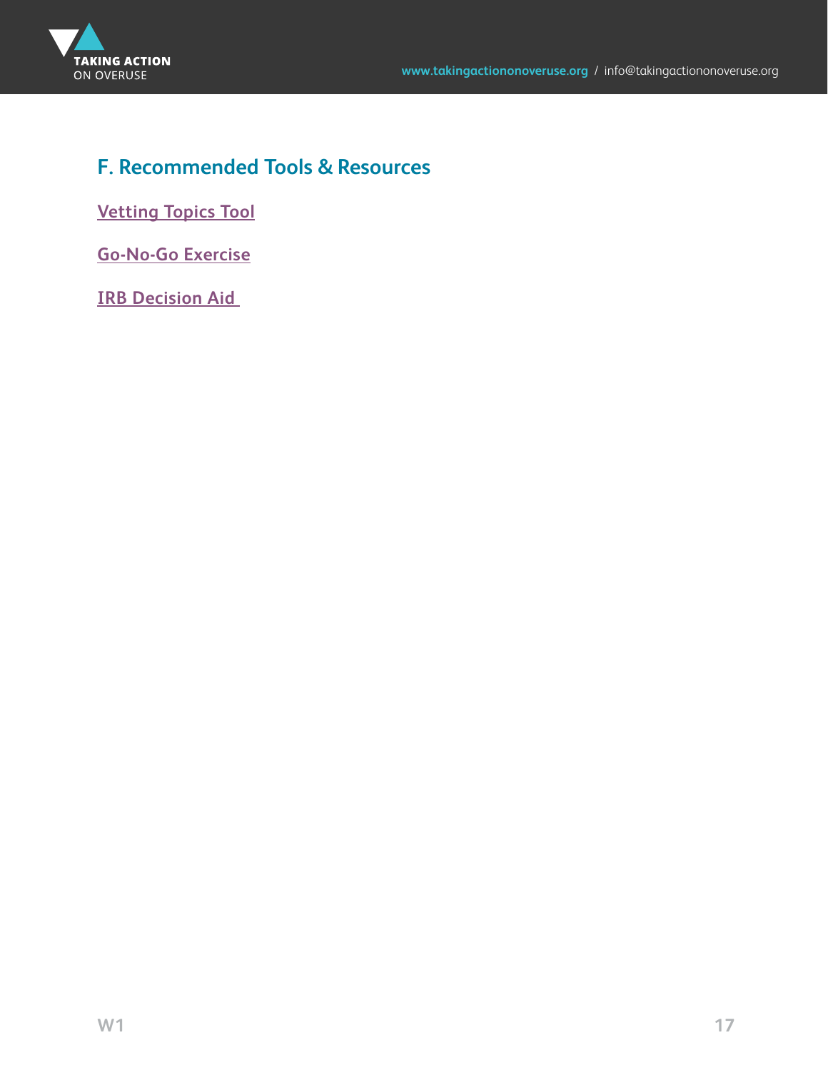## F. Recommended Tools & Resources

Vetting Topics Tool

Go-No-Go Exercise

IRB Decision Aid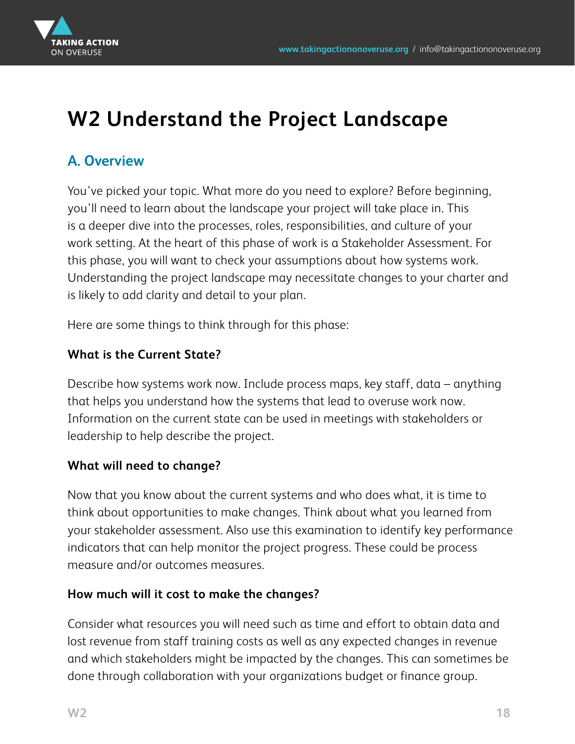# W2 Understand the Project Landscape

## A. Overview

You've picked your topic. What more do you need to explore? Before beginning, you'll need to learn about the landscape your project will take place in. This is a deeper dive into the processes, roles, responsibilities, and culture of your work setting. At the heart of this phase of work is a Stakeholder Assessment. For this phase, you will want to check your assumptions about how systems work. Understanding the project landscape may necessitate changes to your charter and is likely to add clarity and detail to your plan.

Here are some things to think through for this phase:

**What is the Current State?**

Describe how systems work now. Include process maps, key staff, data – anything that helps you understand how the systems that lead to overuse work now. Information on the current state can be used in meetings with stakeholders or leadership to help describe the project.

**What will need to change?**

Now that you know about the current systems and who does what, it is time to think about opportunities to make changes. Think about what you learned from your stakeholder assessment. Also use this examination to identify key performance indicators that can help monitor the project progress. These could be process measure and/or outcomes measures.

**How much will it cost to make the changes?**

Consider what resources you will need such as time and effort to obtain data and lost revenue from staff training costs as well as any expected changes in revenue and which stakeholders might be impacted by the changes. This can sometimes be done through collaboration with your organizations budget or finance group.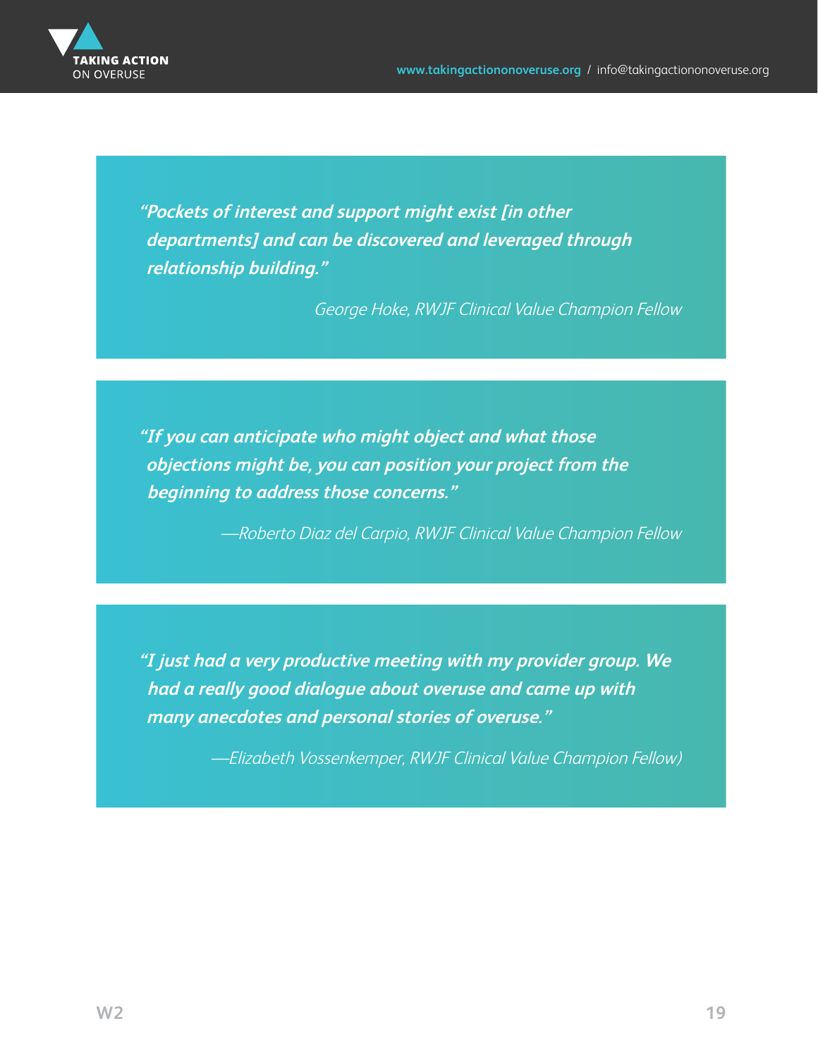***"Pockets of interest and support might exist [in other departments] and can be discovered and leveraged through relationship building."***

*George Hoke, RWJF Clinical Value Champion Fellow*

***"If you can anticipate who might object and what those objections might be, you can position your project from the beginning to address those concerns."***

*—Roberto Diaz del Carpio, RWJF Clinical Value Champion Fellow*

***"I just had a very productive meeting with my provider group. We had a really good dialogue about overuse and came up with many anecdotes and personal stories of overuse."***

*—Elizabeth Vossenkemper, RWJF Clinical Value Champion Fellow)*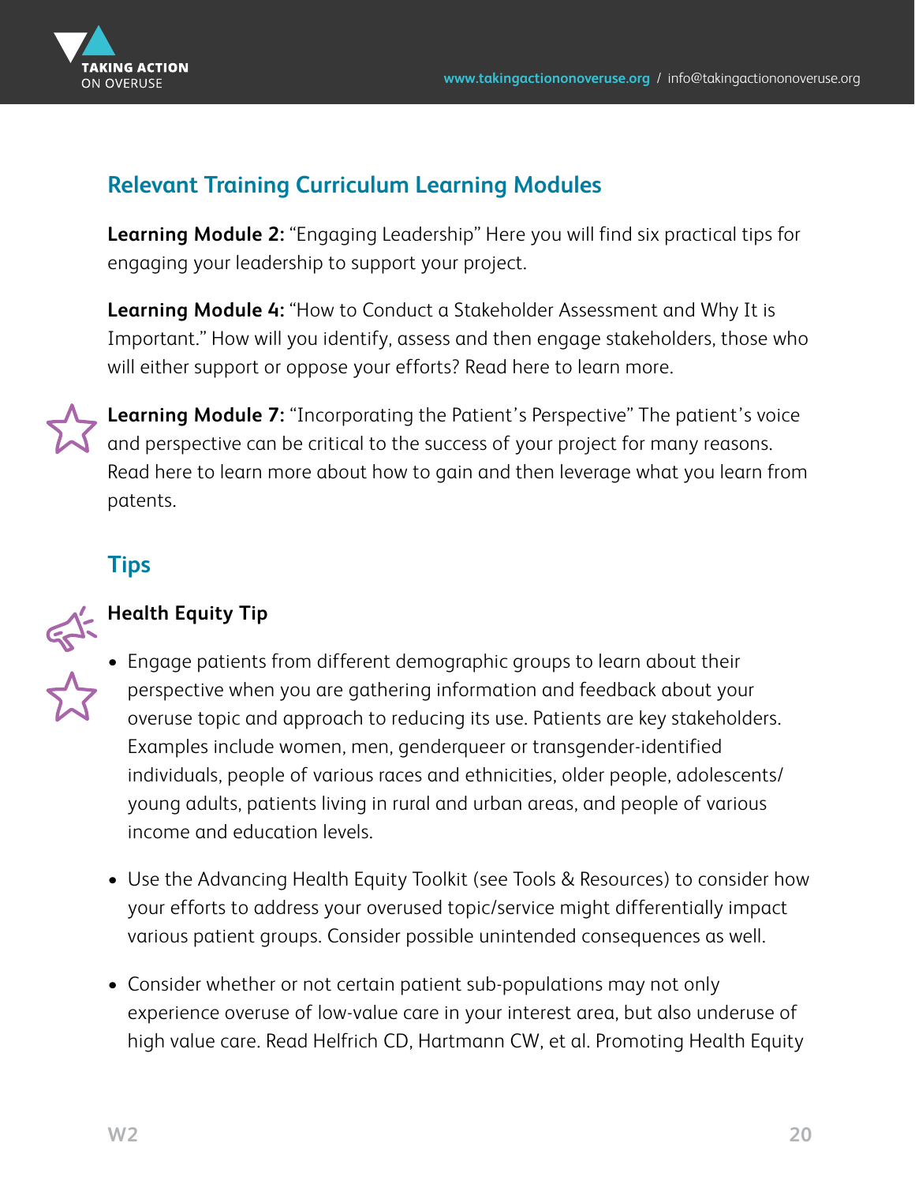## Relevant Training Curriculum Learning Modules

**Learning Module 2:** "Engaging Leadership" Here you will find six practical tips for engaging your leadership to support your project.

**Learning Module 4:** "How to Conduct a Stakeholder Assessment and Why It is Important." How will you identify, assess and then engage stakeholders, those who will either support or oppose your efforts? Read here to learn more.

**Learning Module 7:** "Incorporating the Patient's Perspective" The patient's voice and perspective can be critical to the success of your project for many reasons. Read here to learn more about how to gain and then leverage what you learn from patents.

## Tips

### Health Equity Tip

- Engage patients from different demographic groups to learn about their perspective when you are gathering information and feedback about your overuse topic and approach to reducing its use. Patients are key stakeholders. Examples include women, men, genderqueer or transgender-identified individuals, people of various races and ethnicities, older people, adolescents/young adults, patients living in rural and urban areas, and people of various income and education levels.
- Use the Advancing Health Equity Toolkit (see Tools & Resources) to consider how your efforts to address your overused topic/service might differentially impact various patient groups. Consider possible unintended consequences as well.
- Consider whether or not certain patient sub-populations may not only experience overuse of low-value care in your interest area, but also underuse of high value care. Read Helfrich CD, Hartmann CW, et al. Promoting Health Equity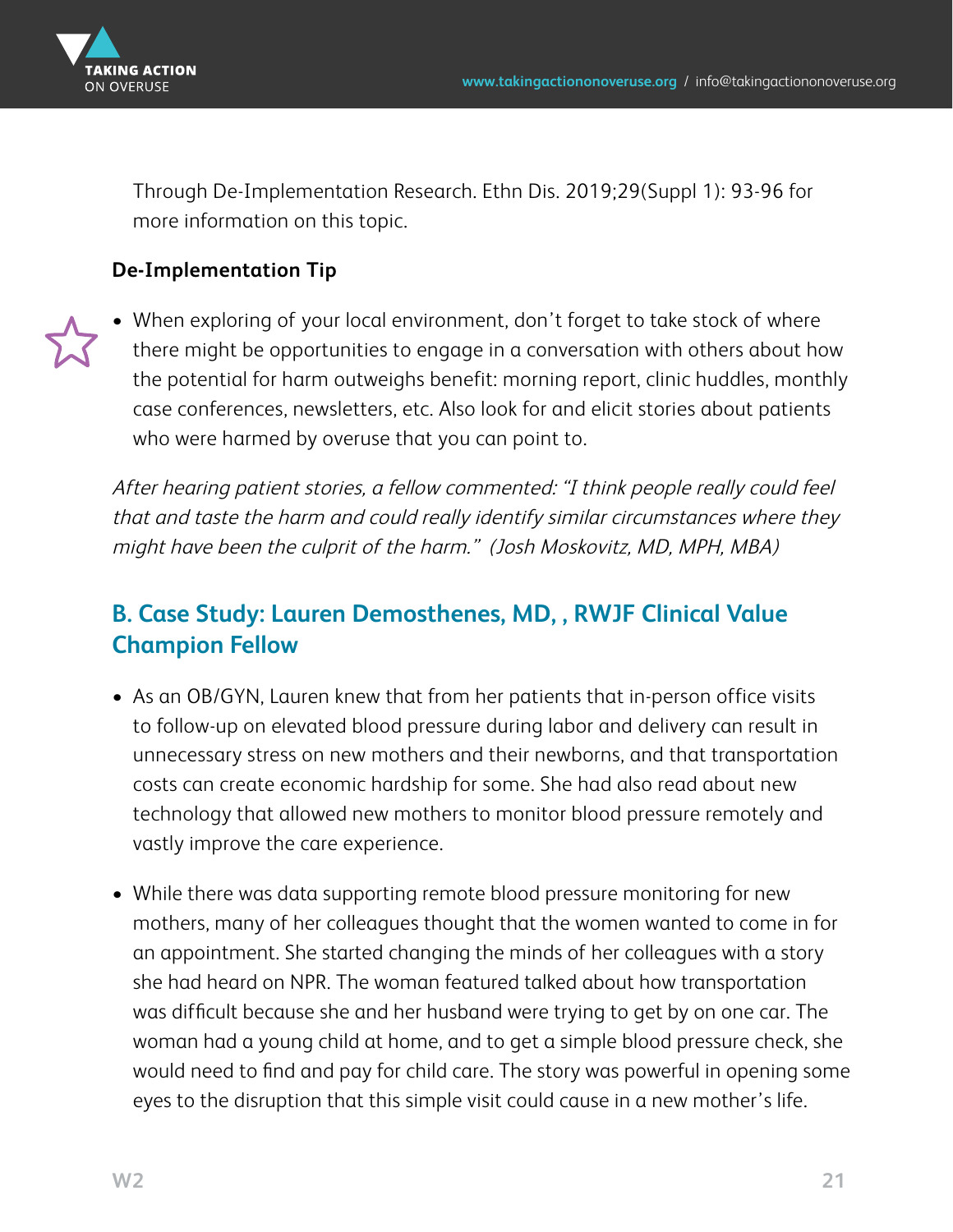Through De-Implementation Research. Ethn Dis. 2019;29(Suppl 1): 93-96 for more information on this topic.

**De-Implementation Tip**

- When exploring of your local environment, don't forget to take stock of where there might be opportunities to engage in a conversation with others about how the potential for harm outweighs benefit: morning report, clinic huddles, monthly case conferences, newsletters, etc. Also look for and elicit stories about patients who were harmed by overuse that you can point to.

*After hearing patient stories, a fellow commented: "I think people really could feel that and taste the harm and could really identify similar circumstances where they might have been the culprit of the harm." (Josh Moskovitz, MD, MPH, MBA)*

## B. Case Study: Lauren Demosthenes, MD, , RWJF Clinical Value Champion Fellow

- As an OB/GYN, Lauren knew that from her patients that in-person office visits to follow-up on elevated blood pressure during labor and delivery can result in unnecessary stress on new mothers and their newborns, and that transportation costs can create economic hardship for some. She had also read about new technology that allowed new mothers to monitor blood pressure remotely and vastly improve the care experience.
- While there was data supporting remote blood pressure monitoring for new mothers, many of her colleagues thought that the women wanted to come in for an appointment. She started changing the minds of her colleagues with a story she had heard on NPR. The woman featured talked about how transportation was difficult because she and her husband were trying to get by on one car. The woman had a young child at home, and to get a simple blood pressure check, she would need to find and pay for child care. The story was powerful in opening some eyes to the disruption that this simple visit could cause in a new mother's life.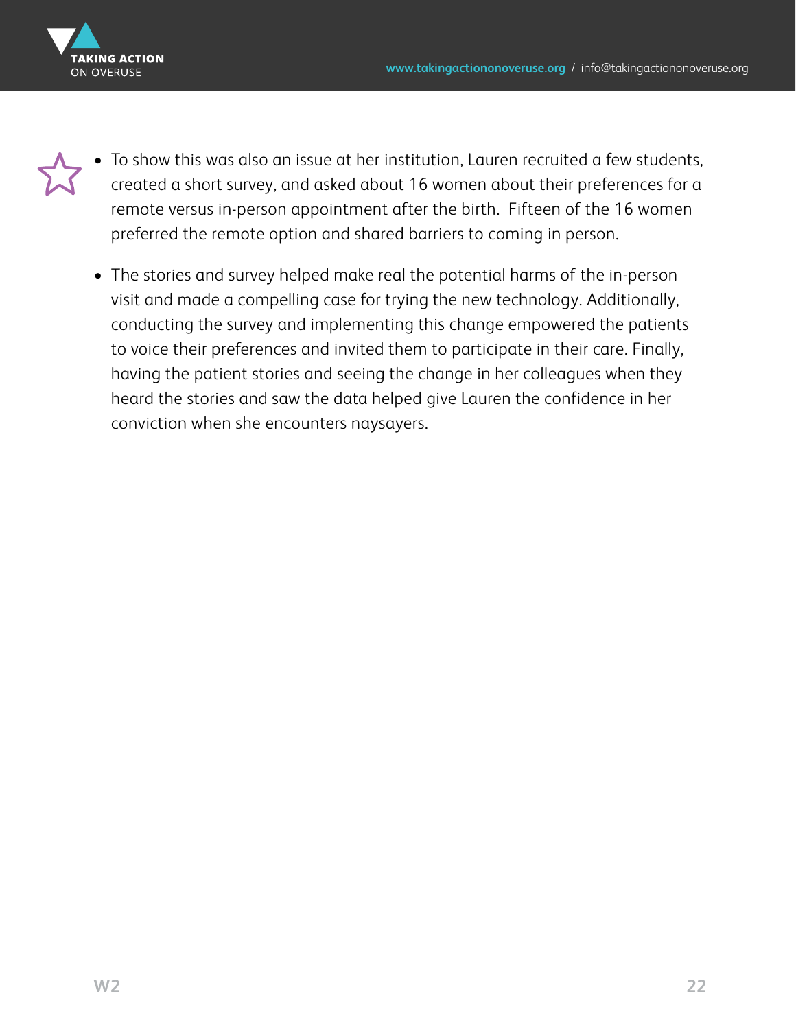- To show this was also an issue at her institution, Lauren recruited a few students, created a short survey, and asked about 16 women about their preferences for a remote versus in-person appointment after the birth. Fifteen of the 16 women preferred the remote option and shared barriers to coming in person.
- The stories and survey helped make real the potential harms of the in-person visit and made a compelling case for trying the new technology. Additionally, conducting the survey and implementing this change empowered the patients to voice their preferences and invited them to participate in their care. Finally, having the patient stories and seeing the change in her colleagues when they heard the stories and saw the data helped give Lauren the confidence in her conviction when she encounters naysayers.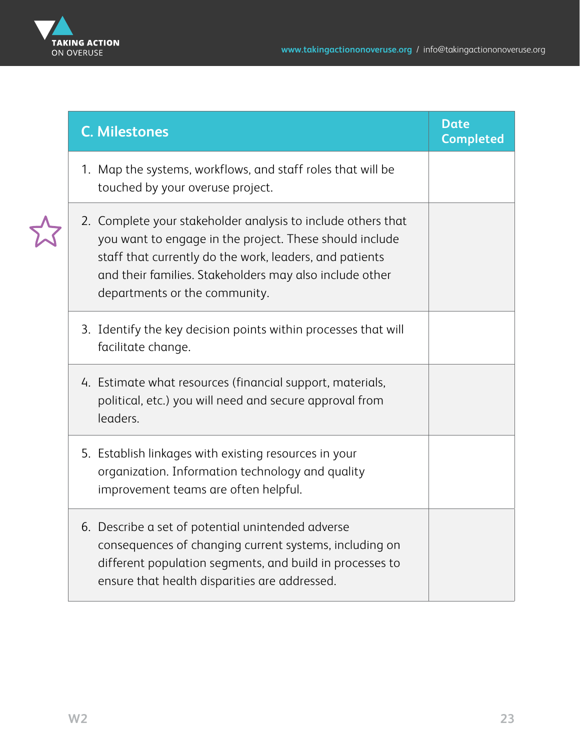| C. Milestones | Date Completed |
|---|---|
| 1. Map the systems, workflows, and staff roles that will be touched by your overuse project. | |
| 2. Complete your stakeholder analysis to include others that you want to engage in the project. These should include staff that currently do the work, leaders, and patients and their families. Stakeholders may also include other departments or the community. | |
| 3. Identify the key decision points within processes that will facilitate change. | |
| 4. Estimate what resources (financial support, materials, political, etc.) you will need and secure approval from leaders. | |
| 5. Establish linkages with existing resources in your organization. Information technology and quality improvement teams are often helpful. | |
| 6. Describe a set of potential unintended adverse consequences of changing current systems, including on different population segments, and build in processes to ensure that health disparities are addressed. | |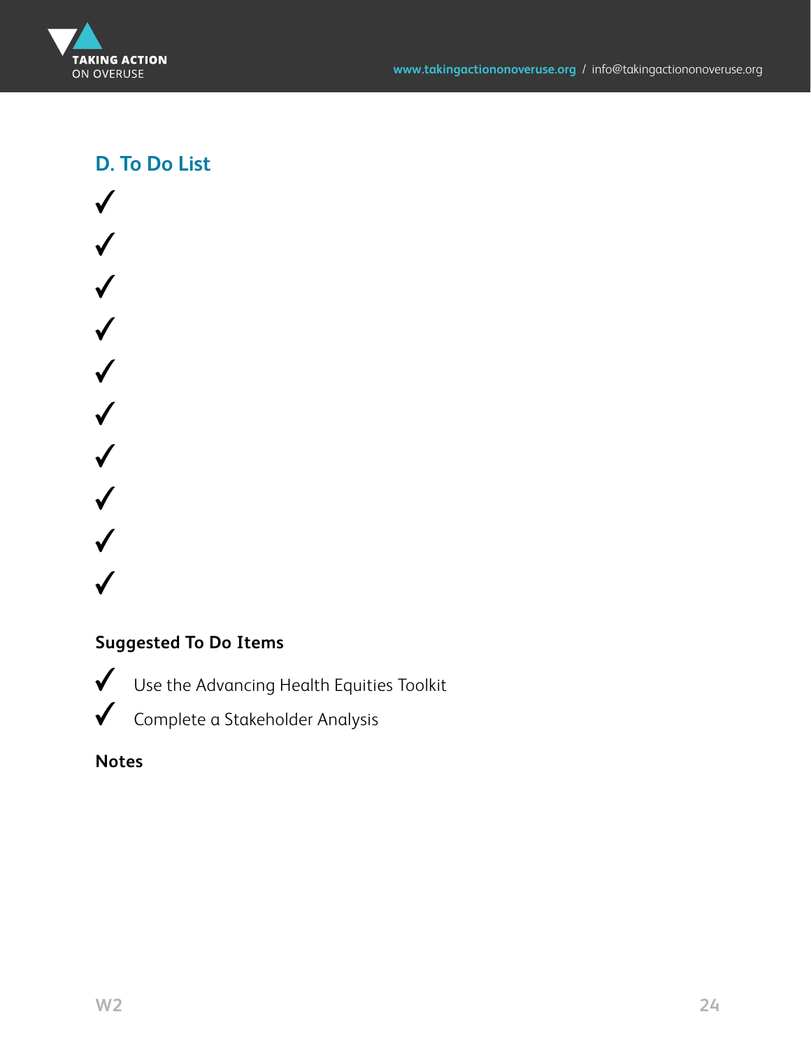## D. To Do List

- ✓
- ✓
- ✓
- ✓
- ✓
- ✓
- ✓
- ✓
- ✓
- ✓

**Suggested To Do Items**

- ✓ Use the Advancing Health Equities Toolkit
- ✓ Complete a Stakeholder Analysis

**Notes**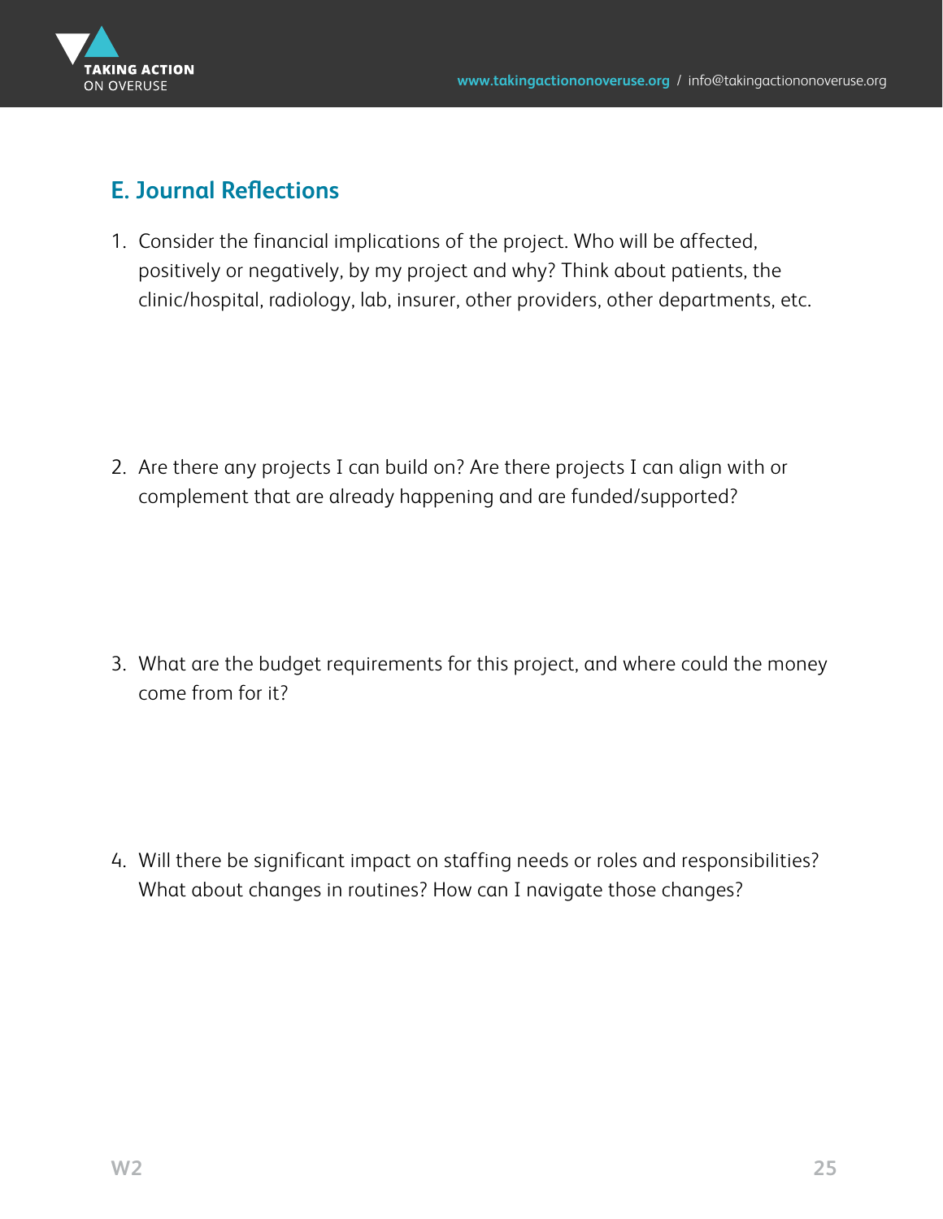## E. Journal Reflections

1. Consider the financial implications of the project. Who will be affected, positively or negatively, by my project and why? Think about patients, the clinic/hospital, radiology, lab, insurer, other providers, other departments, etc.

2. Are there any projects I can build on? Are there projects I can align with or complement that are already happening and are funded/supported?

3. What are the budget requirements for this project, and where could the money come from for it?

4. Will there be significant impact on staffing needs or roles and responsibilities? What about changes in routines? How can I navigate those changes?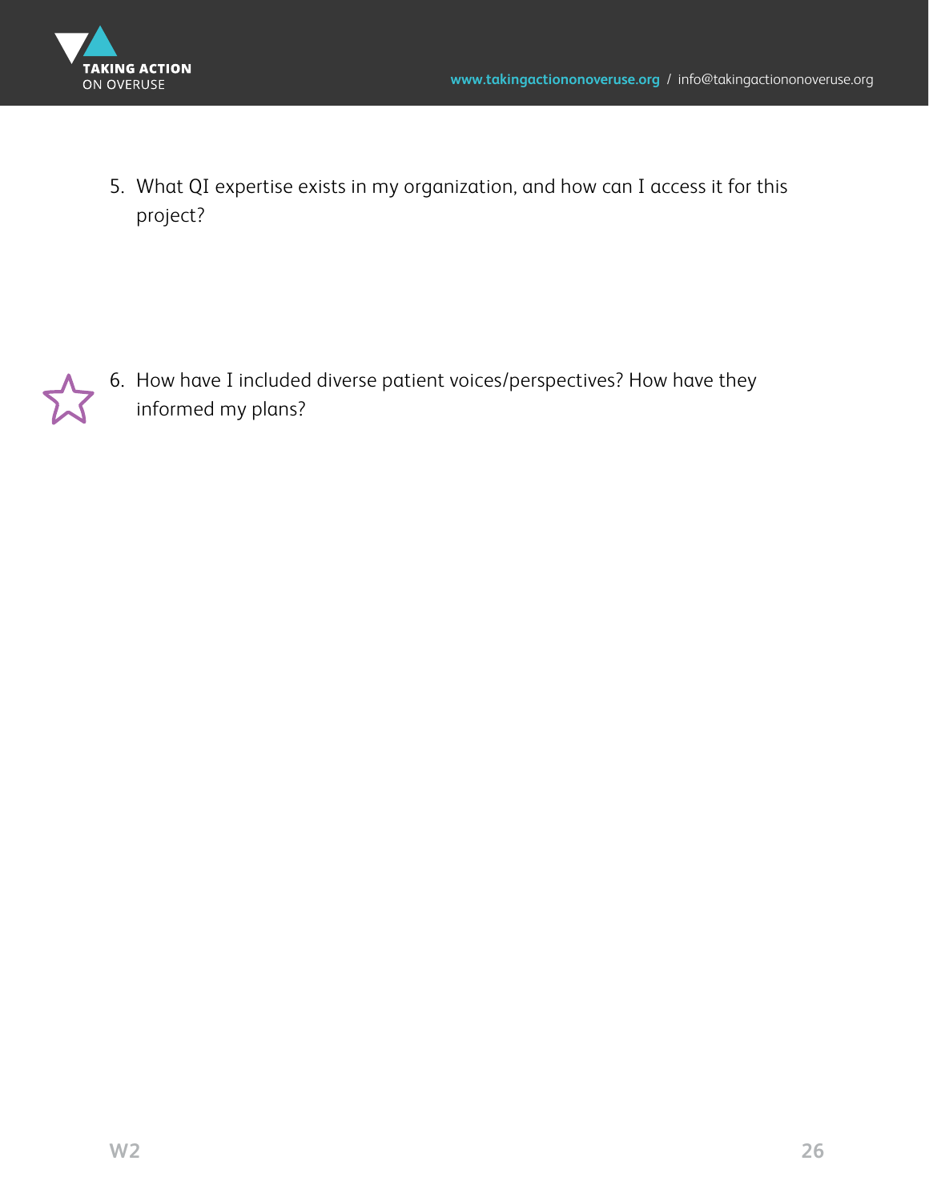5. What QI expertise exists in my organization, and how can I access it for this project?

6. How have I included diverse patient voices/perspectives? How have they informed my plans?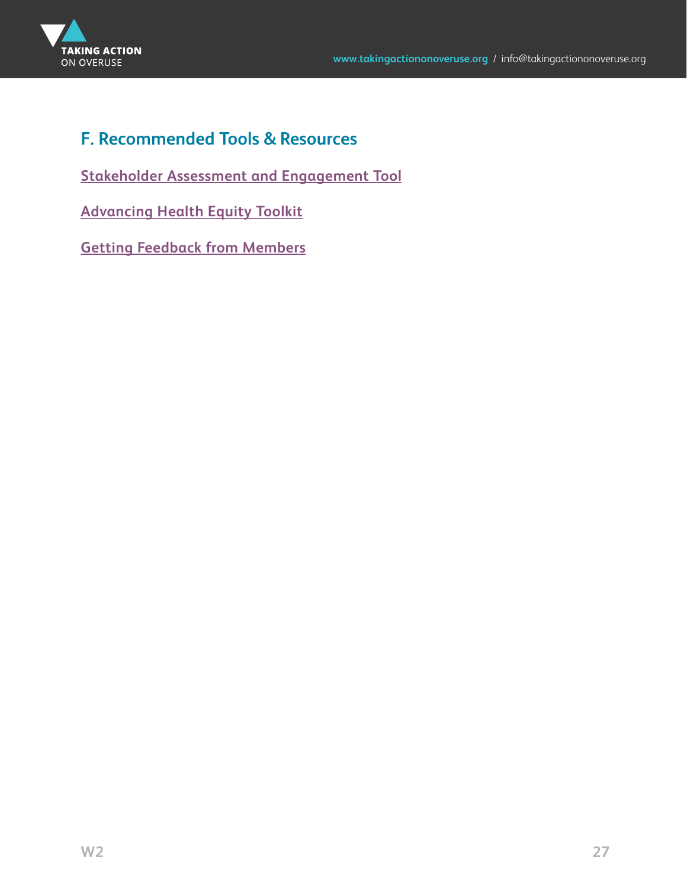## F. Recommended Tools & Resources

Stakeholder Assessment and Engagement Tool

Advancing Health Equity Toolkit

Getting Feedback from Members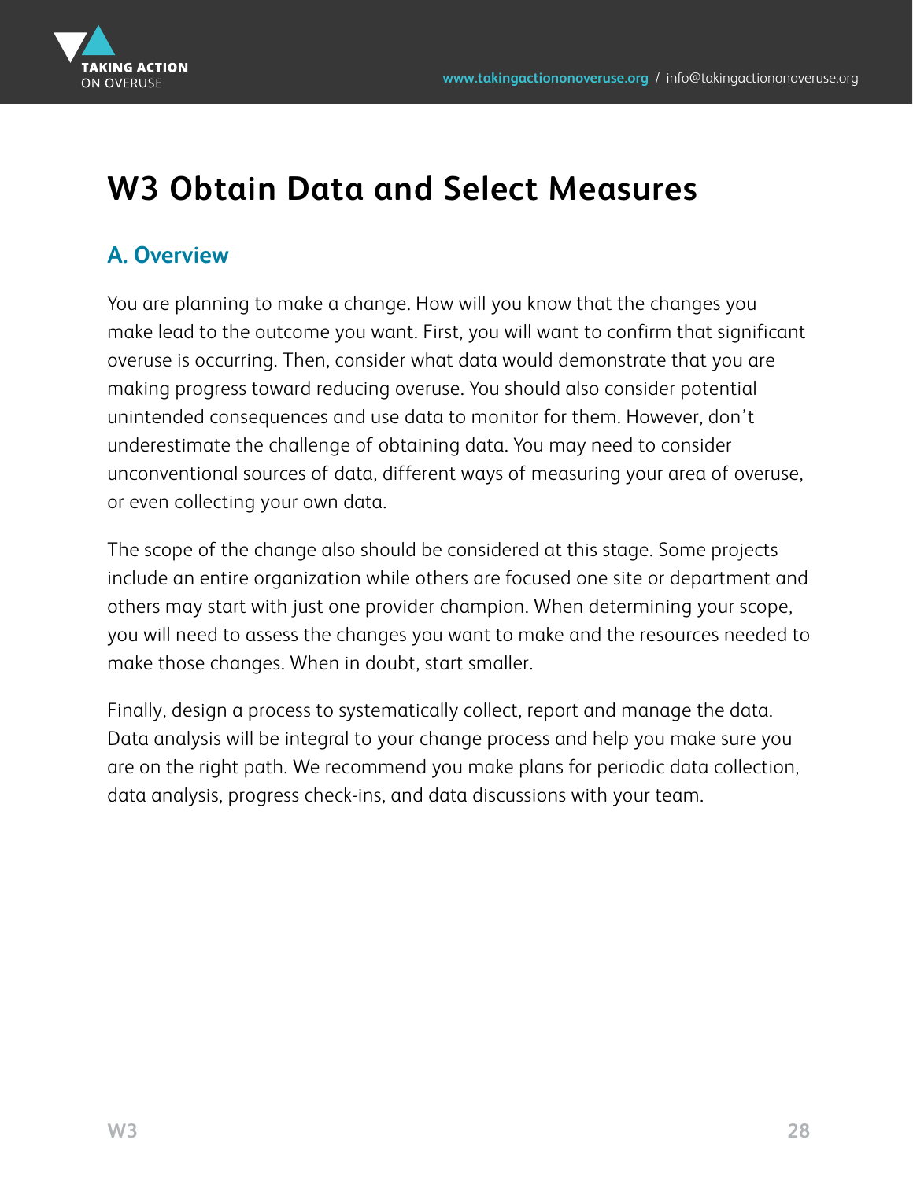# W3 Obtain Data and Select Measures

## A. Overview

You are planning to make a change. How will you know that the changes you make lead to the outcome you want. First, you will want to confirm that significant overuse is occurring. Then, consider what data would demonstrate that you are making progress toward reducing overuse. You should also consider potential unintended consequences and use data to monitor for them. However, don't underestimate the challenge of obtaining data. You may need to consider unconventional sources of data, different ways of measuring your area of overuse, or even collecting your own data.

The scope of the change also should be considered at this stage. Some projects include an entire organization while others are focused one site or department and others may start with just one provider champion. When determining your scope, you will need to assess the changes you want to make and the resources needed to make those changes. When in doubt, start smaller.

Finally, design a process to systematically collect, report and manage the data. Data analysis will be integral to your change process and help you make sure you are on the right path. We recommend you make plans for periodic data collection, data analysis, progress check-ins, and data discussions with your team.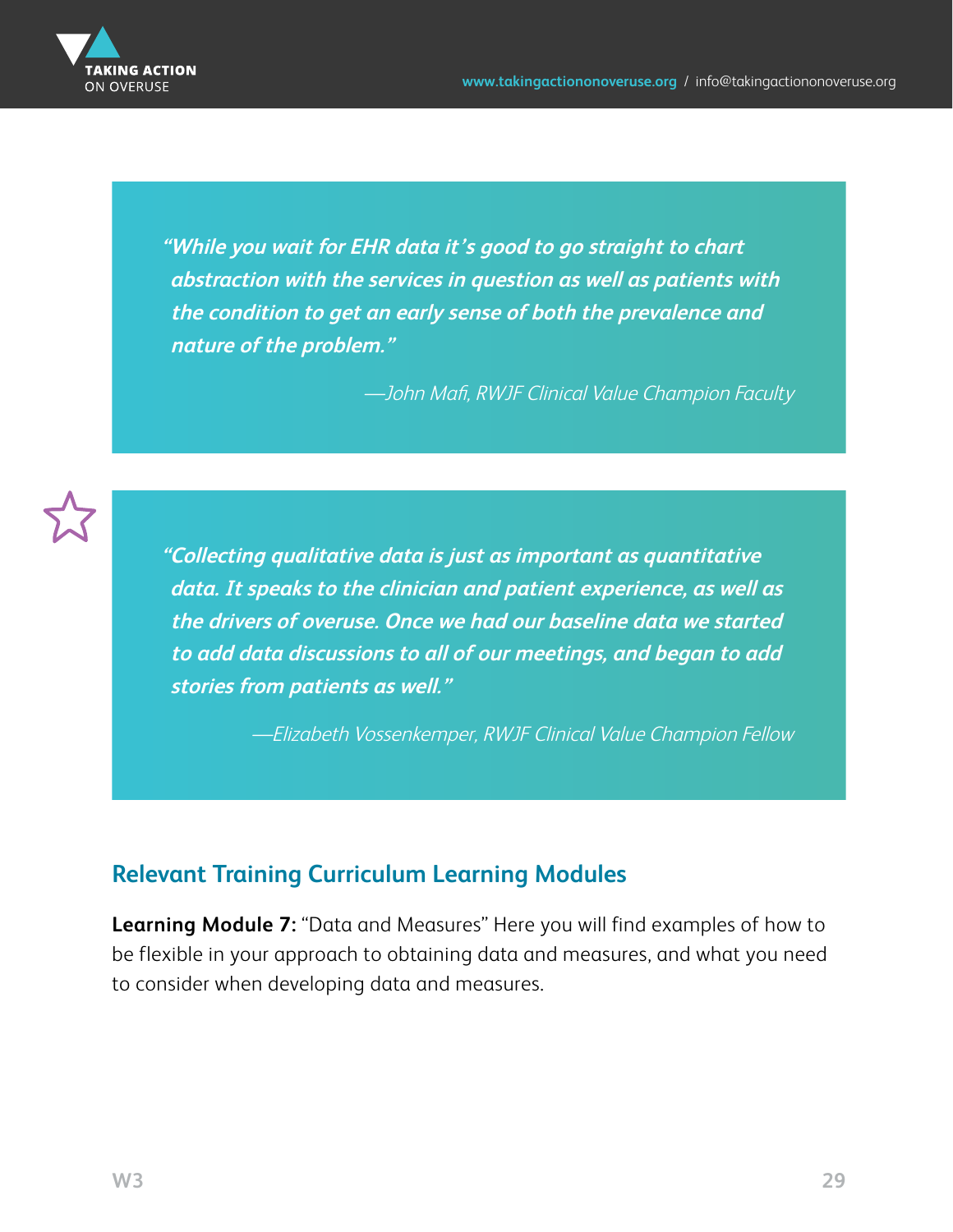> ***"While you wait for EHR data it's good to go straight to chart abstraction with the services in question as well as patients with the condition to get an early sense of both the prevalence and nature of the problem."***
>
> *—John Mafi, RWJF Clinical Value Champion Faculty*

> ***"Collecting qualitative data is just as important as quantitative data. It speaks to the clinician and patient experience, as well as the drivers of overuse. Once we had our baseline data we started to add data discussions to all of our meetings, and began to add stories from patients as well."***
>
> *—Elizabeth Vossenkemper, RWJF Clinical Value Champion Fellow*

## Relevant Training Curriculum Learning Modules

**Learning Module 7:** "Data and Measures" Here you will find examples of how to be flexible in your approach to obtaining data and measures, and what you need to consider when developing data and measures.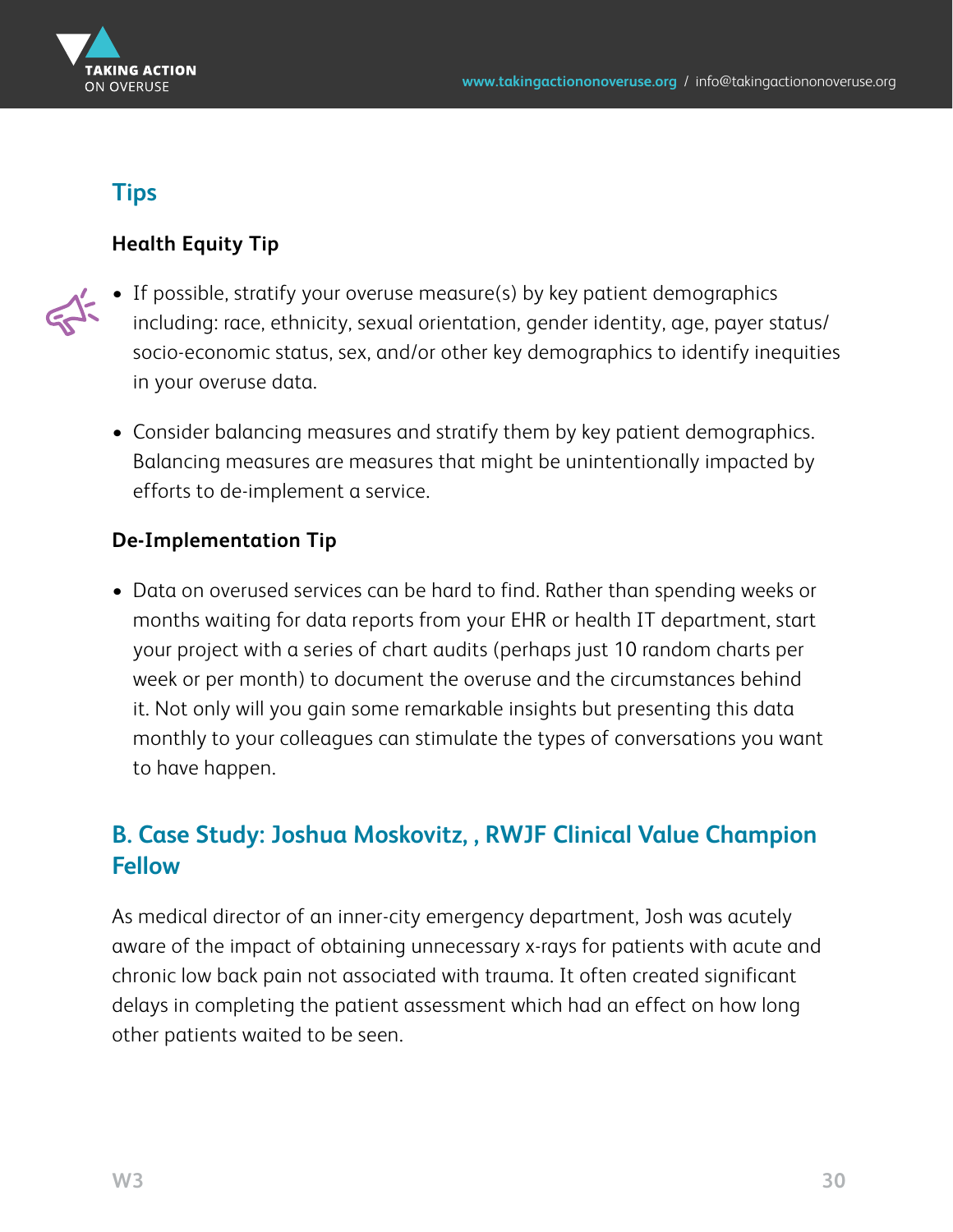## Tips

### Health Equity Tip

- If possible, stratify your overuse measure(s) by key patient demographics including: race, ethnicity, sexual orientation, gender identity, age, payer status/ socio-economic status, sex, and/or other key demographics to identify inequities in your overuse data.
- Consider balancing measures and stratify them by key patient demographics. Balancing measures are measures that might be unintentionally impacted by efforts to de-implement a service.

### De-Implementation Tip

- Data on overused services can be hard to find. Rather than spending weeks or months waiting for data reports from your EHR or health IT department, start your project with a series of chart audits (perhaps just 10 random charts per week or per month) to document the overuse and the circumstances behind it. Not only will you gain some remarkable insights but presenting this data monthly to your colleagues can stimulate the types of conversations you want to have happen.

## B. Case Study: Joshua Moskovitz, , RWJF Clinical Value Champion Fellow

As medical director of an inner-city emergency department, Josh was acutely aware of the impact of obtaining unnecessary x-rays for patients with acute and chronic low back pain not associated with trauma. It often created significant delays in completing the patient assessment which had an effect on how long other patients waited to be seen.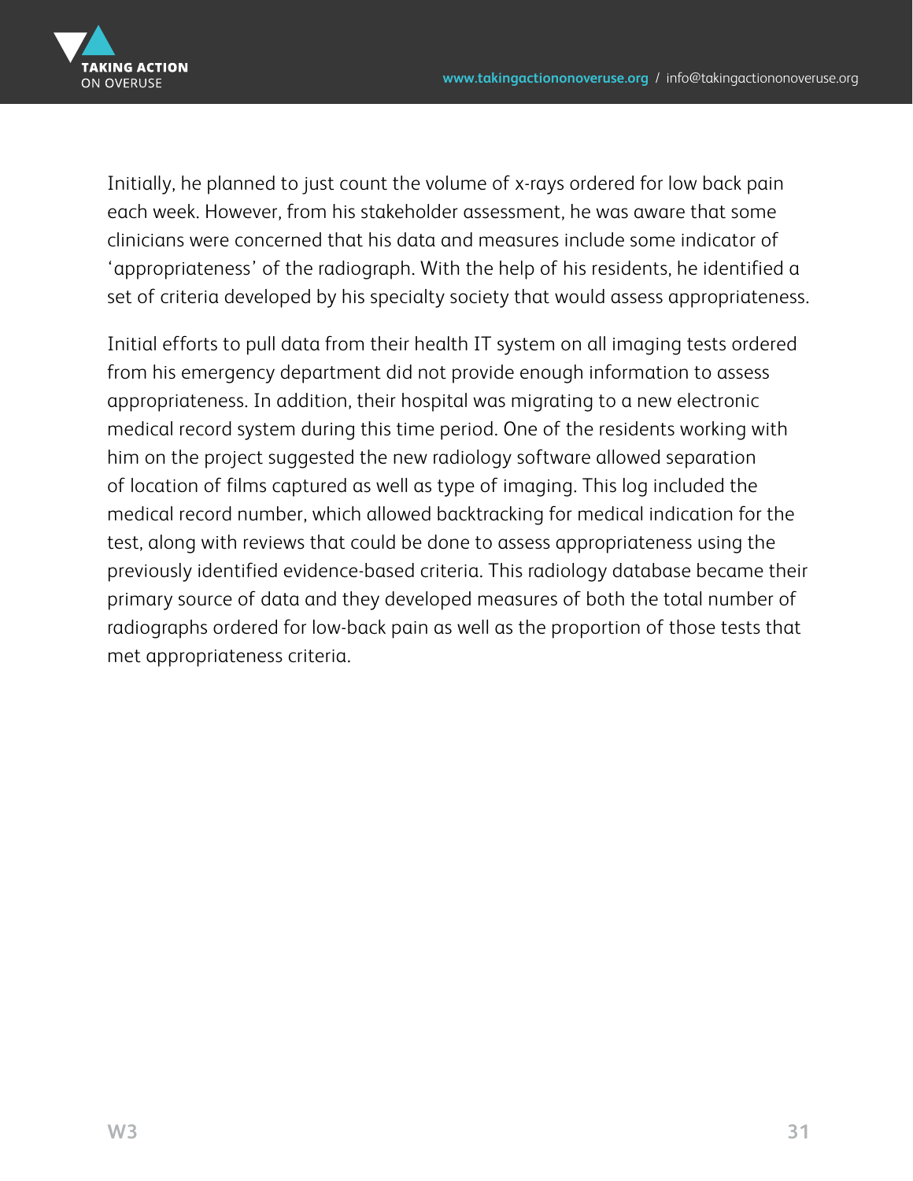Initially, he planned to just count the volume of x-rays ordered for low back pain each week. However, from his stakeholder assessment, he was aware that some clinicians were concerned that his data and measures include some indicator of 'appropriateness' of the radiograph. With the help of his residents, he identified a set of criteria developed by his specialty society that would assess appropriateness.

Initial efforts to pull data from their health IT system on all imaging tests ordered from his emergency department did not provide enough information to assess appropriateness. In addition, their hospital was migrating to a new electronic medical record system during this time period. One of the residents working with him on the project suggested the new radiology software allowed separation of location of films captured as well as type of imaging. This log included the medical record number, which allowed backtracking for medical indication for the test, along with reviews that could be done to assess appropriateness using the previously identified evidence-based criteria. This radiology database became their primary source of data and they developed measures of both the total number of radiographs ordered for low-back pain as well as the proportion of those tests that met appropriateness criteria.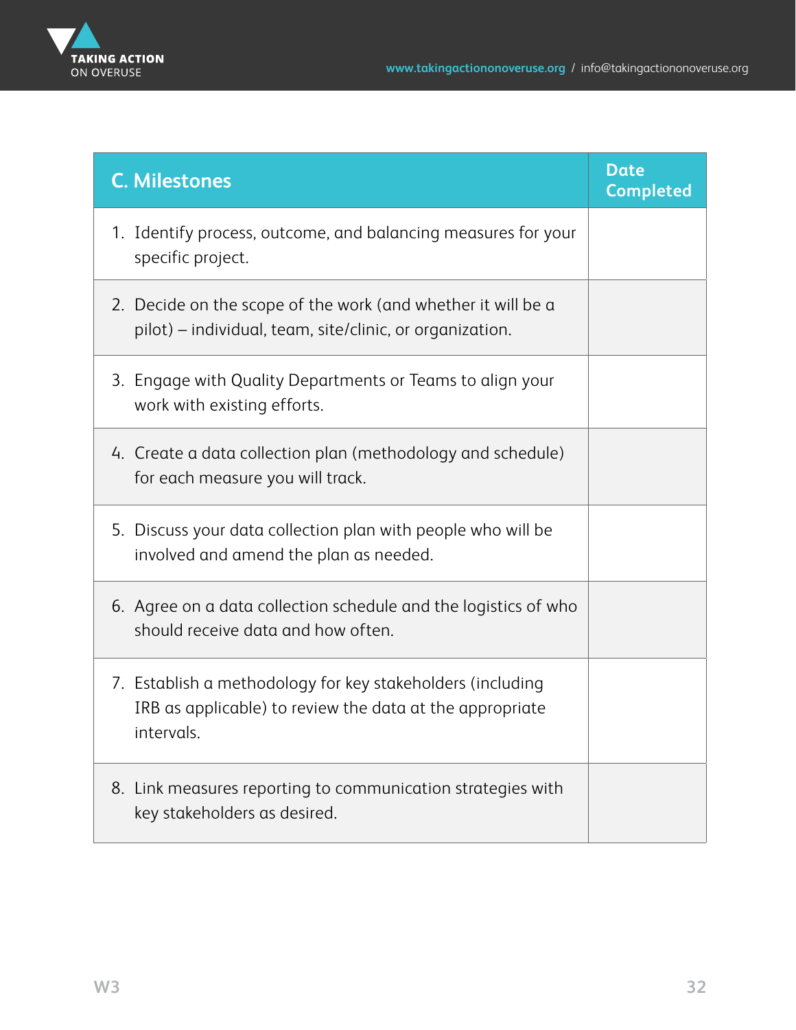| C. Milestones | Date Completed |
| --- | --- |
| 1. Identify process, outcome, and balancing measures for your specific project. | |
| 2. Decide on the scope of the work (and whether it will be a pilot) – individual, team, site/clinic, or organization. | |
| 3. Engage with Quality Departments or Teams to align your work with existing efforts. | |
| 4. Create a data collection plan (methodology and schedule) for each measure you will track. | |
| 5. Discuss your data collection plan with people who will be involved and amend the plan as needed. | |
| 6. Agree on a data collection schedule and the logistics of who should receive data and how often. | |
| 7. Establish a methodology for key stakeholders (including IRB as applicable) to review the data at the appropriate intervals. | |
| 8. Link measures reporting to communication strategies with key stakeholders as desired. | |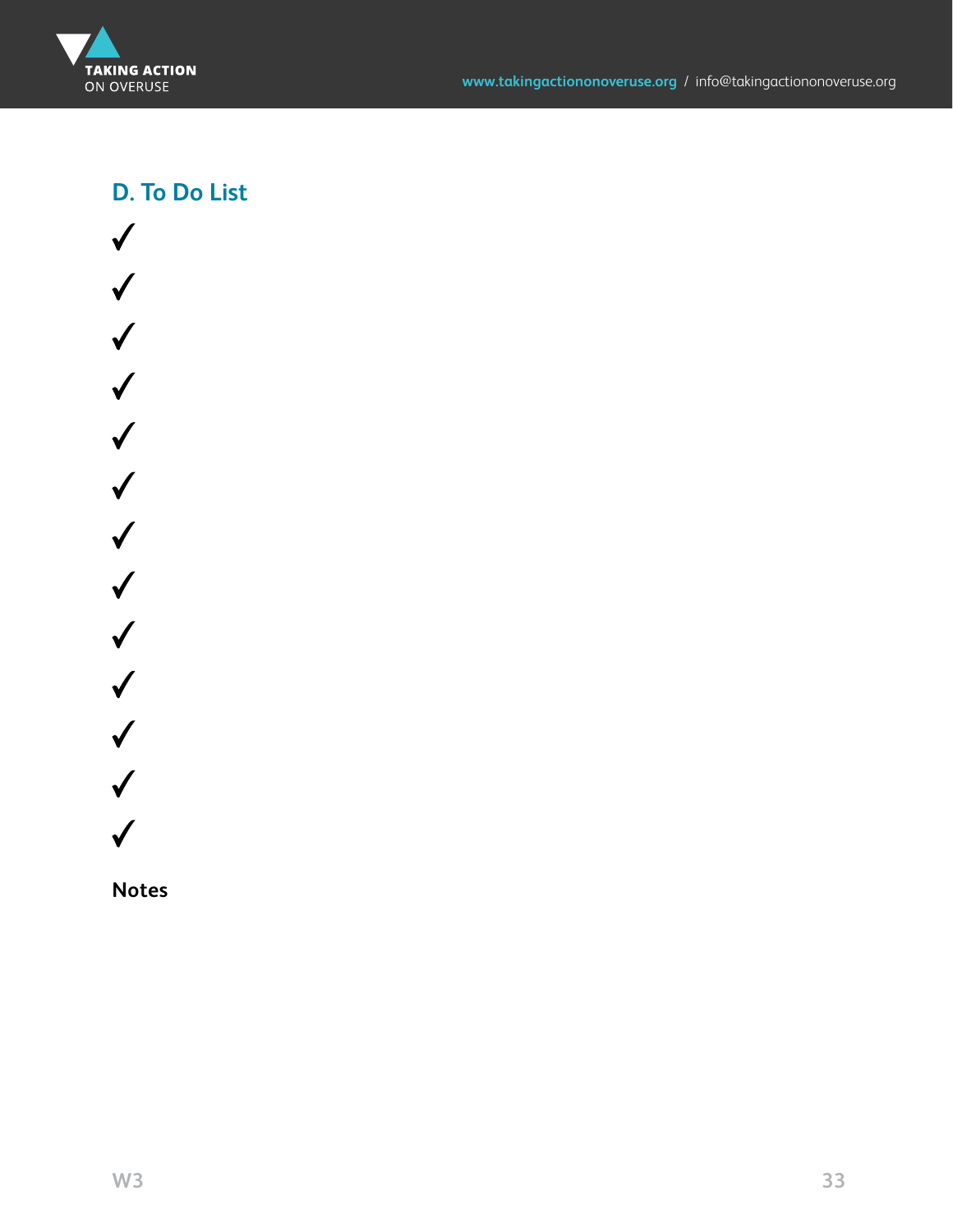## D. To Do List

- ✓
- ✓
- ✓
- ✓
- ✓
- ✓
- ✓
- ✓
- ✓
- ✓
- ✓
- ✓
- ✓

**Notes**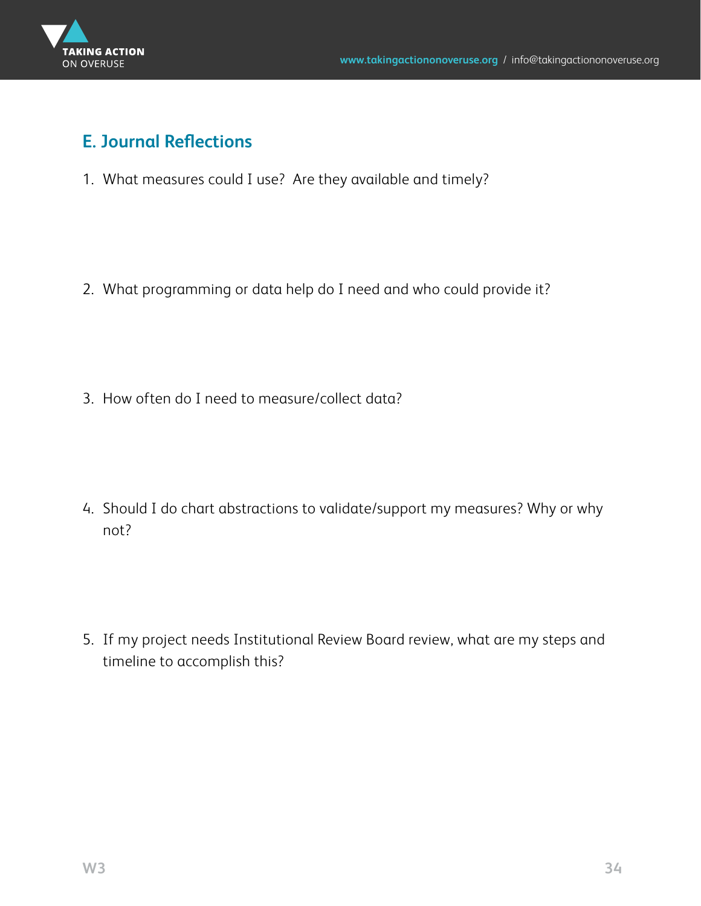## E. Journal Reflections

1. What measures could I use? Are they available and timely?

2. What programming or data help do I need and who could provide it?

3. How often do I need to measure/collect data?

4. Should I do chart abstractions to validate/support my measures? Why or why not?

5. If my project needs Institutional Review Board review, what are my steps and timeline to accomplish this?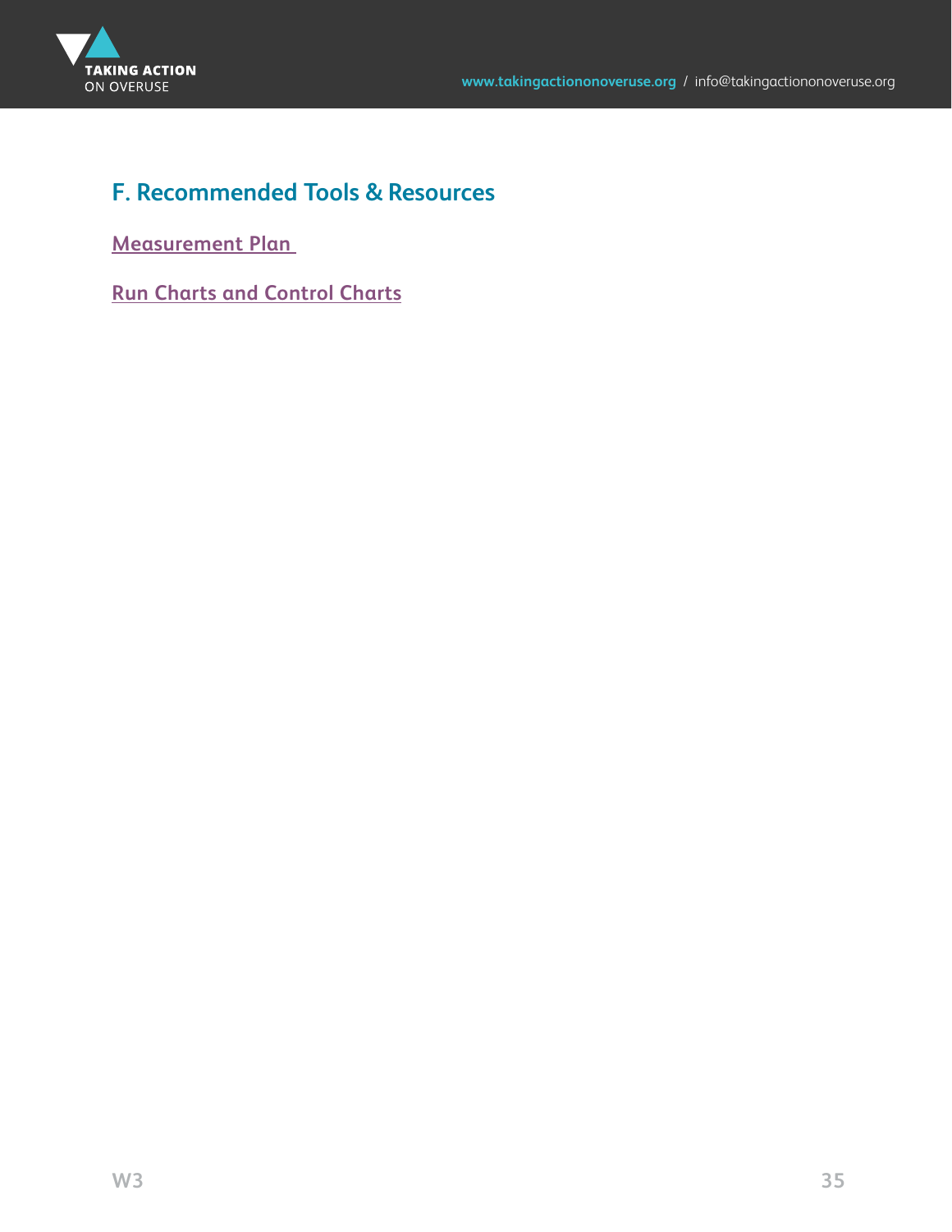## F. Recommended Tools & Resources

Measurement Plan

Run Charts and Control Charts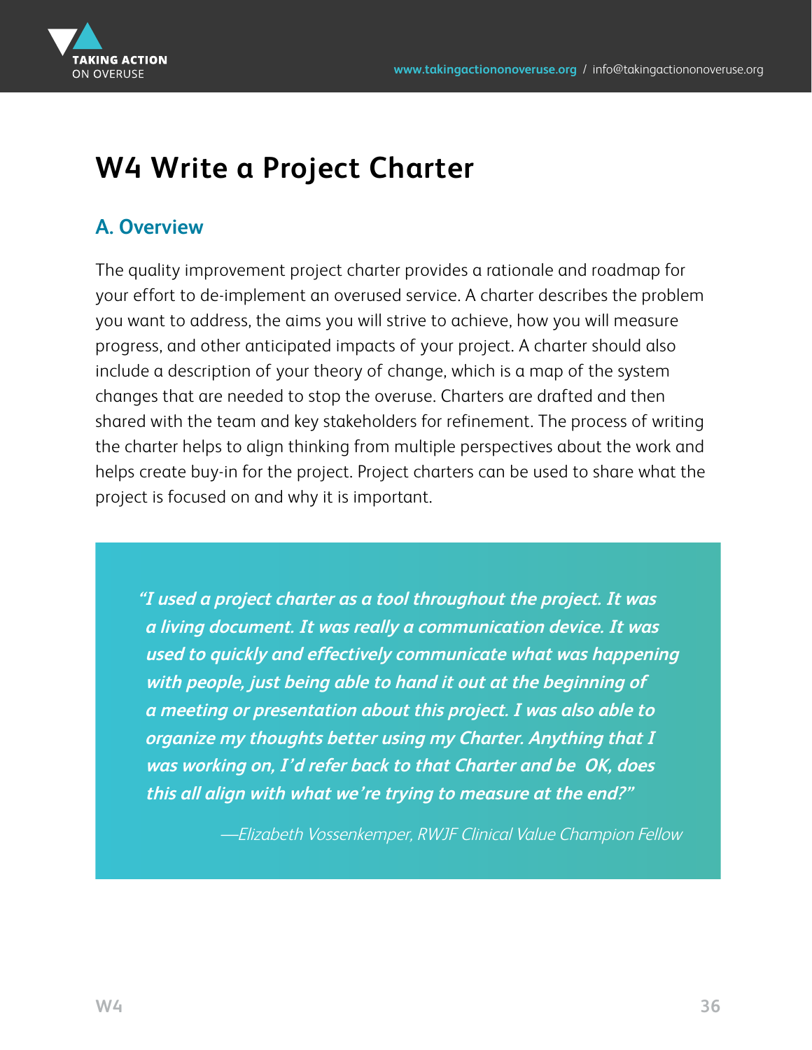# W4 Write a Project Charter

## A. Overview

The quality improvement project charter provides a rationale and roadmap for your effort to de-implement an overused service. A charter describes the problem you want to address, the aims you will strive to achieve, how you will measure progress, and other anticipated impacts of your project. A charter should also include a description of your theory of change, which is a map of the system changes that are needed to stop the overuse. Charters are drafted and then shared with the team and key stakeholders for refinement. The process of writing the charter helps to align thinking from multiple perspectives about the work and helps create buy-in for the project. Project charters can be used to share what the project is focused on and why it is important.

> ***"I used a project charter as a tool throughout the project. It was a living document. It was really a communication device. It was used to quickly and effectively communicate what was happening with people, just being able to hand it out at the beginning of a meeting or presentation about this project. I was also able to organize my thoughts better using my Charter. Anything that I was working on, I'd refer back to that Charter and be OK, does this all align with what we're trying to measure at the end?"***
>
> *—Elizabeth Vossenkemper, RWJF Clinical Value Champion Fellow*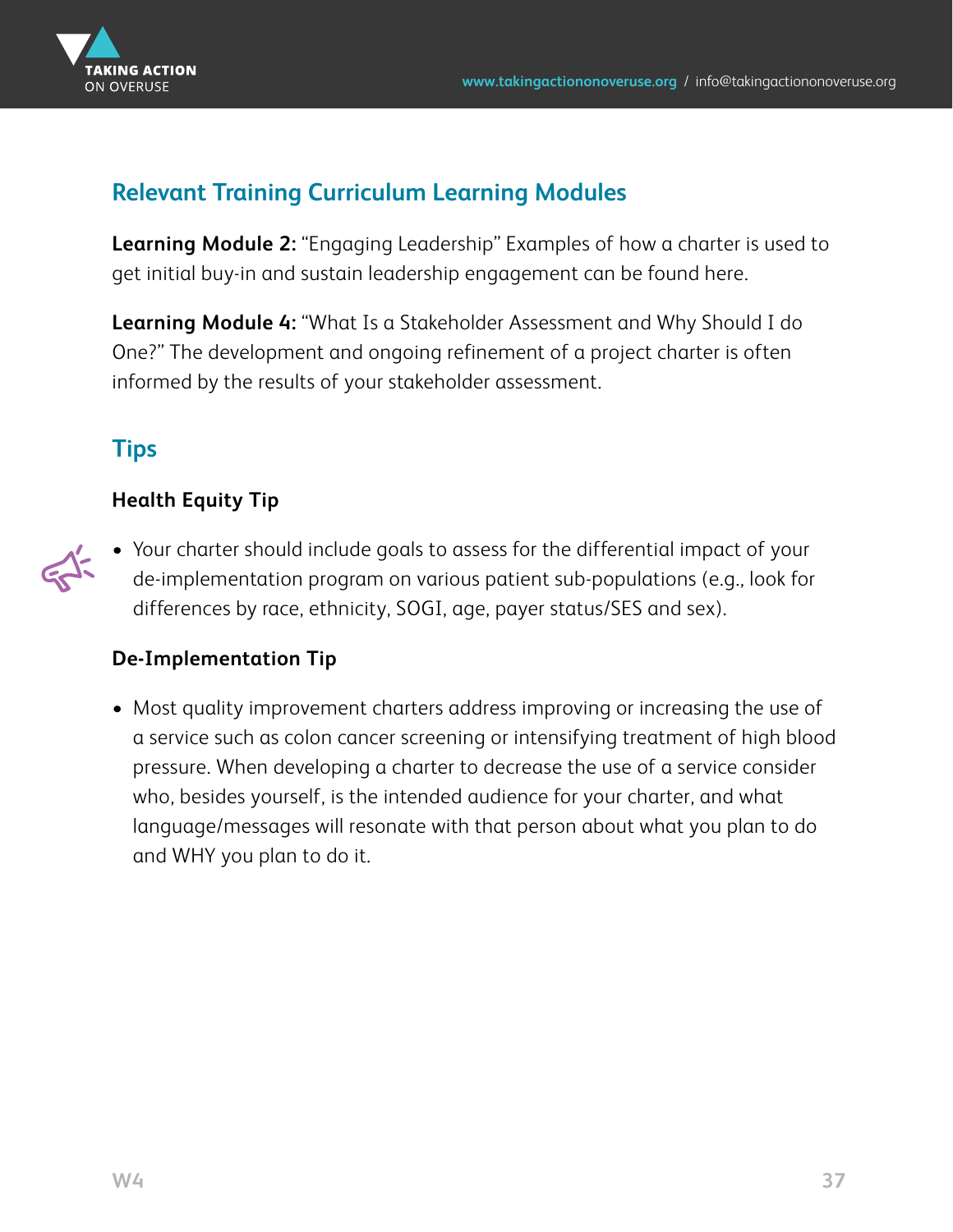## Relevant Training Curriculum Learning Modules

**Learning Module 2:** "Engaging Leadership" Examples of how a charter is used to get initial buy-in and sustain leadership engagement can be found here.

**Learning Module 4:** "What Is a Stakeholder Assessment and Why Should I do One?" The development and ongoing refinement of a project charter is often informed by the results of your stakeholder assessment.

## Tips

### Health Equity Tip

- Your charter should include goals to assess for the differential impact of your de-implementation program on various patient sub-populations (e.g., look for differences by race, ethnicity, SOGI, age, payer status/SES and sex).

### De-Implementation Tip

- Most quality improvement charters address improving or increasing the use of a service such as colon cancer screening or intensifying treatment of high blood pressure. When developing a charter to decrease the use of a service consider who, besides yourself, is the intended audience for your charter, and what language/messages will resonate with that person about what you plan to do and WHY you plan to do it.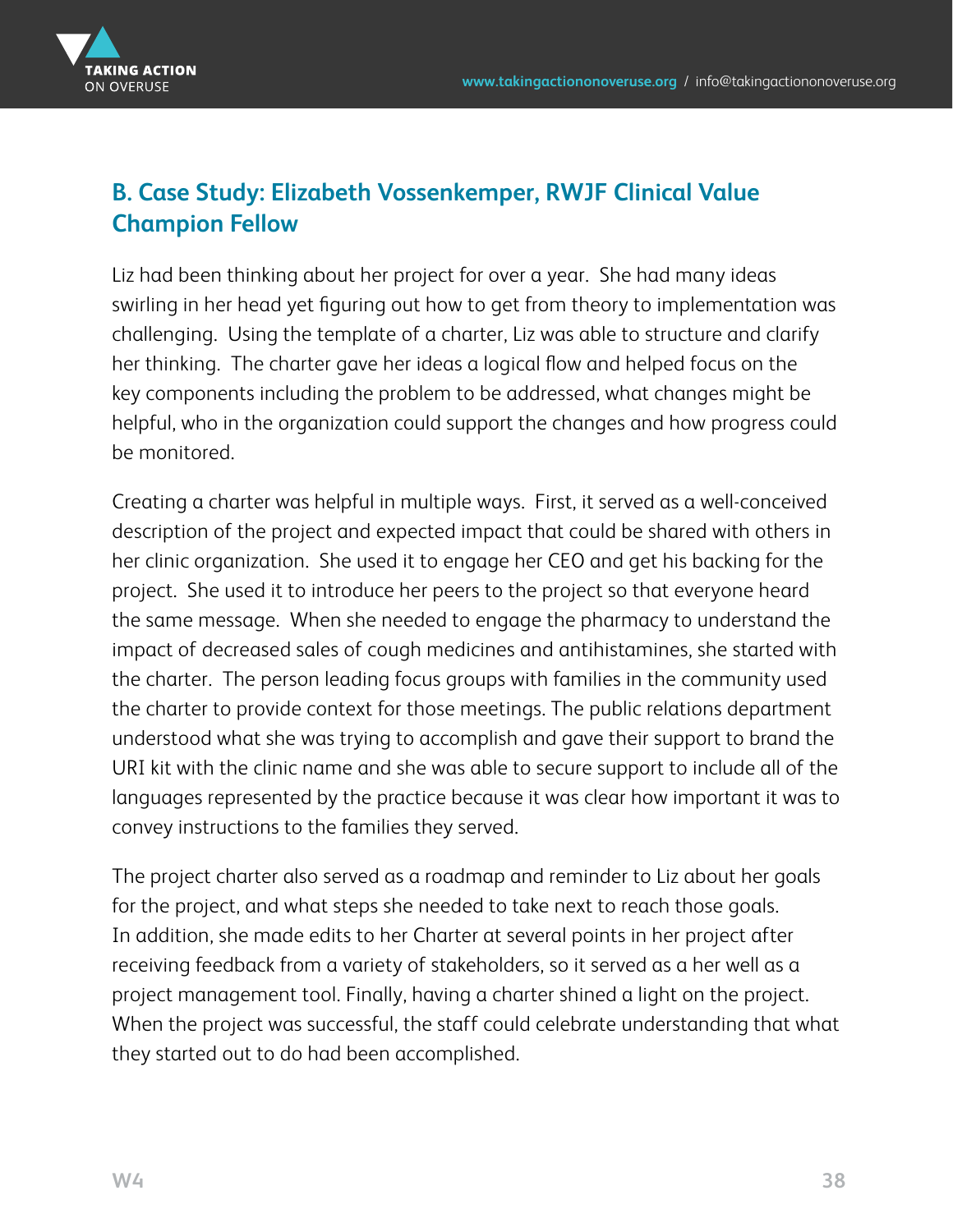## B. Case Study: Elizabeth Vossenkemper, RWJF Clinical Value Champion Fellow

Liz had been thinking about her project for over a year. She had many ideas swirling in her head yet figuring out how to get from theory to implementation was challenging. Using the template of a charter, Liz was able to structure and clarify her thinking. The charter gave her ideas a logical flow and helped focus on the key components including the problem to be addressed, what changes might be helpful, who in the organization could support the changes and how progress could be monitored.

Creating a charter was helpful in multiple ways. First, it served as a well-conceived description of the project and expected impact that could be shared with others in her clinic organization. She used it to engage her CEO and get his backing for the project. She used it to introduce her peers to the project so that everyone heard the same message. When she needed to engage the pharmacy to understand the impact of decreased sales of cough medicines and antihistamines, she started with the charter. The person leading focus groups with families in the community used the charter to provide context for those meetings. The public relations department understood what she was trying to accomplish and gave their support to brand the URI kit with the clinic name and she was able to secure support to include all of the languages represented by the practice because it was clear how important it was to convey instructions to the families they served.

The project charter also served as a roadmap and reminder to Liz about her goals for the project, and what steps she needed to take next to reach those goals. In addition, she made edits to her Charter at several points in her project after receiving feedback from a variety of stakeholders, so it served as a her well as a project management tool. Finally, having a charter shined a light on the project. When the project was successful, the staff could celebrate understanding that what they started out to do had been accomplished.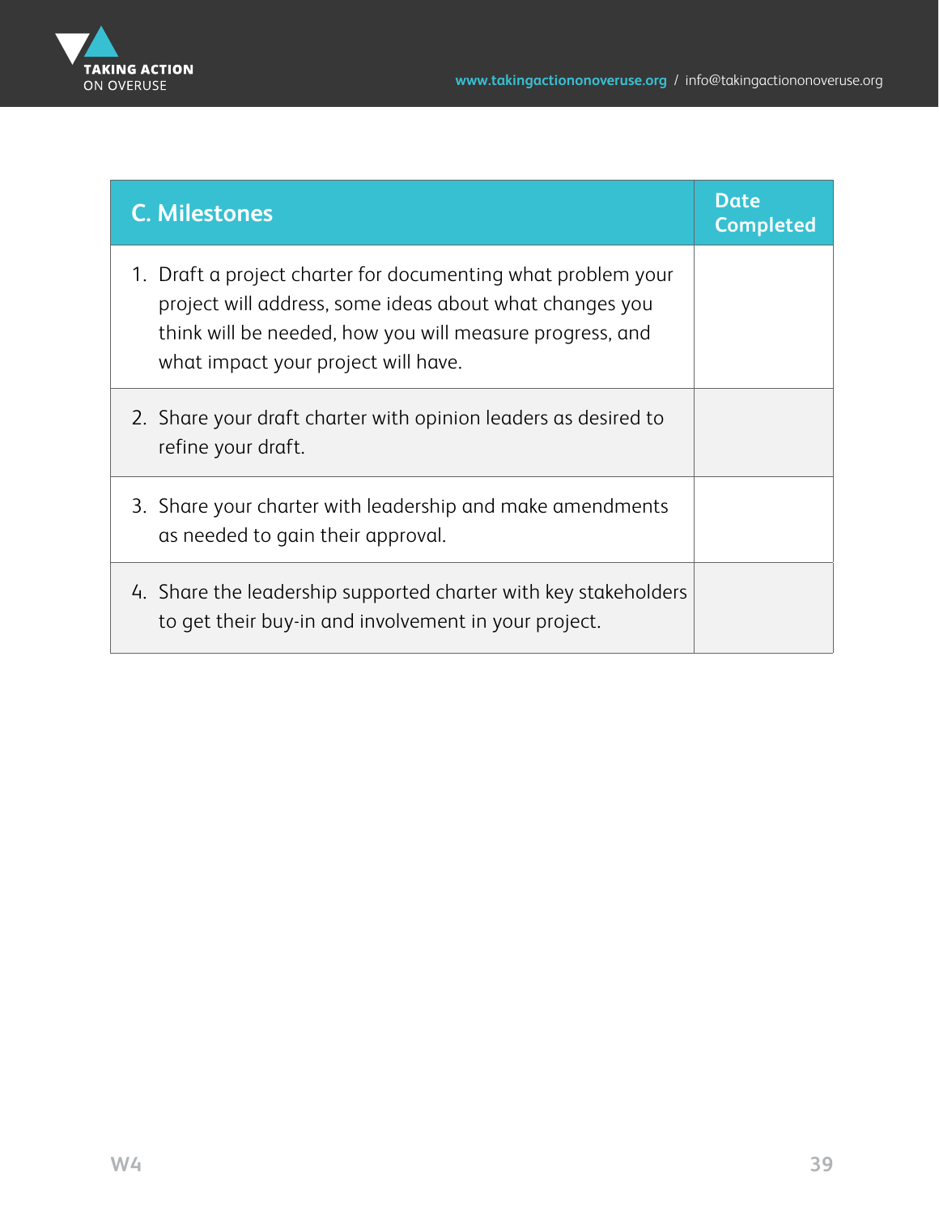| C. Milestones | Date Completed |
|---|---|
| 1. Draft a project charter for documenting what problem your project will address, some ideas about what changes you think will be needed, how you will measure progress, and what impact your project will have. | |
| 2. Share your draft charter with opinion leaders as desired to refine your draft. | |
| 3. Share your charter with leadership and make amendments as needed to gain their approval. | |
| 4. Share the leadership supported charter with key stakeholders to get their buy-in and involvement in your project. | |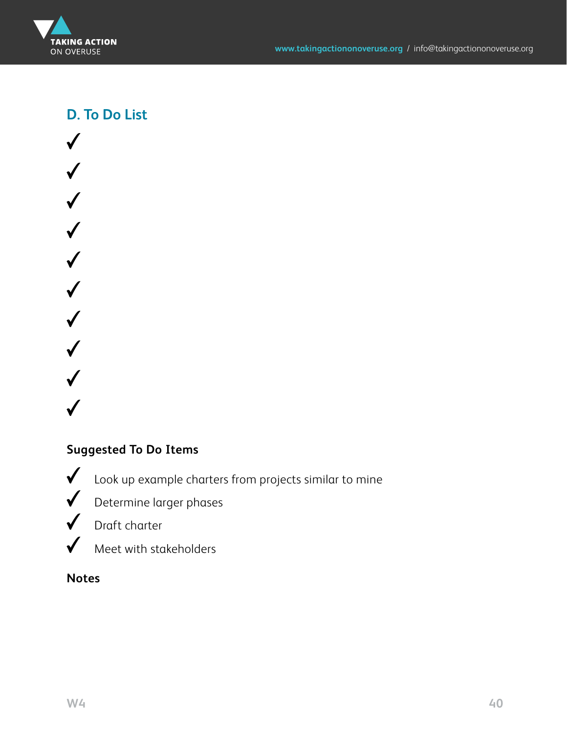## D. To Do List

✓

✓

✓

✓

✓

✓

✓

✓

✓

✓

**Suggested To Do Items**

✓ Look up example charters from projects similar to mine

✓ Determine larger phases

✓ Draft charter

✓ Meet with stakeholders

**Notes**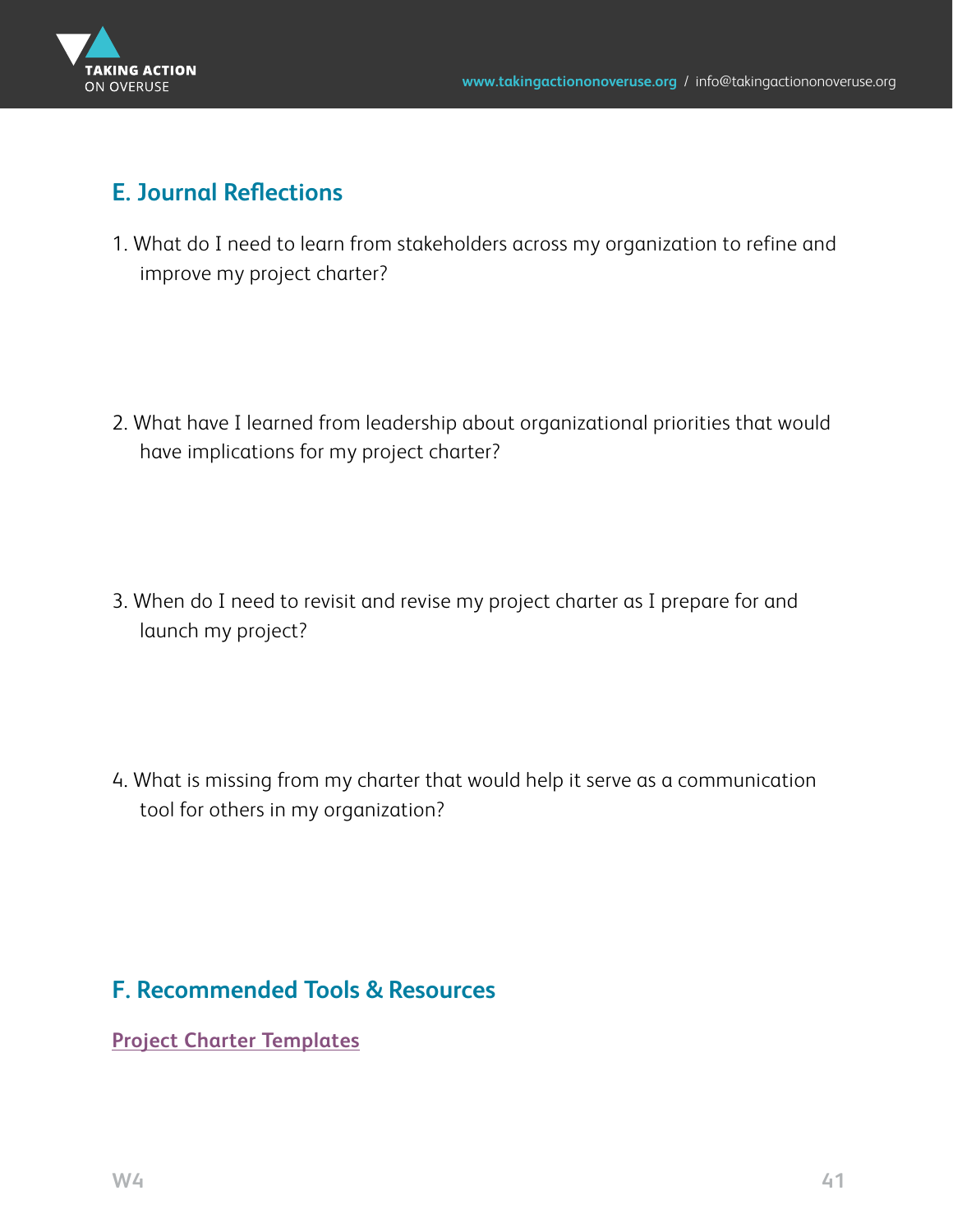## E. Journal Reflections

1. What do I need to learn from stakeholders across my organization to refine and improve my project charter?

2. What have I learned from leadership about organizational priorities that would have implications for my project charter?

3. When do I need to revisit and revise my project charter as I prepare for and launch my project?

4. What is missing from my charter that would help it serve as a communication tool for others in my organization?

## F. Recommended Tools & Resources

**Project Charter Templates**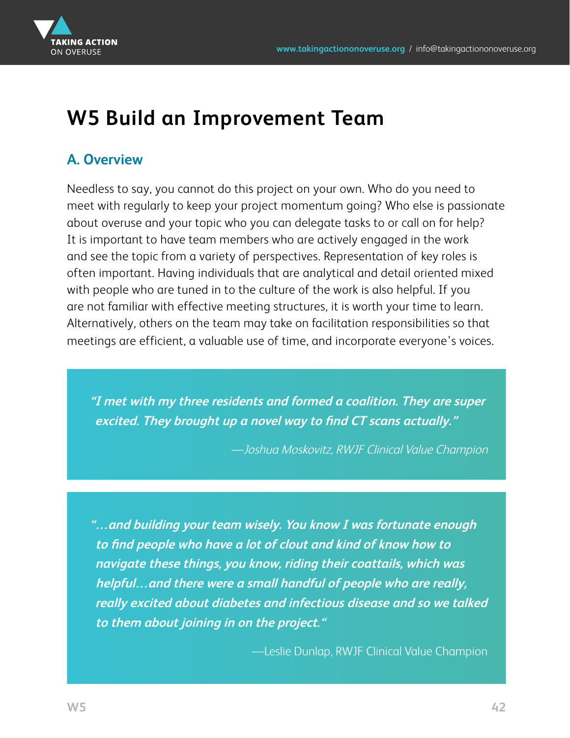# W5 Build an Improvement Team

## A. Overview

Needless to say, you cannot do this project on your own. Who do you need to meet with regularly to keep your project momentum going? Who else is passionate about overuse and your topic who you can delegate tasks to or call on for help? It is important to have team members who are actively engaged in the work and see the topic from a variety of perspectives. Representation of key roles is often important. Having individuals that are analytical and detail oriented mixed with people who are tuned in to the culture of the work is also helpful. If you are not familiar with effective meeting structures, it is worth your time to learn. Alternatively, others on the team may take on facilitation responsibilities so that meetings are efficient, a valuable use of time, and incorporate everyone's voices.

> ***"I met with my three residents and formed a coalition. They are super excited. They brought up a novel way to find CT scans actually."***
>
> *—Joshua Moskovitz, RWJF Clinical Value Champion*

> ***"…and building your team wisely. You know I was fortunate enough to find people who have a lot of clout and kind of know how to navigate these things, you know, riding their coattails, which was helpful…and there were a small handful of people who are really, really excited about diabetes and infectious disease and so we talked to them about joining in on the project."***
>
> —Leslie Dunlap, RWJF Clinical Value Champion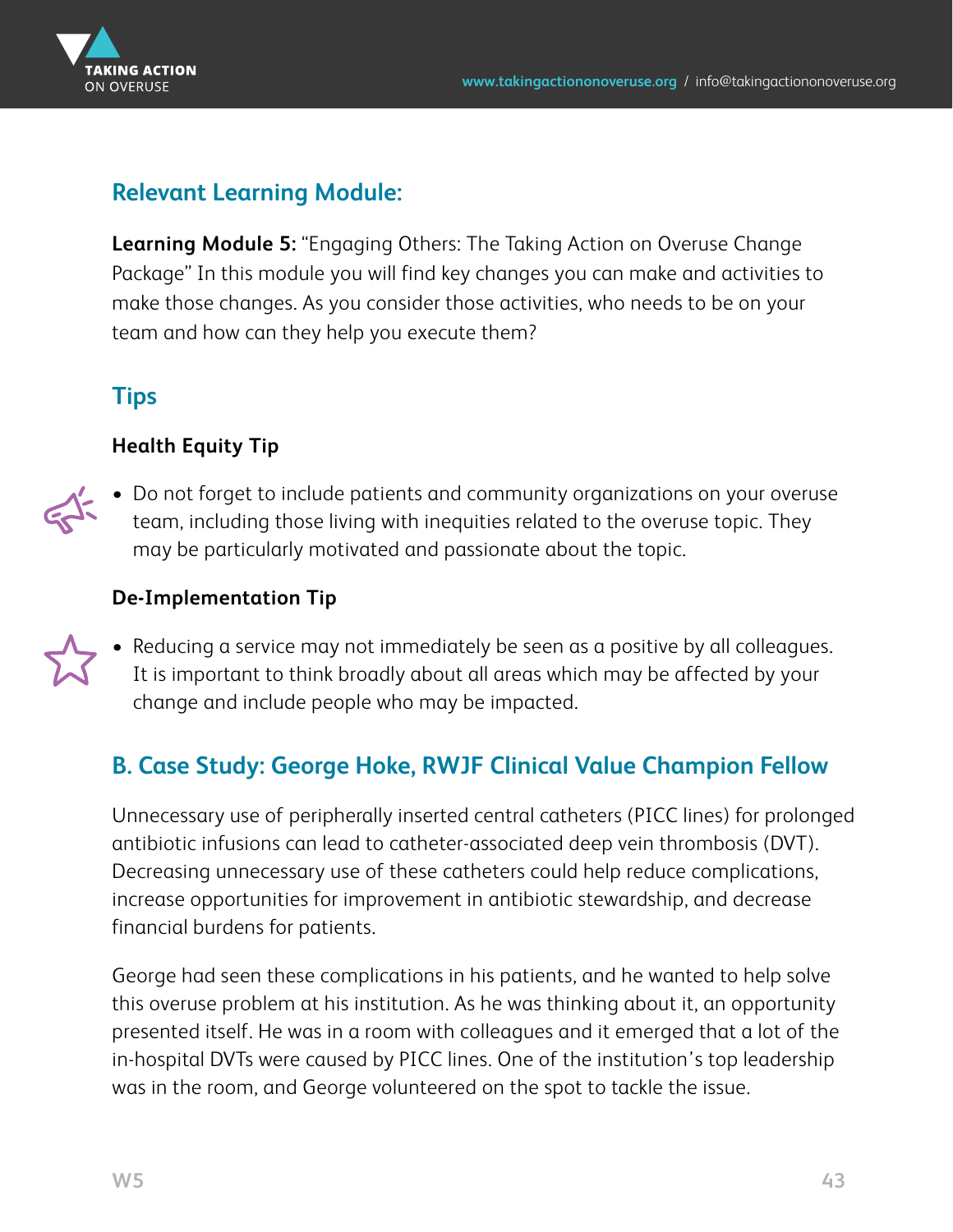## Relevant Learning Module:

**Learning Module 5:** "Engaging Others: The Taking Action on Overuse Change Package" In this module you will find key changes you can make and activities to make those changes. As you consider those activities, who needs to be on your team and how can they help you execute them?

## Tips

### Health Equity Tip

- Do not forget to include patients and community organizations on your overuse team, including those living with inequities related to the overuse topic. They may be particularly motivated and passionate about the topic.

### De-Implementation Tip

- Reducing a service may not immediately be seen as a positive by all colleagues. It is important to think broadly about all areas which may be affected by your change and include people who may be impacted.

## B. Case Study: George Hoke, RWJF Clinical Value Champion Fellow

Unnecessary use of peripherally inserted central catheters (PICC lines) for prolonged antibiotic infusions can lead to catheter-associated deep vein thrombosis (DVT). Decreasing unnecessary use of these catheters could help reduce complications, increase opportunities for improvement in antibiotic stewardship, and decrease financial burdens for patients.

George had seen these complications in his patients, and he wanted to help solve this overuse problem at his institution. As he was thinking about it, an opportunity presented itself. He was in a room with colleagues and it emerged that a lot of the in-hospital DVTs were caused by PICC lines. One of the institution's top leadership was in the room, and George volunteered on the spot to tackle the issue.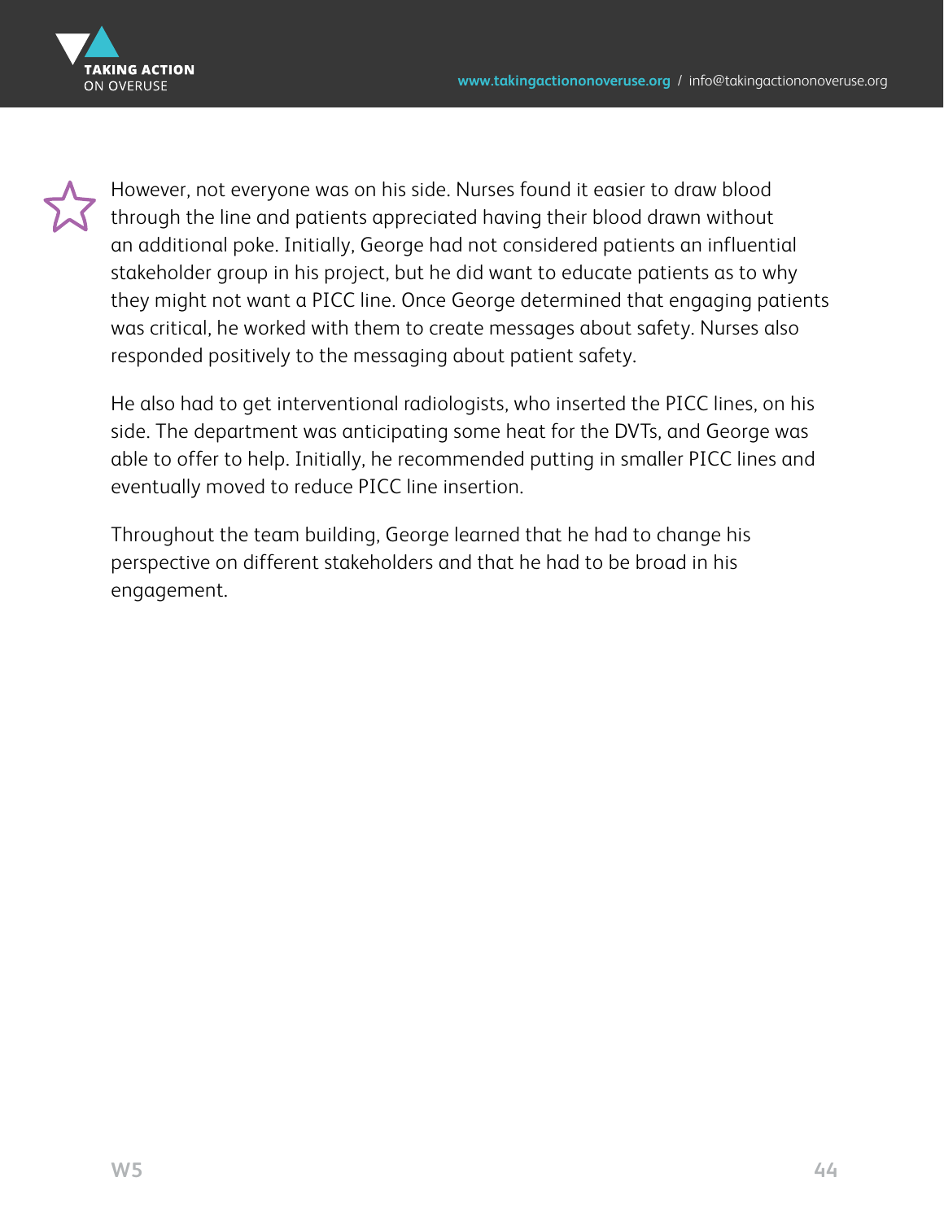However, not everyone was on his side. Nurses found it easier to draw blood through the line and patients appreciated having their blood drawn without an additional poke. Initially, George had not considered patients an influential stakeholder group in his project, but he did want to educate patients as to why they might not want a PICC line. Once George determined that engaging patients was critical, he worked with them to create messages about safety. Nurses also responded positively to the messaging about patient safety.

He also had to get interventional radiologists, who inserted the PICC lines, on his side. The department was anticipating some heat for the DVTs, and George was able to offer to help. Initially, he recommended putting in smaller PICC lines and eventually moved to reduce PICC line insertion.

Throughout the team building, George learned that he had to change his perspective on different stakeholders and that he had to be broad in his engagement.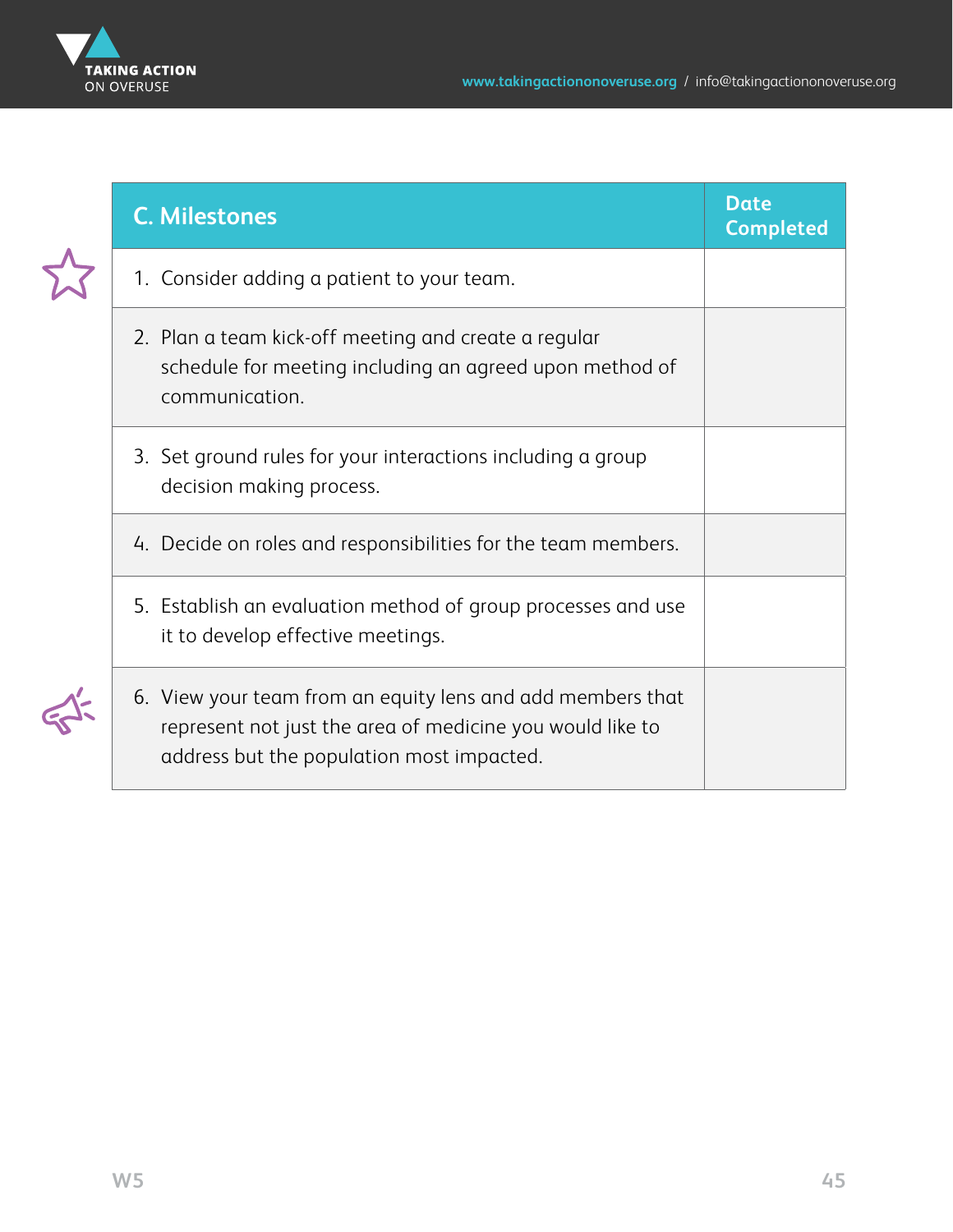| C. Milestones | Date Completed |
|---|---|
| 1. Consider adding a patient to your team. | |
| 2. Plan a team kick-off meeting and create a regular schedule for meeting including an agreed upon method of communication. | |
| 3. Set ground rules for your interactions including a group decision making process. | |
| 4. Decide on roles and responsibilities for the team members. | |
| 5. Establish an evaluation method of group processes and use it to develop effective meetings. | |
| 6. View your team from an equity lens and add members that represent not just the area of medicine you would like to address but the population most impacted. | |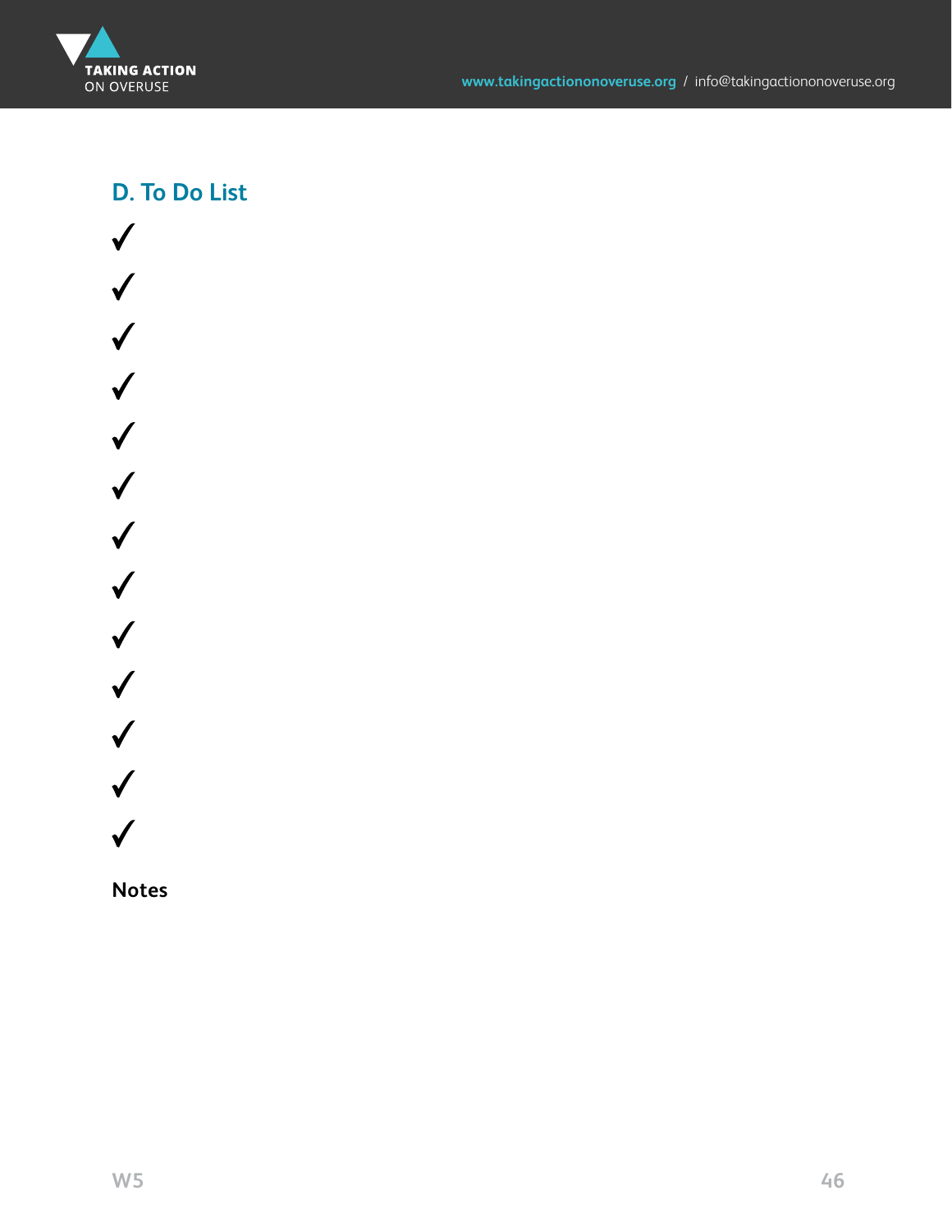## D. To Do List

✓

✓

✓

✓

✓

✓

✓

✓

✓

✓

✓

✓

✓

**Notes**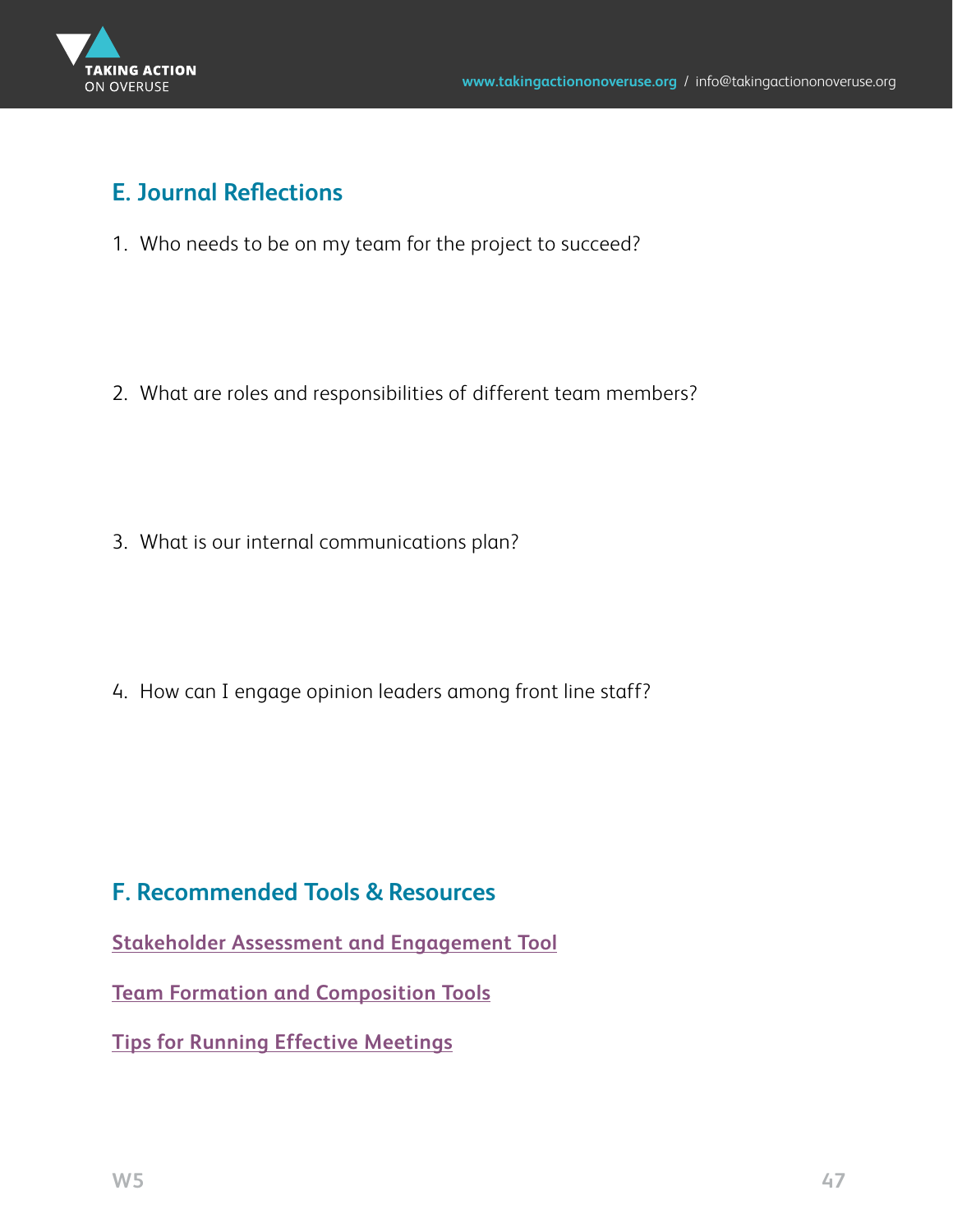## E. Journal Reflections

1. Who needs to be on my team for the project to succeed?

2. What are roles and responsibilities of different team members?

3. What is our internal communications plan?

4. How can I engage opinion leaders among front line staff?

## F. Recommended Tools & Resources

Stakeholder Assessment and Engagement Tool

Team Formation and Composition Tools

Tips for Running Effective Meetings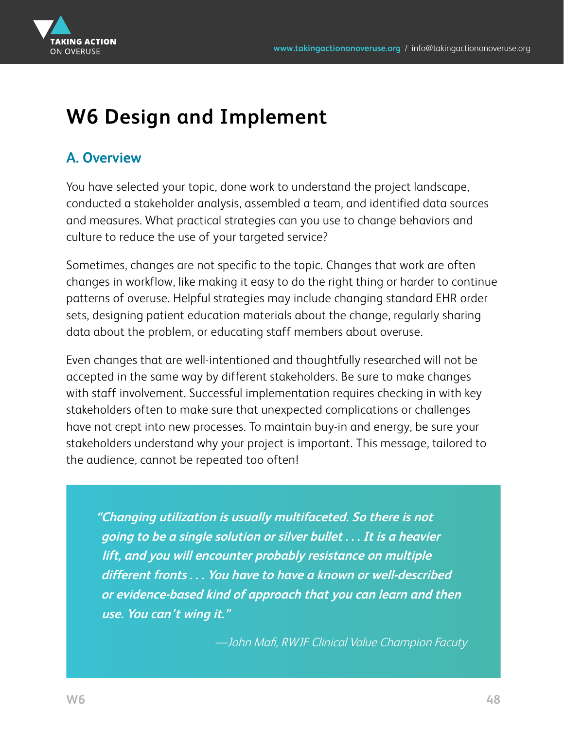# W6 Design and Implement

## A. Overview

You have selected your topic, done work to understand the project landscape, conducted a stakeholder analysis, assembled a team, and identified data sources and measures. What practical strategies can you use to change behaviors and culture to reduce the use of your targeted service?

Sometimes, changes are not specific to the topic. Changes that work are often changes in workflow, like making it easy to do the right thing or harder to continue patterns of overuse. Helpful strategies may include changing standard EHR order sets, designing patient education materials about the change, regularly sharing data about the problem, or educating staff members about overuse.

Even changes that are well-intentioned and thoughtfully researched will not be accepted in the same way by different stakeholders. Be sure to make changes with staff involvement. Successful implementation requires checking in with key stakeholders often to make sure that unexpected complications or challenges have not crept into new processes. To maintain buy-in and energy, be sure your stakeholders understand why your project is important. This message, tailored to the audience, cannot be repeated too often!

> ***"Changing utilization is usually multifaceted. So there is not going to be a single solution or silver bullet . . . It is a heavier lift, and you will encounter probably resistance on multiple different fronts . . . You have to have a known or well-described or evidence-based kind of approach that you can learn and then use. You can't wing it."***
>
> *—John Mafi, RWJF Clinical Value Champion Facuty*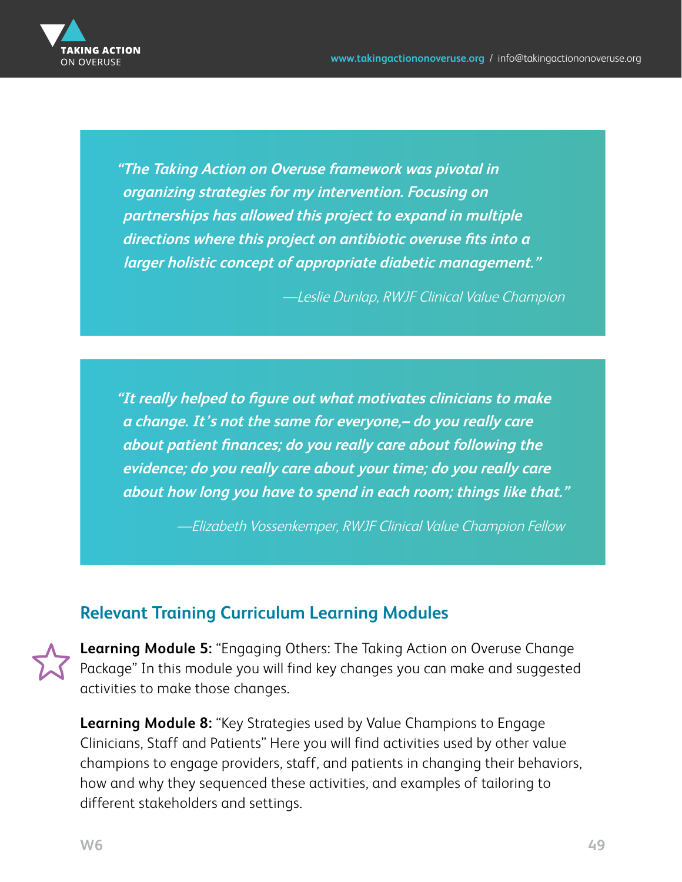> ***"The Taking Action on Overuse framework was pivotal in organizing strategies for my intervention. Focusing on partnerships has allowed this project to expand in multiple directions where this project on antibiotic overuse fits into a larger holistic concept of appropriate diabetic management."***
>
> *—Leslie Dunlap, RWJF Clinical Value Champion*

> ***"It really helped to figure out what motivates clinicians to make a change. It's not the same for everyone,– do you really care about patient finances; do you really care about following the evidence; do you really care about your time; do you really care about how long you have to spend in each room; things like that."***
>
> *—Elizabeth Vossenkemper, RWJF Clinical Value Champion Fellow*

## Relevant Training Curriculum Learning Modules

**Learning Module 5:** "Engaging Others: The Taking Action on Overuse Change Package" In this module you will find key changes you can make and suggested activities to make those changes.

**Learning Module 8:** "Key Strategies used by Value Champions to Engage Clinicians, Staff and Patients" Here you will find activities used by other value champions to engage providers, staff, and patients in changing their behaviors, how and why they sequenced these activities, and examples of tailoring to different stakeholders and settings.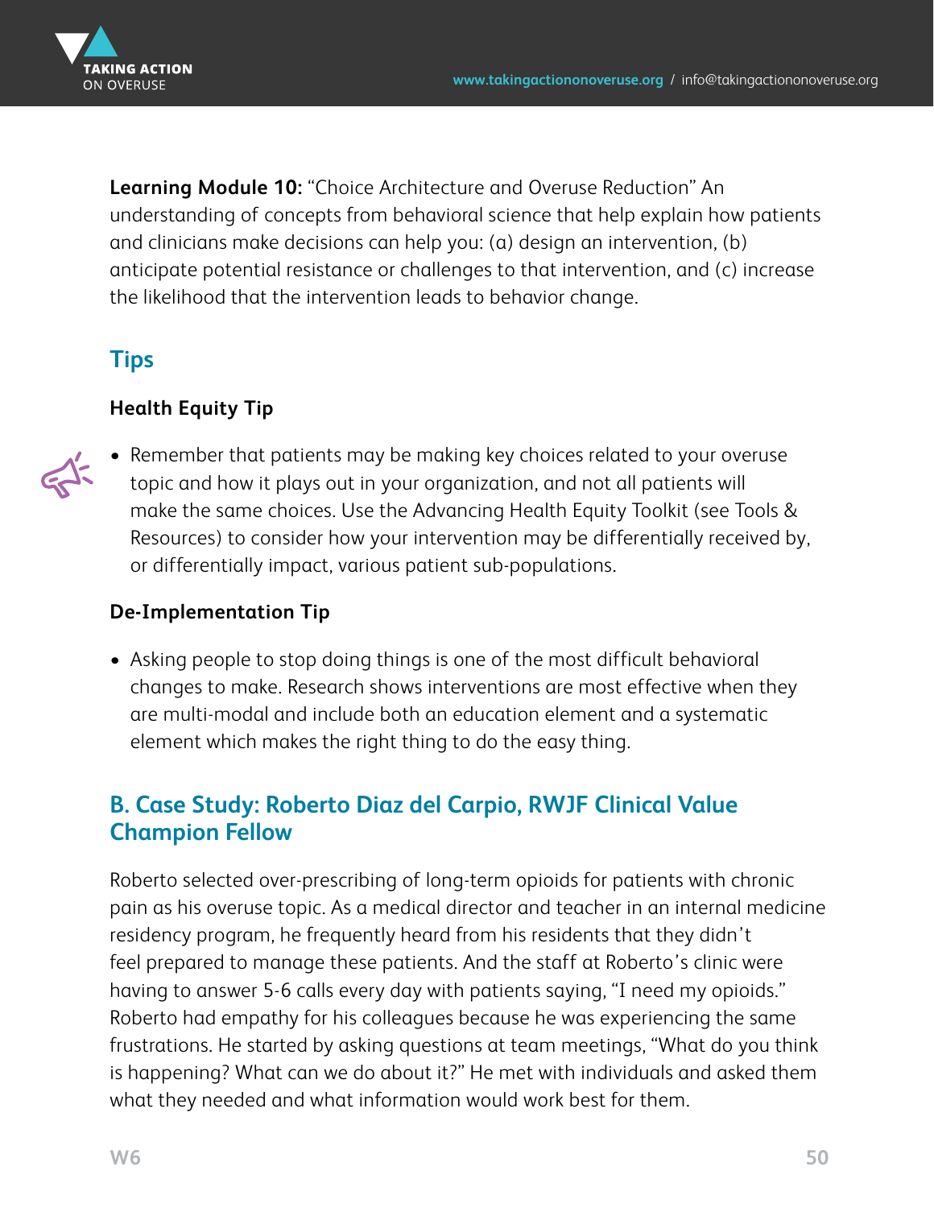**Learning Module 10:** "Choice Architecture and Overuse Reduction" An understanding of concepts from behavioral science that help explain how patients and clinicians make decisions can help you: (a) design an intervention, (b) anticipate potential resistance or challenges to that intervention, and (c) increase the likelihood that the intervention leads to behavior change.

## Tips

### Health Equity Tip

- Remember that patients may be making key choices related to your overuse topic and how it plays out in your organization, and not all patients will make the same choices. Use the Advancing Health Equity Toolkit (see Tools & Resources) to consider how your intervention may be differentially received by, or differentially impact, various patient sub-populations.

### De-Implementation Tip

- Asking people to stop doing things is one of the most difficult behavioral changes to make. Research shows interventions are most effective when they are multi-modal and include both an education element and a systematic element which makes the right thing to do the easy thing.

## B. Case Study: Roberto Diaz del Carpio, RWJF Clinical Value Champion Fellow

Roberto selected over-prescribing of long-term opioids for patients with chronic pain as his overuse topic. As a medical director and teacher in an internal medicine residency program, he frequently heard from his residents that they didn't feel prepared to manage these patients. And the staff at Roberto's clinic were having to answer 5-6 calls every day with patients saying, "I need my opioids." Roberto had empathy for his colleagues because he was experiencing the same frustrations. He started by asking questions at team meetings, "What do you think is happening? What can we do about it?" He met with individuals and asked them what they needed and what information would work best for them.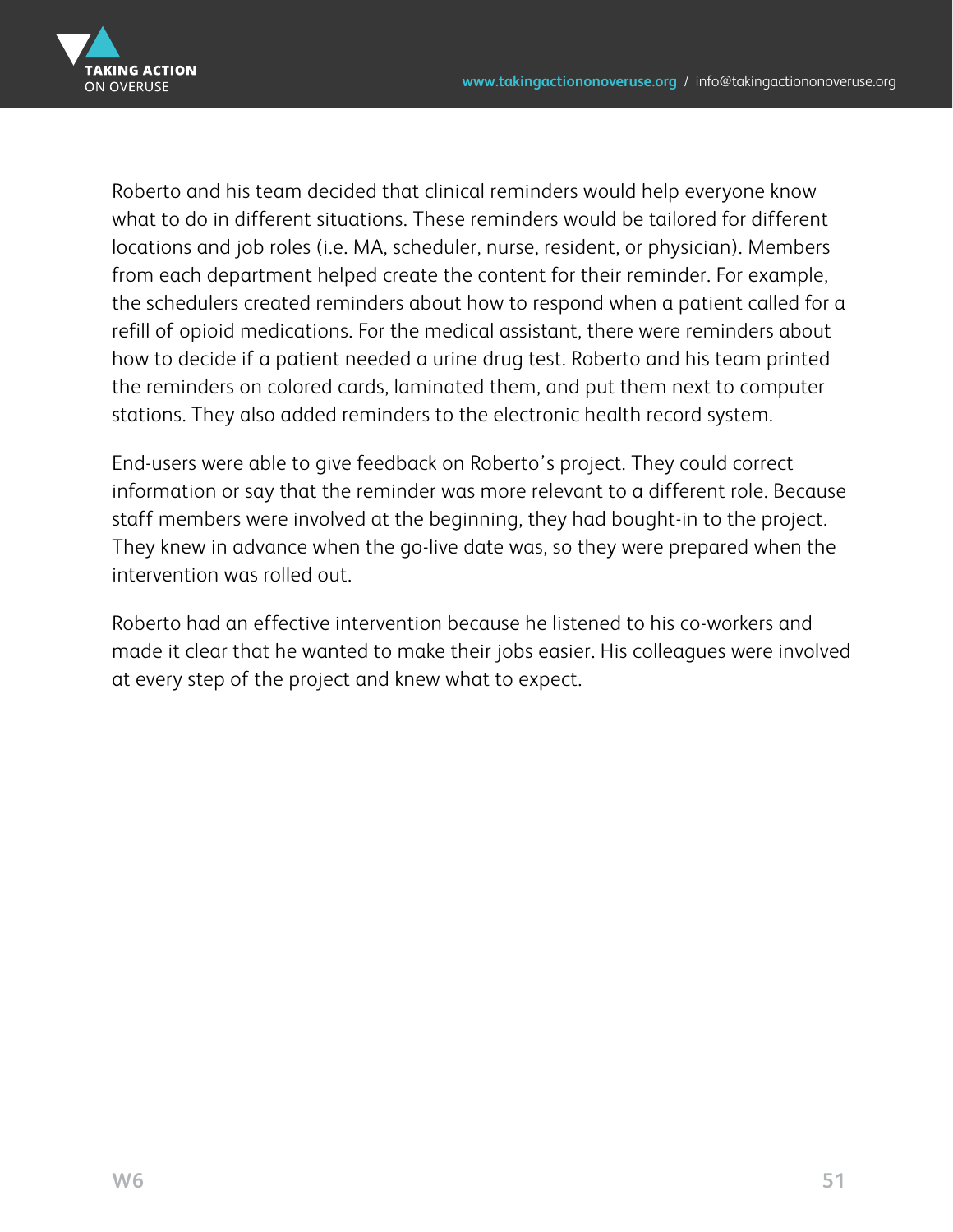Roberto and his team decided that clinical reminders would help everyone know what to do in different situations. These reminders would be tailored for different locations and job roles (i.e. MA, scheduler, nurse, resident, or physician). Members from each department helped create the content for their reminder. For example, the schedulers created reminders about how to respond when a patient called for a refill of opioid medications. For the medical assistant, there were reminders about how to decide if a patient needed a urine drug test. Roberto and his team printed the reminders on colored cards, laminated them, and put them next to computer stations. They also added reminders to the electronic health record system.

End-users were able to give feedback on Roberto's project. They could correct information or say that the reminder was more relevant to a different role. Because staff members were involved at the beginning, they had bought-in to the project. They knew in advance when the go-live date was, so they were prepared when the intervention was rolled out.

Roberto had an effective intervention because he listened to his co-workers and made it clear that he wanted to make their jobs easier. His colleagues were involved at every step of the project and knew what to expect.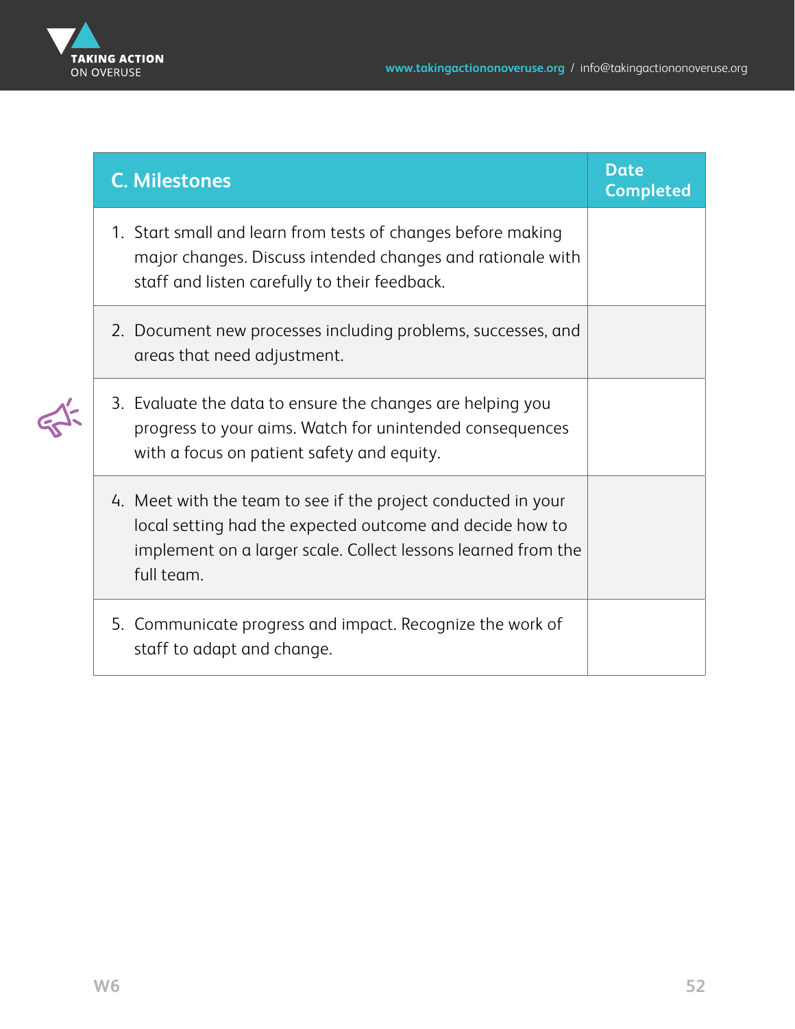| C. Milestones | Date Completed |
| --- | --- |
| 1. Start small and learn from tests of changes before making major changes. Discuss intended changes and rationale with staff and listen carefully to their feedback. | |
| 2. Document new processes including problems, successes, and areas that need adjustment. | |
| 3. Evaluate the data to ensure the changes are helping you progress to your aims. Watch for unintended consequences with a focus on patient safety and equity. | |
| 4. Meet with the team to see if the project conducted in your local setting had the expected outcome and decide how to implement on a larger scale. Collect lessons learned from the full team. | |
| 5. Communicate progress and impact. Recognize the work of staff to adapt and change. | |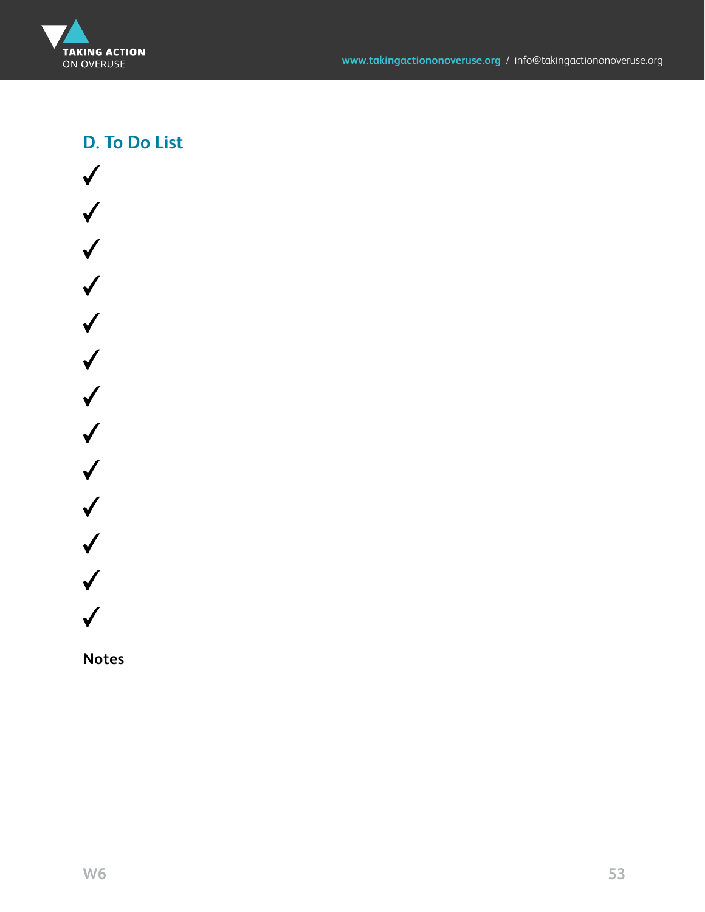## D. To Do List

✓

✓

✓

✓

✓

✓

✓

✓

✓

✓

✓

✓

✓

**Notes**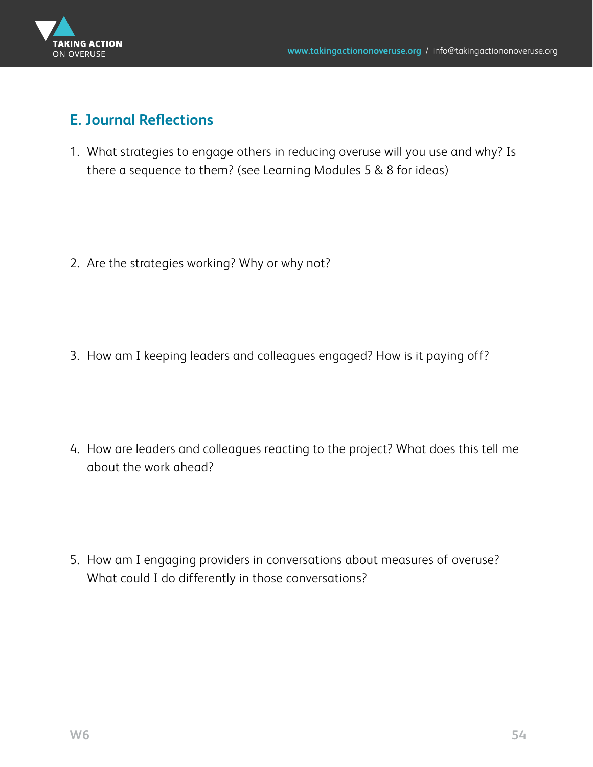## E. Journal Reflections

1. What strategies to engage others in reducing overuse will you use and why? Is there a sequence to them? (see Learning Modules 5 & 8 for ideas)

2. Are the strategies working? Why or why not?

3. How am I keeping leaders and colleagues engaged? How is it paying off?

4. How are leaders and colleagues reacting to the project? What does this tell me about the work ahead?

5. How am I engaging providers in conversations about measures of overuse? What could I do differently in those conversations?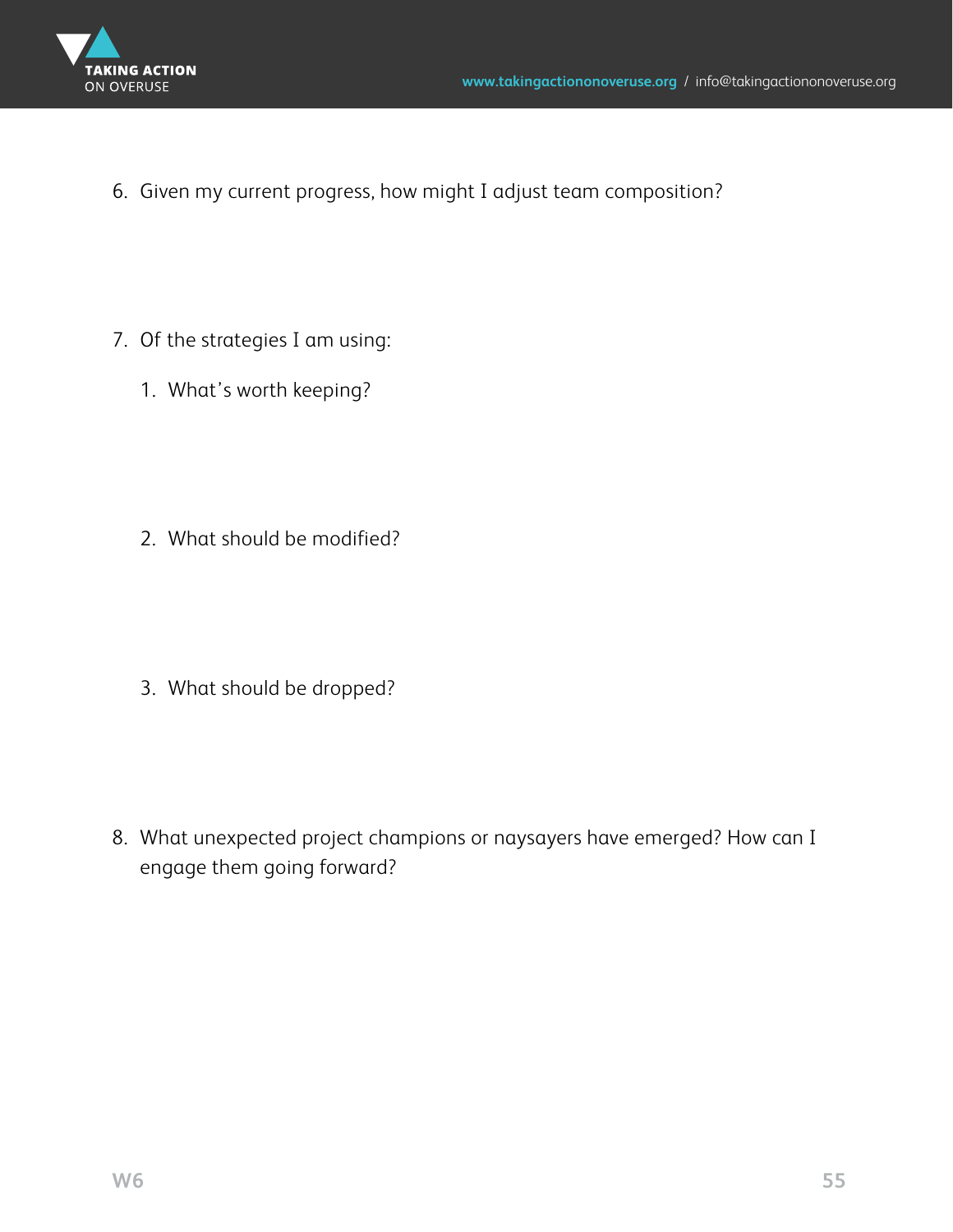6. Given my current progress, how might I adjust team composition?

7. Of the strategies I am using:

    1. What's worth keeping?

    2. What should be modified?

    3. What should be dropped?

8. What unexpected project champions or naysayers have emerged? How can I engage them going forward?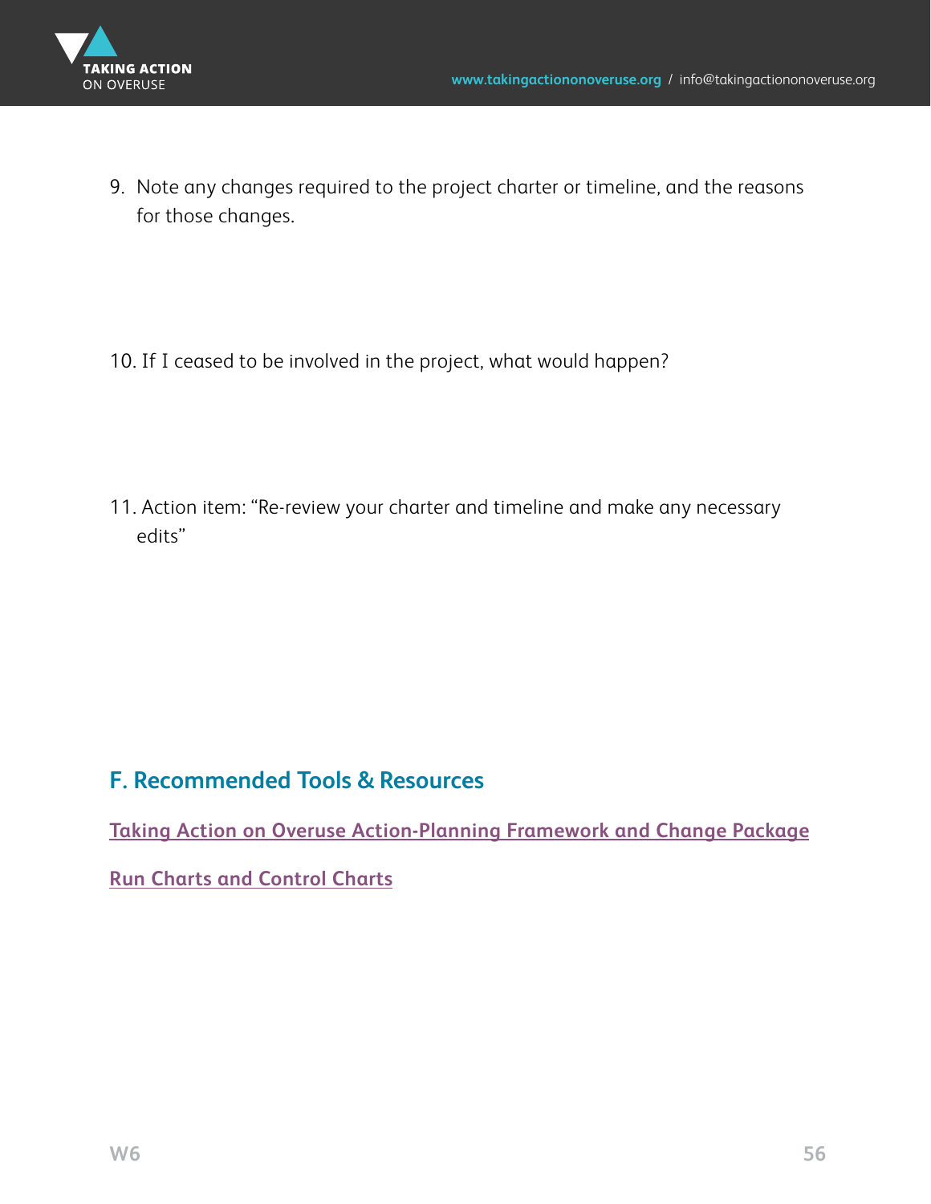9. Note any changes required to the project charter or timeline, and the reasons for those changes.

10. If I ceased to be involved in the project, what would happen?

11. Action item: “Re-review your charter and timeline and make any necessary edits”

## F. Recommended Tools & Resources

**Taking Action on Overuse Action-Planning Framework and Change Package**

**Run Charts and Control Charts**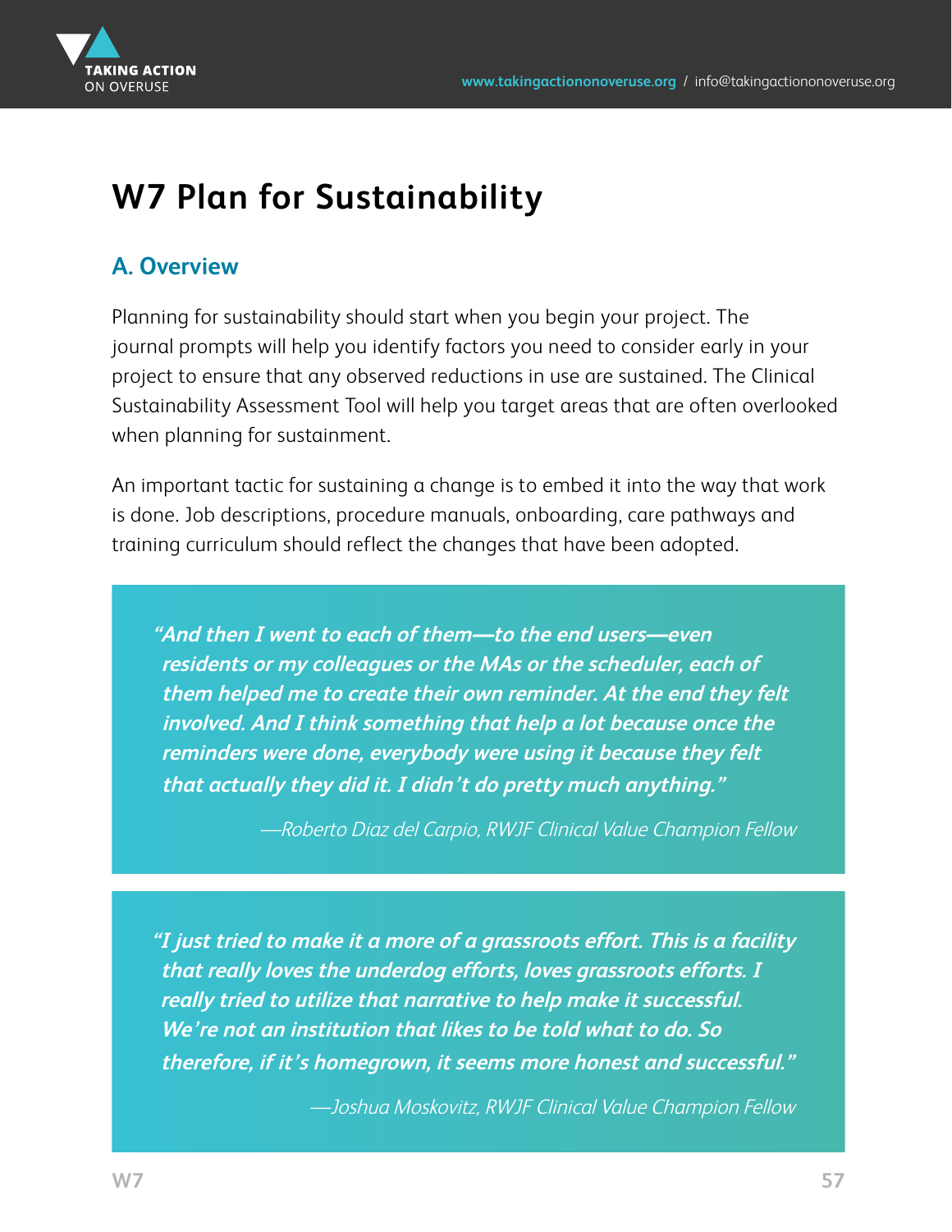# W7 Plan for Sustainability

## A. Overview

Planning for sustainability should start when you begin your project. The journal prompts will help you identify factors you need to consider early in your project to ensure that any observed reductions in use are sustained. The Clinical Sustainability Assessment Tool will help you target areas that are often overlooked when planning for sustainment.

An important tactic for sustaining a change is to embed it into the way that work is done. Job descriptions, procedure manuals, onboarding, care pathways and training curriculum should reflect the changes that have been adopted.

> ***"And then I went to each of them—to the end users—even residents or my colleagues or the MAs or the scheduler, each of them helped me to create their own reminder. At the end they felt involved. And I think something that help a lot because once the reminders were done, everybody were using it because they felt that actually they did it. I didn't do pretty much anything."***
>
> *—Roberto Diaz del Carpio, RWJF Clinical Value Champion Fellow*

> ***"I just tried to make it a more of a grassroots effort. This is a facility that really loves the underdog efforts, loves grassroots efforts. I really tried to utilize that narrative to help make it successful. We're not an institution that likes to be told what to do. So therefore, if it's homegrown, it seems more honest and successful."***
>
> *—Joshua Moskovitz, RWJF Clinical Value Champion Fellow*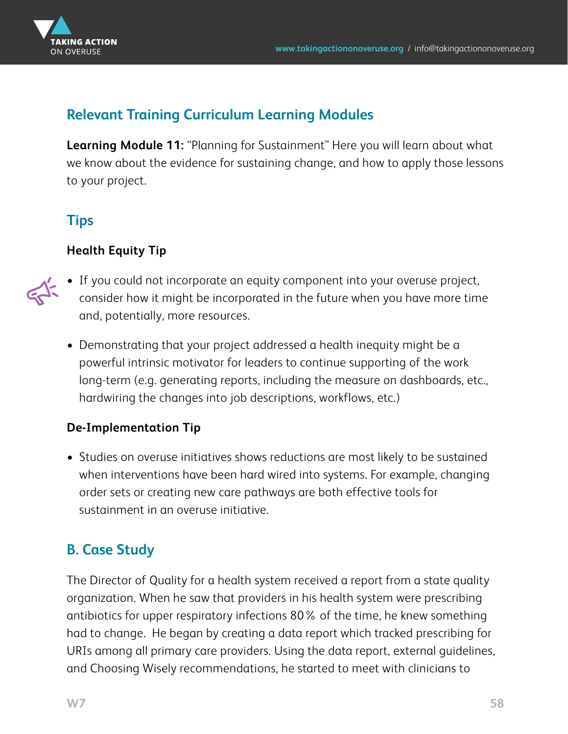## Relevant Training Curriculum Learning Modules

**Learning Module 11:** "Planning for Sustainment" Here you will learn about what we know about the evidence for sustaining change, and how to apply those lessons to your project.

## Tips

### Health Equity Tip

- If you could not incorporate an equity component into your overuse project, consider how it might be incorporated in the future when you have more time and, potentially, more resources.
- Demonstrating that your project addressed a health inequity might be a powerful intrinsic motivator for leaders to continue supporting of the work long-term (e.g. generating reports, including the measure on dashboards, etc., hardwiring the changes into job descriptions, workflows, etc.)

### De-Implementation Tip

- Studies on overuse initiatives shows reductions are most likely to be sustained when interventions have been hard wired into systems. For example, changing order sets or creating new care pathways are both effective tools for sustainment in an overuse initiative.

## B. Case Study

The Director of Quality for a health system received a report from a state quality organization. When he saw that providers in his health system were prescribing antibiotics for upper respiratory infections 80% of the time, he knew something had to change. He began by creating a data report which tracked prescribing for URIs among all primary care providers. Using the data report, external guidelines, and Choosing Wisely recommendations, he started to meet with clinicians to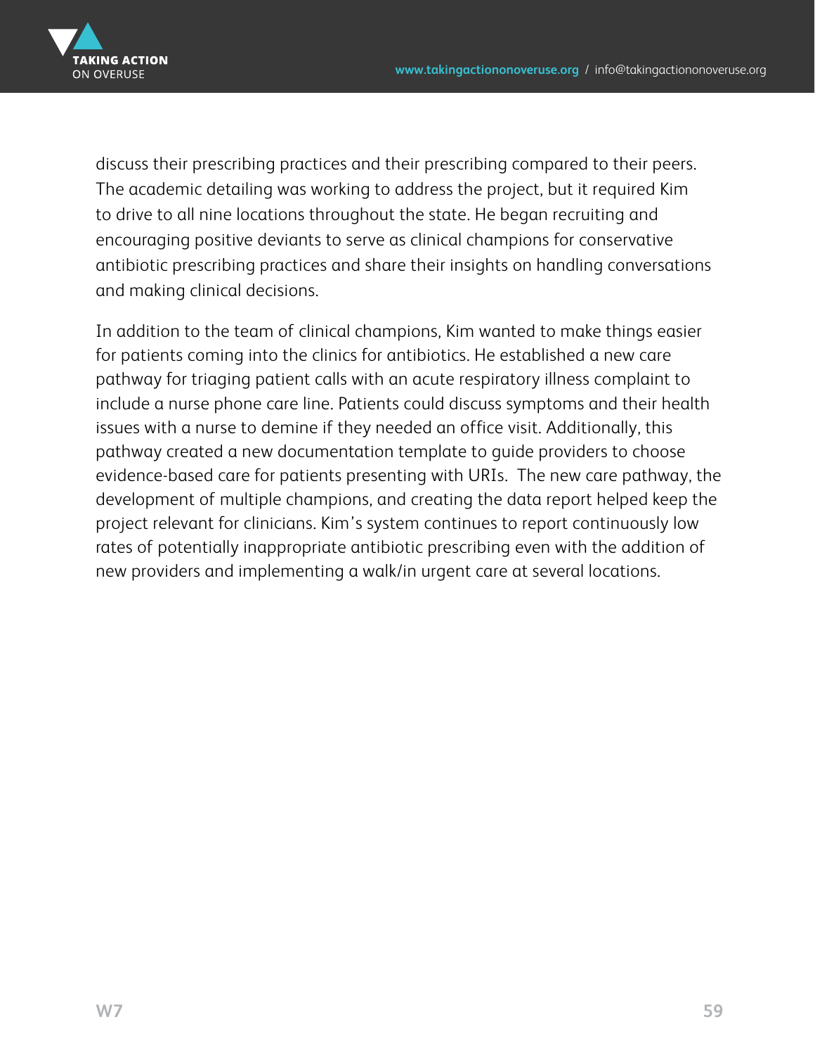discuss their prescribing practices and their prescribing compared to their peers. The academic detailing was working to address the project, but it required Kim to drive to all nine locations throughout the state. He began recruiting and encouraging positive deviants to serve as clinical champions for conservative antibiotic prescribing practices and share their insights on handling conversations and making clinical decisions.

In addition to the team of clinical champions, Kim wanted to make things easier for patients coming into the clinics for antibiotics. He established a new care pathway for triaging patient calls with an acute respiratory illness complaint to include a nurse phone care line. Patients could discuss symptoms and their health issues with a nurse to demine if they needed an office visit. Additionally, this pathway created a new documentation template to guide providers to choose evidence-based care for patients presenting with URIs. The new care pathway, the development of multiple champions, and creating the data report helped keep the project relevant for clinicians. Kim's system continues to report continuously low rates of potentially inappropriate antibiotic prescribing even with the addition of new providers and implementing a walk/in urgent care at several locations.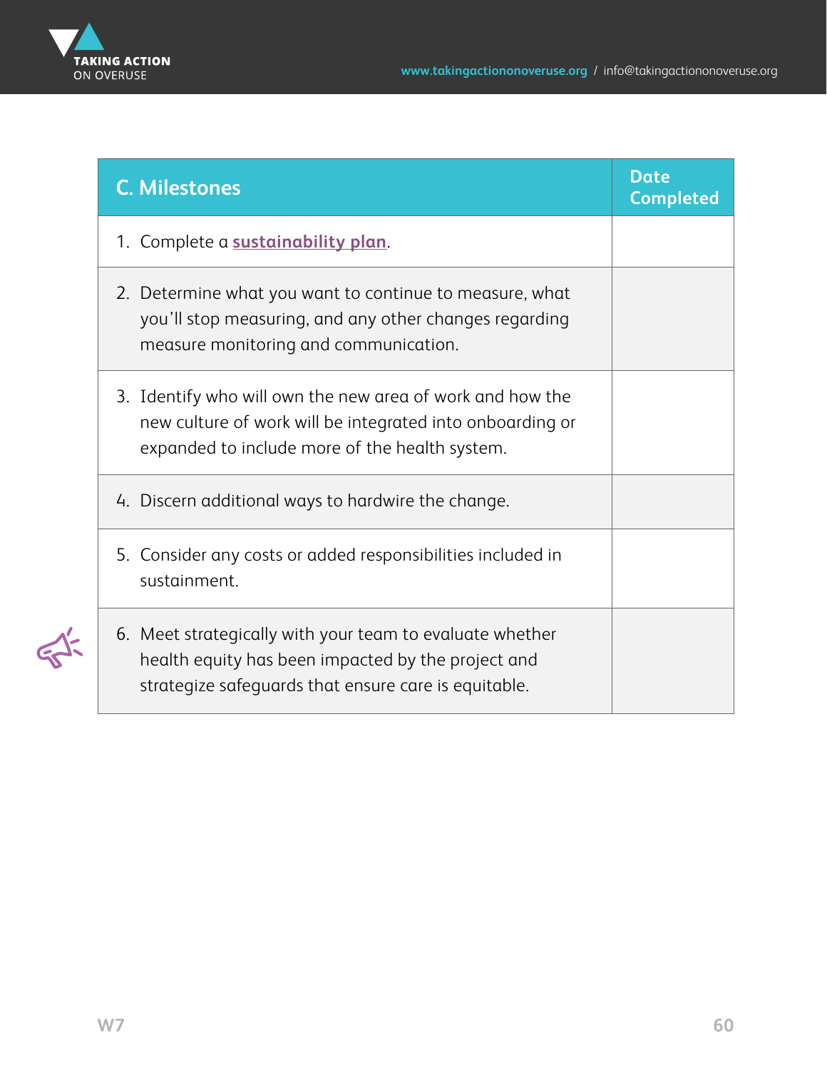| C. Milestones | Date Completed |
|---|---|
| 1. Complete a **sustainability plan**. | |
| 2. Determine what you want to continue to measure, what you'll stop measuring, and any other changes regarding measure monitoring and communication. | |
| 3. Identify who will own the new area of work and how the new culture of work will be integrated into onboarding or expanded to include more of the health system. | |
| 4. Discern additional ways to hardwire the change. | |
| 5. Consider any costs or added responsibilities included in sustainment. | |
| 6. Meet strategically with your team to evaluate whether health equity has been impacted by the project and strategize safeguards that ensure care is equitable. | |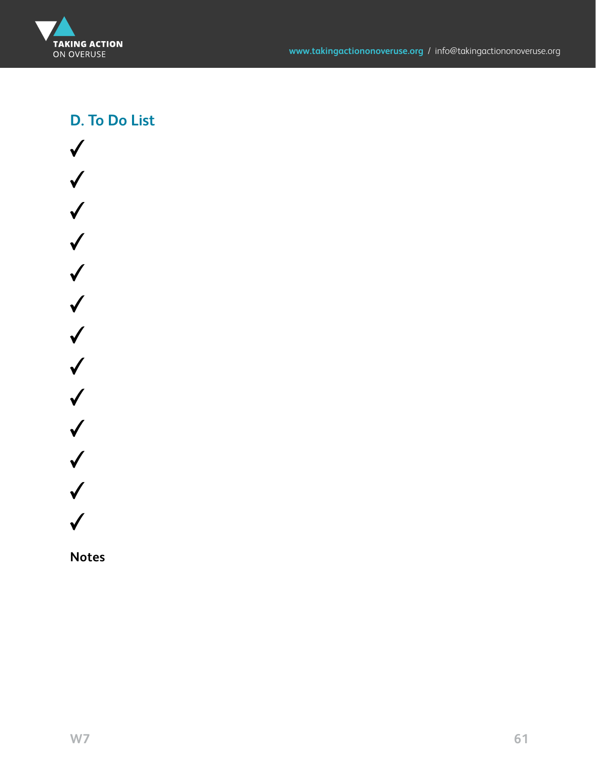## D. To Do List

✓

✓

✓

✓

✓

✓

✓

✓

✓

✓

✓

✓

✓

**Notes**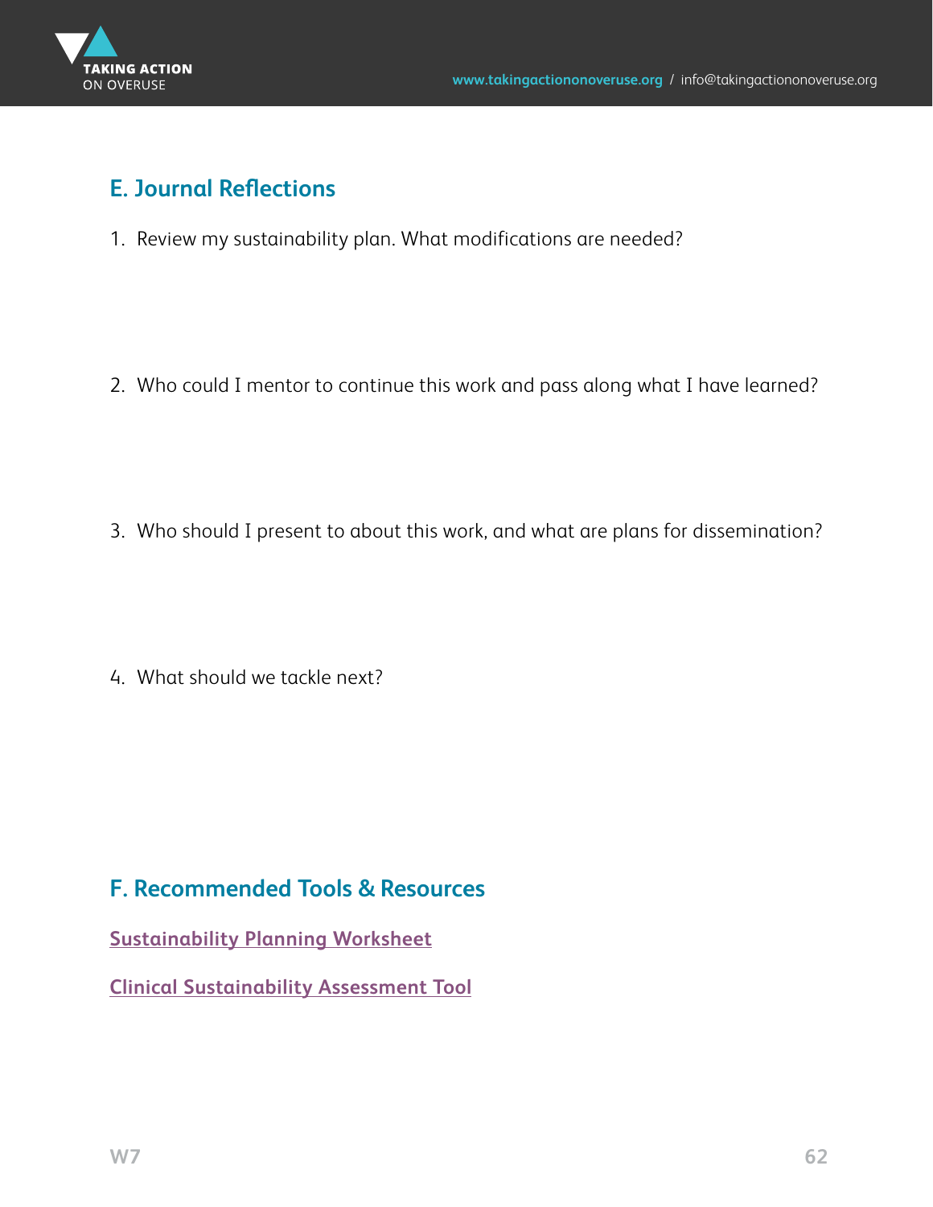## E. Journal Reflections

1. Review my sustainability plan. What modifications are needed?

2. Who could I mentor to continue this work and pass along what I have learned?

3. Who should I present to about this work, and what are plans for dissemination?

4. What should we tackle next?

## F. Recommended Tools & Resources

Sustainability Planning Worksheet

Clinical Sustainability Assessment Tool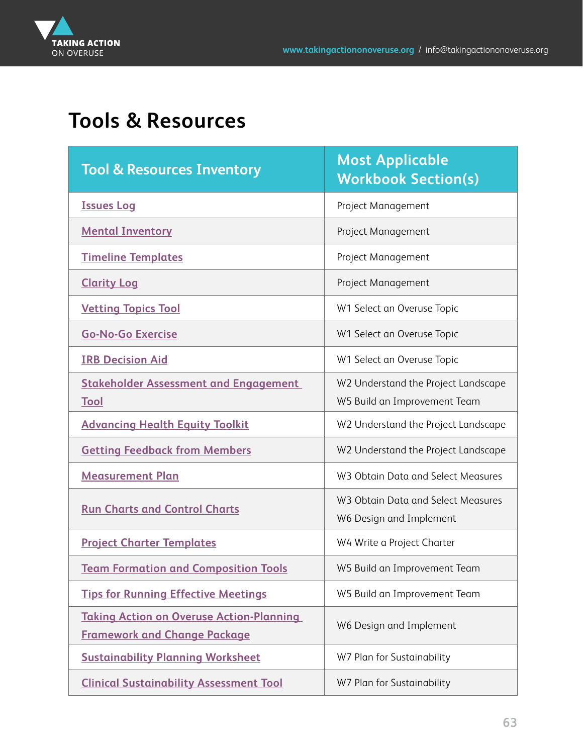# Tools & Resources

| Tool & Resources Inventory | Most Applicable Workbook Section(s) |
| --- | --- |
| Issues Log | Project Management |
| Mental Inventory | Project Management |
| Timeline Templates | Project Management |
| Clarity Log | Project Management |
| Vetting Topics Tool | W1 Select an Overuse Topic |
| Go-No-Go Exercise | W1 Select an Overuse Topic |
| IRB Decision Aid | W1 Select an Overuse Topic |
| Stakeholder Assessment and Engagement Tool | W2 Understand the Project Landscape<br>W5 Build an Improvement Team |
| Advancing Health Equity Toolkit | W2 Understand the Project Landscape |
| Getting Feedback from Members | W2 Understand the Project Landscape |
| Measurement Plan | W3 Obtain Data and Select Measures |
| Run Charts and Control Charts | W3 Obtain Data and Select Measures<br>W6 Design and Implement |
| Project Charter Templates | W4 Write a Project Charter |
| Team Formation and Composition Tools | W5 Build an Improvement Team |
| Tips for Running Effective Meetings | W5 Build an Improvement Team |
| Taking Action on Overuse Action-Planning Framework and Change Package | W6 Design and Implement |
| Sustainability Planning Worksheet | W7 Plan for Sustainability |
| Clinical Sustainability Assessment Tool | W7 Plan for Sustainability |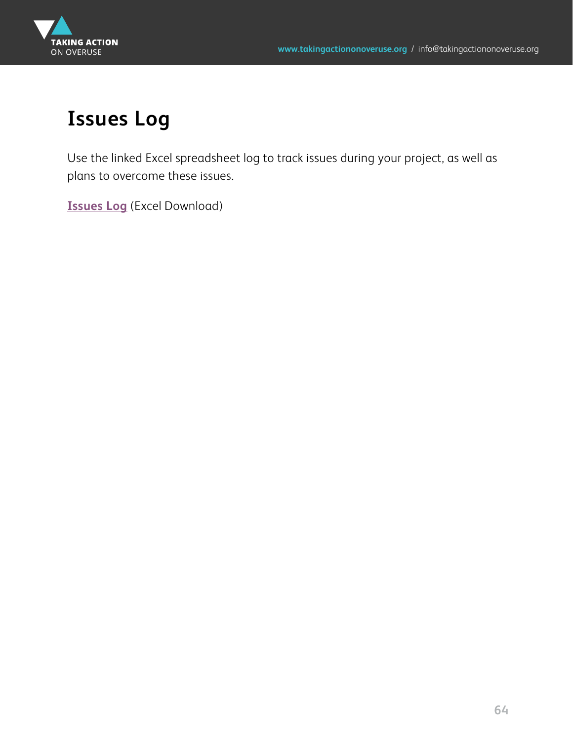# Issues Log

Use the linked Excel spreadsheet log to track issues during your project, as well as plans to overcome these issues.

**Issues Log** (Excel Download)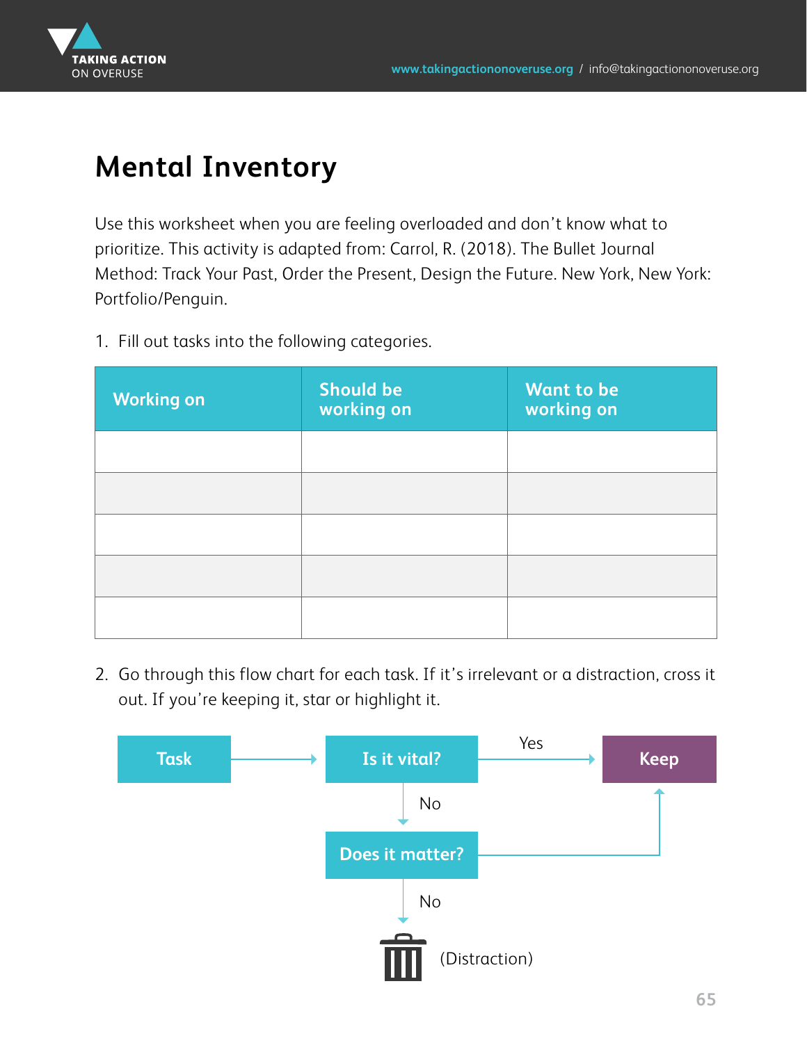# Mental Inventory

Use this worksheet when you are feeling overloaded and don't know what to prioritize. This activity is adapted from: Carrol, R. (2018). The Bullet Journal Method: Track Your Past, Order the Present, Design the Future. New York, New York: Portfolio/Penguin.

1. Fill out tasks into the following categories.

| Working on | Should be working on | Want to be working on |
|---|---|---|
| | | |
| | | |
| | | |
| | | |
| | | |

2. Go through this flow chart for each task. If it's irrelevant or a distraction, cross it out. If you're keeping it, star or highlight it.

Task → Is it vital?

Is it vital? — Yes → Keep

Is it vital? — No → Does it matter?

Does it matter? → Keep

Does it matter? — No → (Distraction)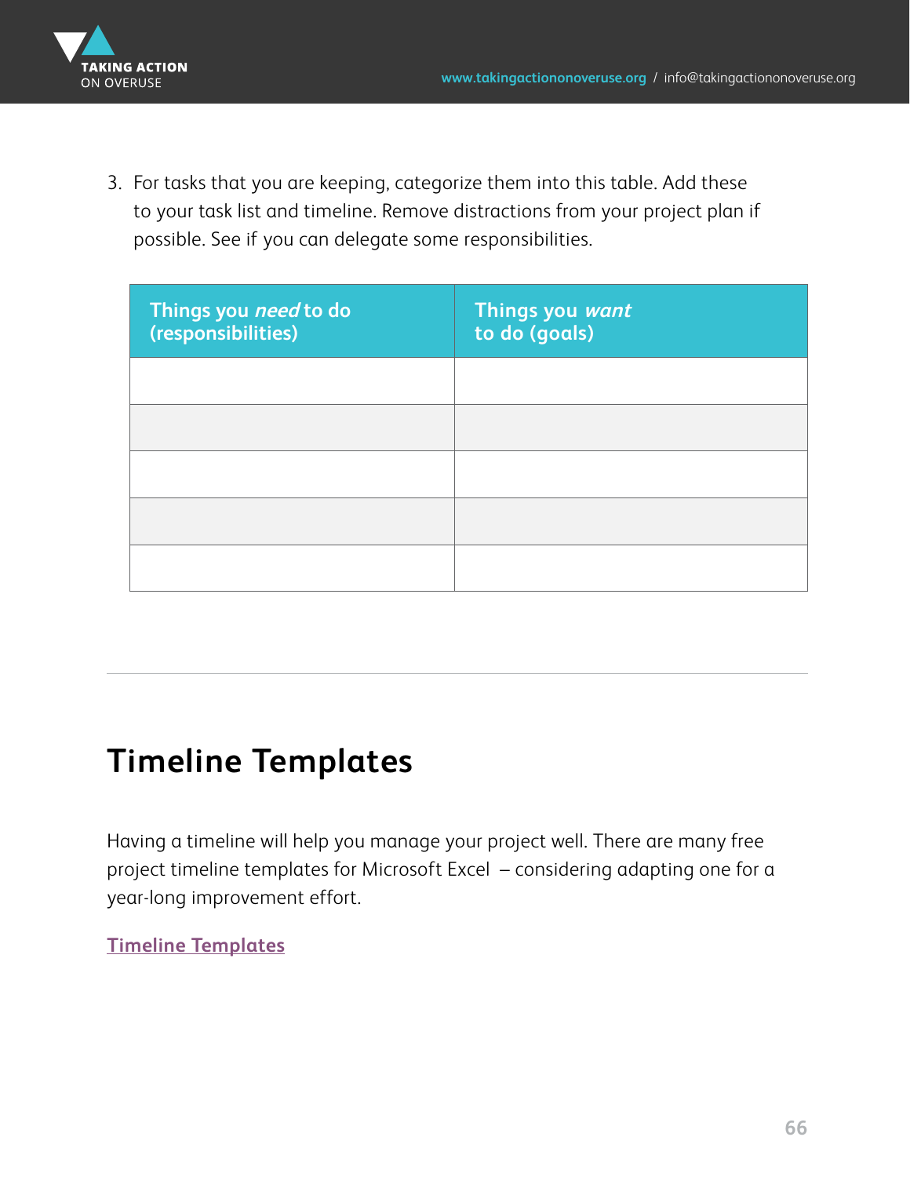3. For tasks that you are keeping, categorize them into this table. Add these to your task list and timeline. Remove distractions from your project plan if possible. See if you can delegate some responsibilities.

| Things you *need* to do (responsibilities) | Things you *want* to do (goals) |
|---|---|
| | |
| | |
| | |
| | |
| | |

---

# Timeline Templates

Having a timeline will help you manage your project well. There are many free project timeline templates for Microsoft Excel – considering adapting one for a year-long improvement effort.

Timeline Templates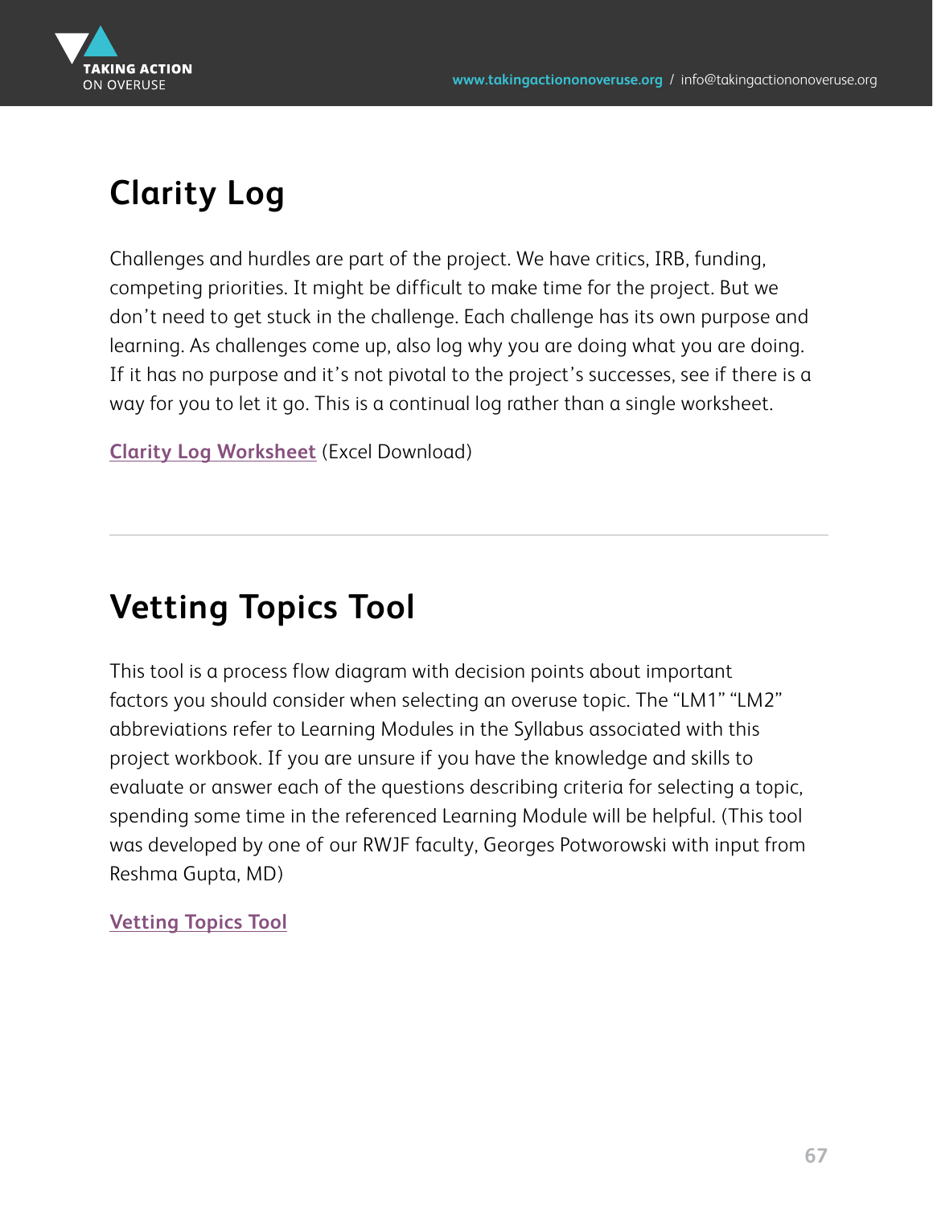## Clarity Log

Challenges and hurdles are part of the project. We have critics, IRB, funding, competing priorities. It might be difficult to make time for the project. But we don't need to get stuck in the challenge. Each challenge has its own purpose and learning. As challenges come up, also log why you are doing what you are doing. If it has no purpose and it's not pivotal to the project's successes, see if there is a way for you to let it go. This is a continual log rather than a single worksheet.

**Clarity Log Worksheet** (Excel Download)

---

## Vetting Topics Tool

This tool is a process flow diagram with decision points about important factors you should consider when selecting an overuse topic. The "LM1" "LM2" abbreviations refer to Learning Modules in the Syllabus associated with this project workbook. If you are unsure if you have the knowledge and skills to evaluate or answer each of the questions describing criteria for selecting a topic, spending some time in the referenced Learning Module will be helpful. (This tool was developed by one of our RWJF faculty, Georges Potworowski with input from Reshma Gupta, MD)

**Vetting Topics Tool**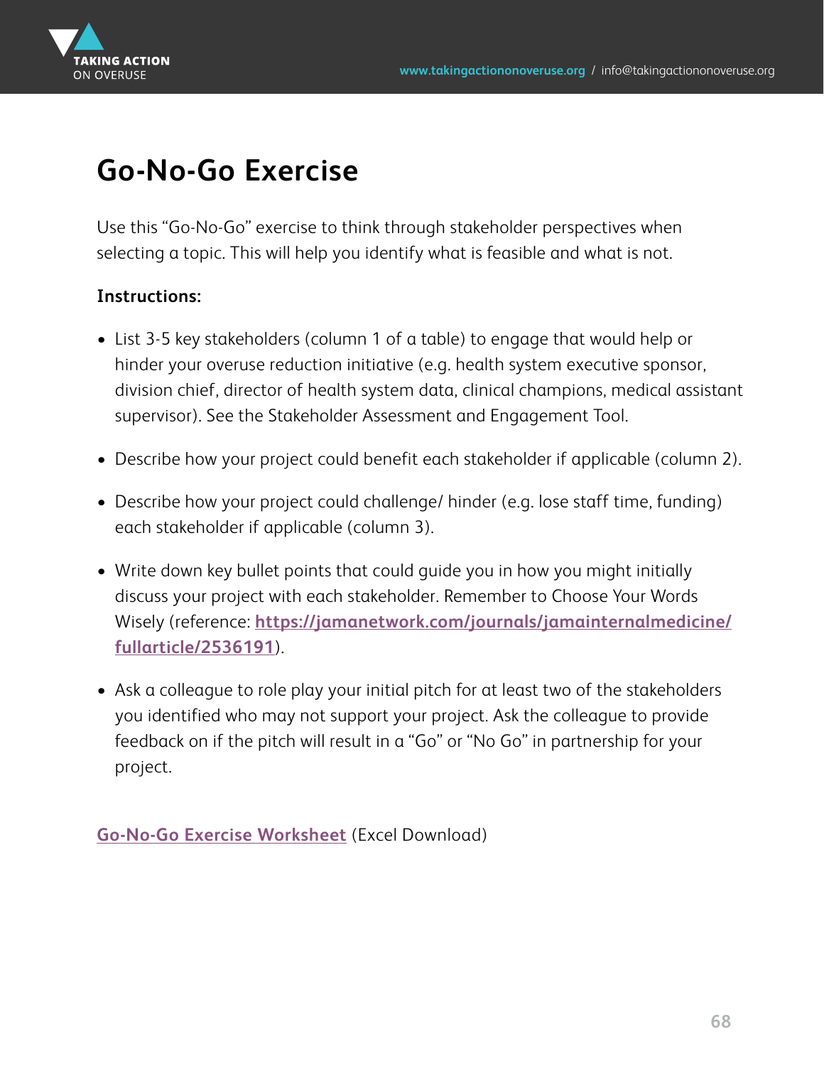# Go-No-Go Exercise

Use this “Go-No-Go” exercise to think through stakeholder perspectives when selecting a topic. This will help you identify what is feasible and what is not.

**Instructions:**

- List 3-5 key stakeholders (column 1 of a table) to engage that would help or hinder your overuse reduction initiative (e.g. health system executive sponsor, division chief, director of health system data, clinical champions, medical assistant supervisor). See the Stakeholder Assessment and Engagement Tool.
- Describe how your project could benefit each stakeholder if applicable (column 2).
- Describe how your project could challenge/ hinder (e.g. lose staff time, funding) each stakeholder if applicable (column 3).
- Write down key bullet points that could guide you in how you might initially discuss your project with each stakeholder. Remember to Choose Your Words Wisely (reference: **https://jamanetwork.com/journals/jamainternalmedicine/fullarticle/2536191**).
- Ask a colleague to role play your initial pitch for at least two of the stakeholders you identified who may not support your project. Ask the colleague to provide feedback on if the pitch will result in a “Go” or “No Go” in partnership for your project.

Go-No-Go Exercise Worksheet (Excel Download)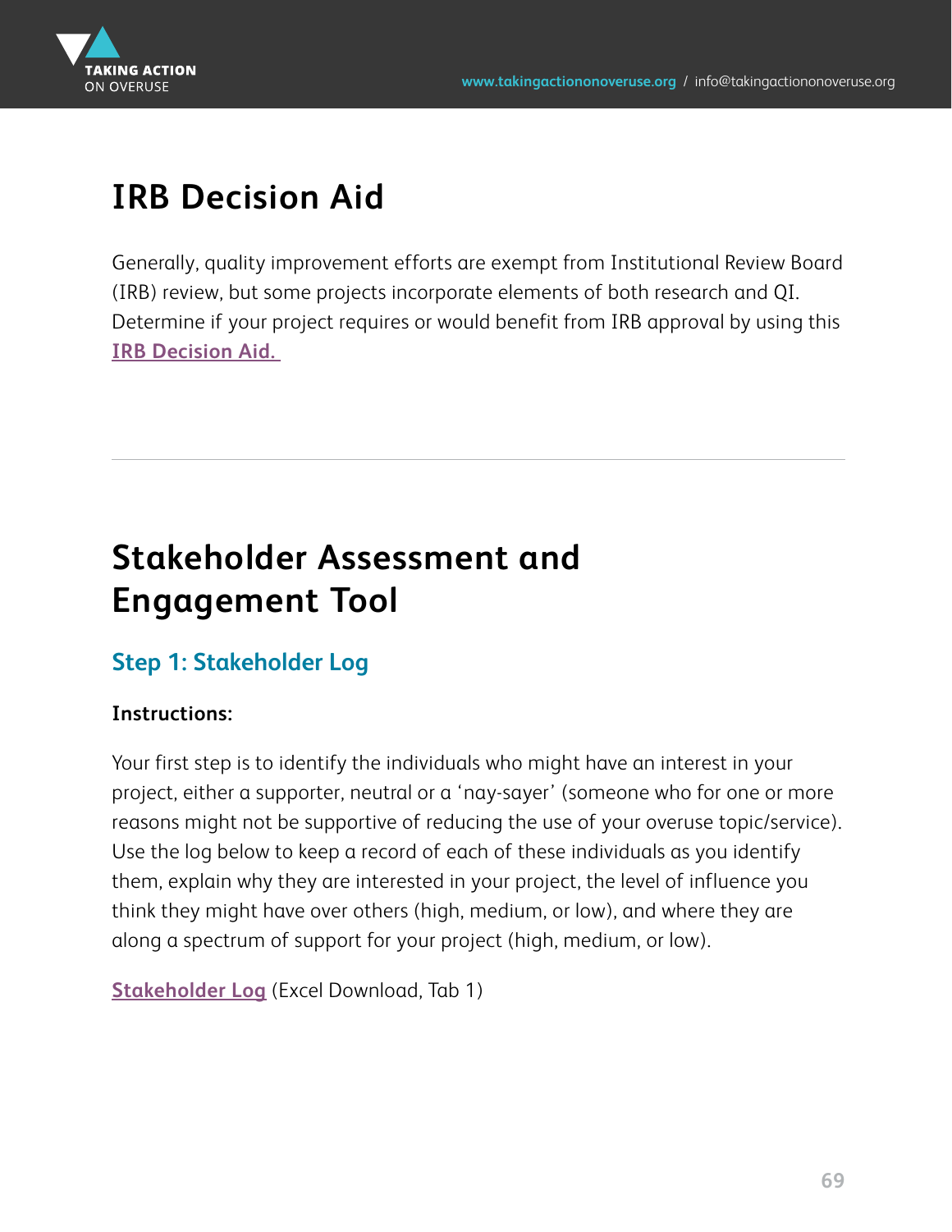# IRB Decision Aid

Generally, quality improvement efforts are exempt from Institutional Review Board (IRB) review, but some projects incorporate elements of both research and QI. Determine if your project requires or would benefit from IRB approval by using this **IRB Decision Aid.**

---

# Stakeholder Assessment and Engagement Tool

## Step 1: Stakeholder Log

**Instructions:**

Your first step is to identify the individuals who might have an interest in your project, either a supporter, neutral or a 'nay-sayer' (someone who for one or more reasons might not be supportive of reducing the use of your overuse topic/service). Use the log below to keep a record of each of these individuals as you identify them, explain why they are interested in your project, the level of influence you think they might have over others (high, medium, or low), and where they are along a spectrum of support for your project (high, medium, or low).

**Stakeholder Log** (Excel Download, Tab 1)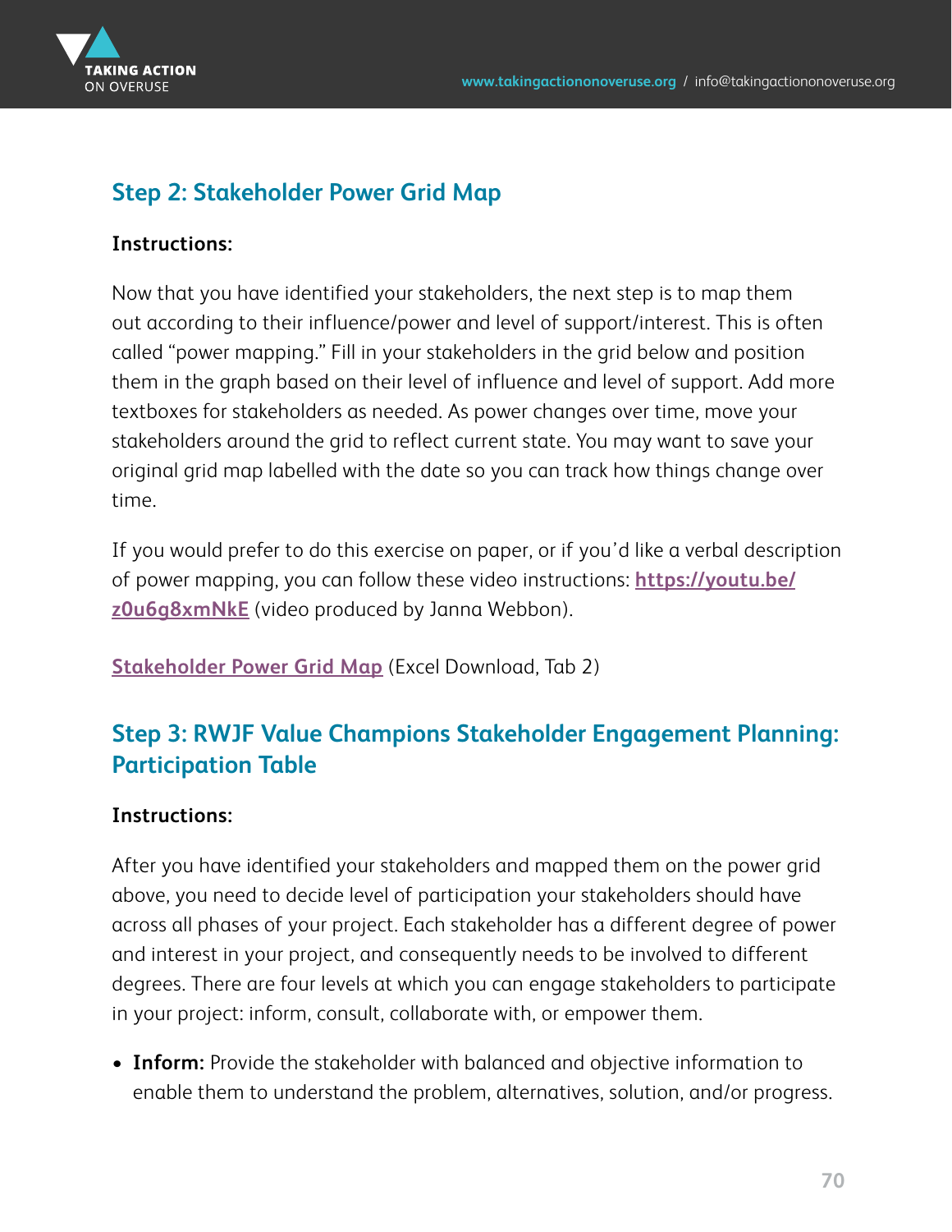## Step 2: Stakeholder Power Grid Map

**Instructions:**

Now that you have identified your stakeholders, the next step is to map them out according to their influence/power and level of support/interest. This is often called "power mapping." Fill in your stakeholders in the grid below and position them in the graph based on their level of influence and level of support. Add more textboxes for stakeholders as needed. As power changes over time, move your stakeholders around the grid to reflect current state. You may want to save your original grid map labelled with the date so you can track how things change over time.

If you would prefer to do this exercise on paper, or if you'd like a verbal description of power mapping, you can follow these video instructions: **https://youtu.be/z0u6g8xmNkE** (video produced by Janna Webbon).

**Stakeholder Power Grid Map** (Excel Download, Tab 2)

## Step 3: RWJF Value Champions Stakeholder Engagement Planning: Participation Table

**Instructions:**

After you have identified your stakeholders and mapped them on the power grid above, you need to decide level of participation your stakeholders should have across all phases of your project. Each stakeholder has a different degree of power and interest in your project, and consequently needs to be involved to different degrees. There are four levels at which you can engage stakeholders to participate in your project: inform, consult, collaborate with, or empower them.

- **Inform:** Provide the stakeholder with balanced and objective information to enable them to understand the problem, alternatives, solution, and/or progress.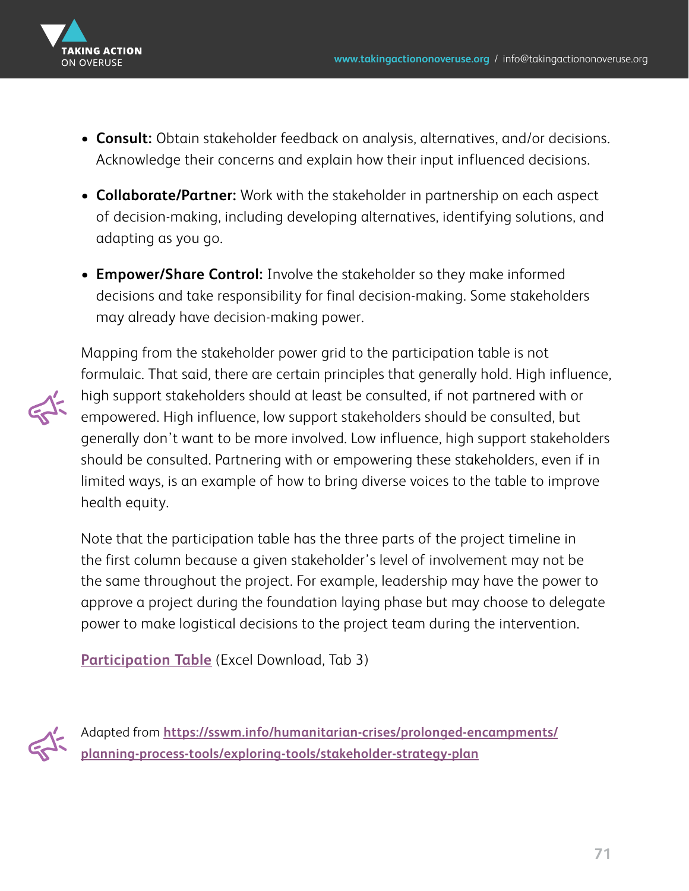- **Consult:** Obtain stakeholder feedback on analysis, alternatives, and/or decisions. Acknowledge their concerns and explain how their input influenced decisions.
- **Collaborate/Partner:** Work with the stakeholder in partnership on each aspect of decision-making, including developing alternatives, identifying solutions, and adapting as you go.
- **Empower/Share Control:** Involve the stakeholder so they make informed decisions and take responsibility for final decision-making. Some stakeholders may already have decision-making power.

Mapping from the stakeholder power grid to the participation table is not formulaic. That said, there are certain principles that generally hold. High influence, high support stakeholders should at least be consulted, if not partnered with or empowered. High influence, low support stakeholders should be consulted, but generally don't want to be more involved. Low influence, high support stakeholders should be consulted. Partnering with or empowering these stakeholders, even if in limited ways, is an example of how to bring diverse voices to the table to improve health equity.

Note that the participation table has the three parts of the project timeline in the first column because a given stakeholder's level of involvement may not be the same throughout the project. For example, leadership may have the power to approve a project during the foundation laying phase but may choose to delegate power to make logistical decisions to the project team during the intervention.

[Participation Table] (Excel Download, Tab 3)

Adapted from **https://sswm.info/humanitarian-crises/prolonged-encampments/planning-process-tools/exploring-tools/stakeholder-strategy-plan**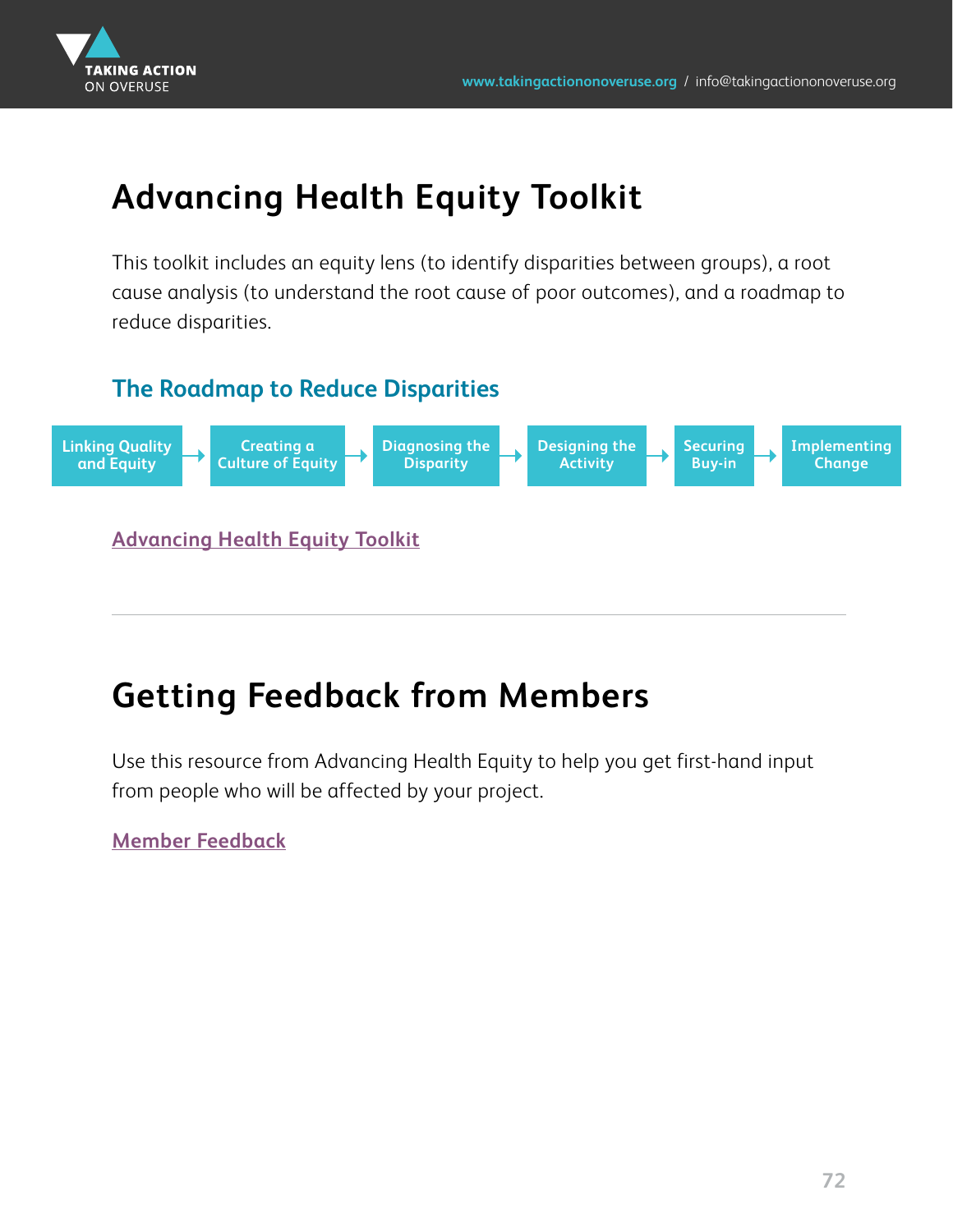# Advancing Health Equity Toolkit

This toolkit includes an equity lens (to identify disparities between groups), a root cause analysis (to understand the root cause of poor outcomes), and a roadmap to reduce disparities.

## The Roadmap to Reduce Disparities

Linking Quality and Equity → Creating a Culture of Equity → Diagnosing the Disparity → Designing the Activity → Securing Buy-in → Implementing Change

[Advancing Health Equity Toolkit]

---

# Getting Feedback from Members

Use this resource from Advancing Health Equity to help you get first-hand input from people who will be affected by your project.

[Member Feedback]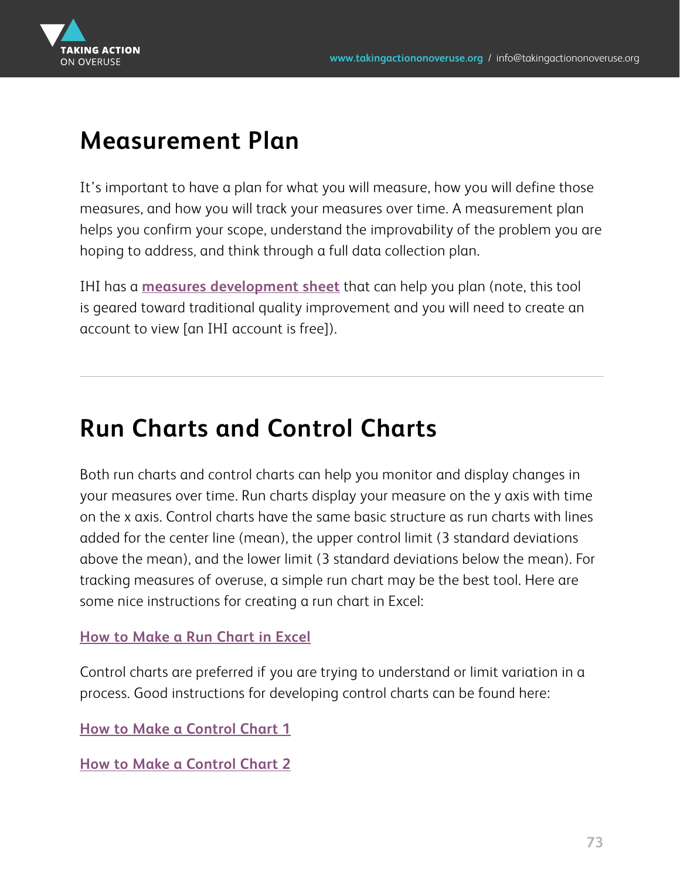# Measurement Plan

It's important to have a plan for what you will measure, how you will define those measures, and how you will track your measures over time. A measurement plan helps you confirm your scope, understand the improvability of the problem you are hoping to address, and think through a full data collection plan.

IHI has a **measures development sheet** that can help you plan (note, this tool is geared toward traditional quality improvement and you will need to create an account to view [an IHI account is free]).

---

# Run Charts and Control Charts

Both run charts and control charts can help you monitor and display changes in your measures over time. Run charts display your measure on the y axis with time on the x axis. Control charts have the same basic structure as run charts with lines added for the center line (mean), the upper control limit (3 standard deviations above the mean), and the lower limit (3 standard deviations below the mean). For tracking measures of overuse, a simple run chart may be the best tool. Here are some nice instructions for creating a run chart in Excel:

**How to Make a Run Chart in Excel**

Control charts are preferred if you are trying to understand or limit variation in a process. Good instructions for developing control charts can be found here:

**How to Make a Control Chart 1**

**How to Make a Control Chart 2**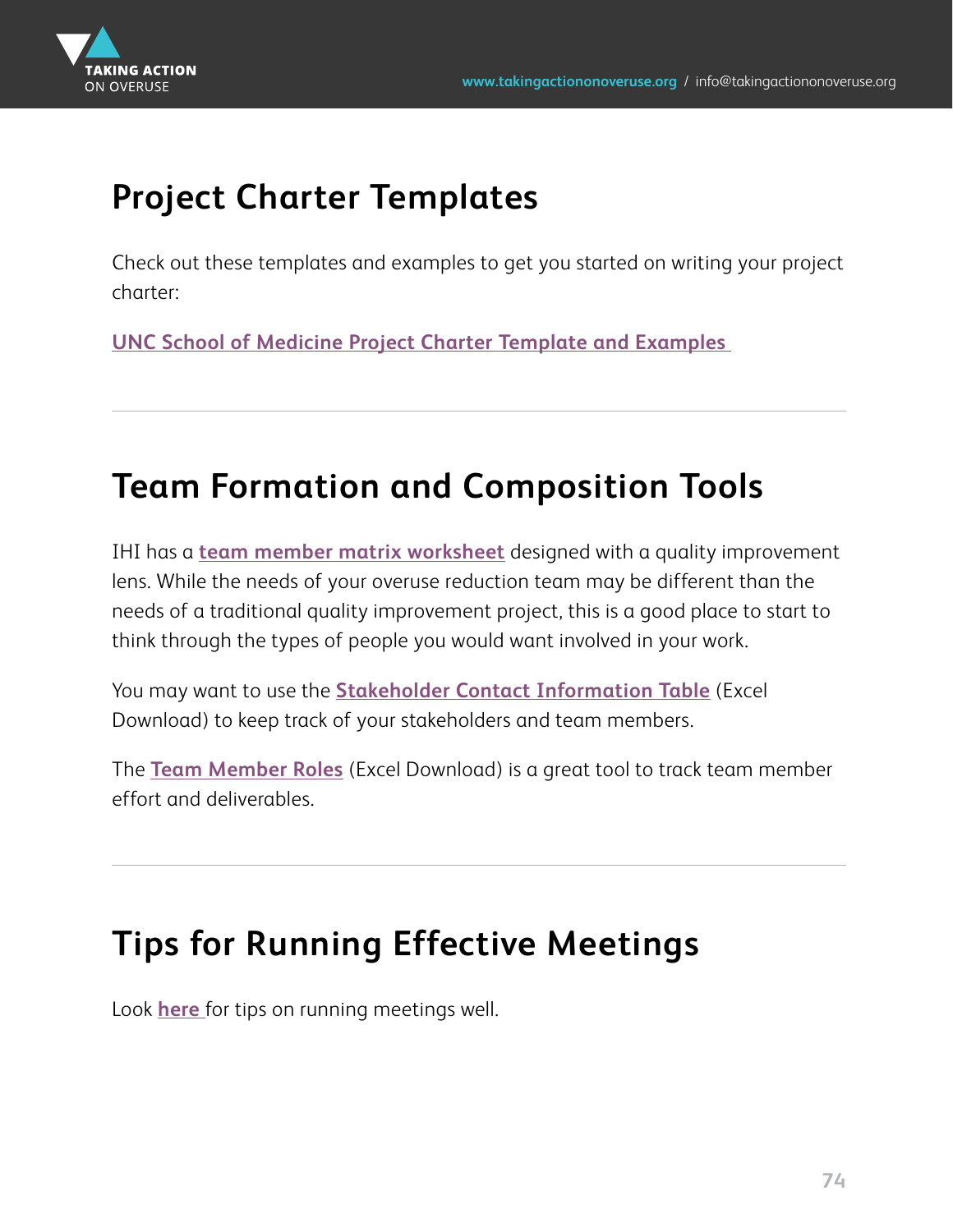## Project Charter Templates

Check out these templates and examples to get you started on writing your project charter:

**UNC School of Medicine Project Charter Template and Examples**

---

## Team Formation and Composition Tools

IHI has a **team member matrix worksheet** designed with a quality improvement lens. While the needs of your overuse reduction team may be different than the needs of a traditional quality improvement project, this is a good place to start to think through the types of people you would want involved in your work.

You may want to use the **Stakeholder Contact Information Table** (Excel Download) to keep track of your stakeholders and team members.

The **Team Member Roles** (Excel Download) is a great tool to track team member effort and deliverables.

---

## Tips for Running Effective Meetings

Look **here** for tips on running meetings well.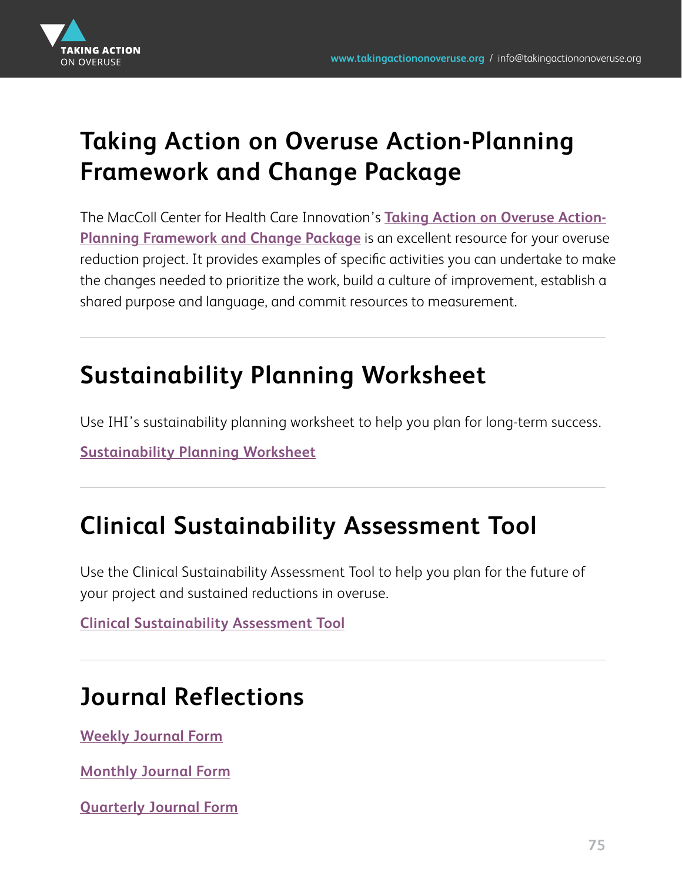## Taking Action on Overuse Action-Planning Framework and Change Package

The MacColl Center for Health Care Innovation's **Taking Action on Overuse Action-Planning Framework and Change Package** is an excellent resource for your overuse reduction project. It provides examples of specific activities you can undertake to make the changes needed to prioritize the work, build a culture of improvement, establish a shared purpose and language, and commit resources to measurement.

---

## Sustainability Planning Worksheet

Use IHI's sustainability planning worksheet to help you plan for long-term success.

**Sustainability Planning Worksheet**

---

## Clinical Sustainability Assessment Tool

Use the Clinical Sustainability Assessment Tool to help you plan for the future of your project and sustained reductions in overuse.

**Clinical Sustainability Assessment Tool**

---

## Journal Reflections

**Weekly Journal Form**

**Monthly Journal Form**

**Quarterly Journal Form**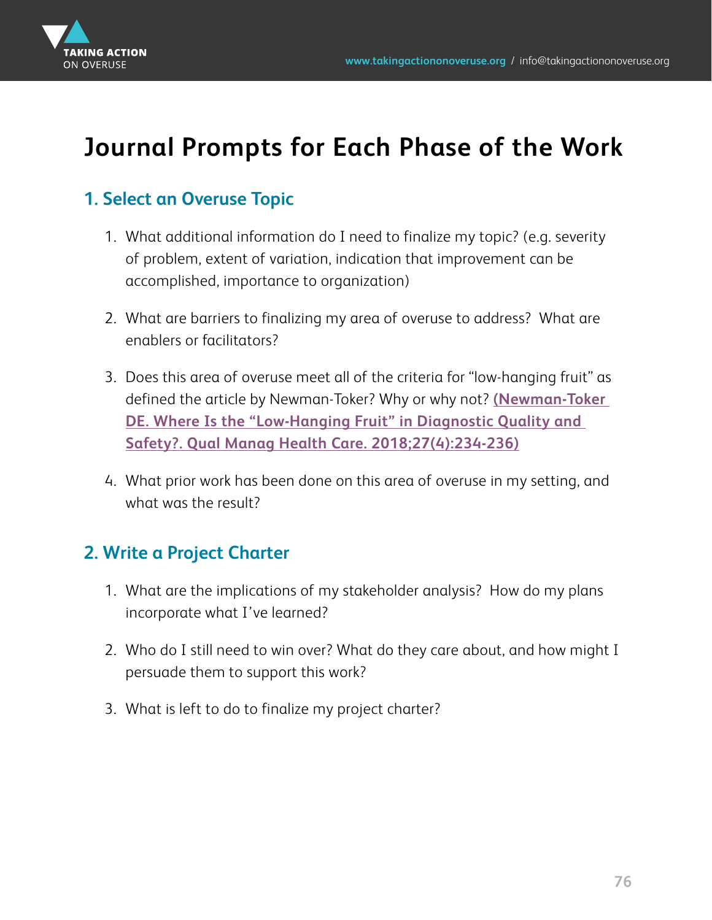# Journal Prompts for Each Phase of the Work

## 1. Select an Overuse Topic

1. What additional information do I need to finalize my topic? (e.g. severity of problem, extent of variation, indication that improvement can be accomplished, importance to organization)
2. What are barriers to finalizing my area of overuse to address? What are enablers or facilitators?
3. Does this area of overuse meet all of the criteria for "low-hanging fruit" as defined the article by Newman-Toker? Why or why not? **(Newman-Toker DE. Where Is the "Low-Hanging Fruit" in Diagnostic Quality and Safety?. Qual Manag Health Care. 2018;27(4):234-236)**
4. What prior work has been done on this area of overuse in my setting, and what was the result?

## 2. Write a Project Charter

1. What are the implications of my stakeholder analysis? How do my plans incorporate what I've learned?
2. Who do I still need to win over? What do they care about, and how might I persuade them to support this work?
3. What is left to do to finalize my project charter?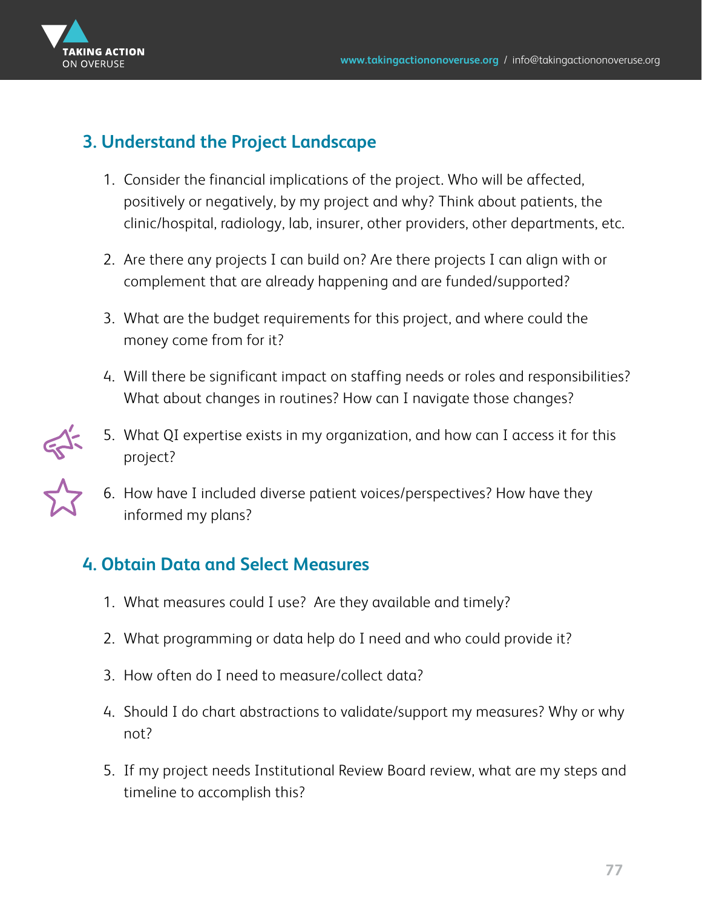## 3. Understand the Project Landscape

1. Consider the financial implications of the project. Who will be affected, positively or negatively, by my project and why? Think about patients, the clinic/hospital, radiology, lab, insurer, other providers, other departments, etc.

2. Are there any projects I can build on? Are there projects I can align with or complement that are already happening and are funded/supported?

3. What are the budget requirements for this project, and where could the money come from for it?

4. Will there be significant impact on staffing needs or roles and responsibilities? What about changes in routines? How can I navigate those changes?

5. What QI expertise exists in my organization, and how can I access it for this project?

6. How have I included diverse patient voices/perspectives? How have they informed my plans?

## 4. Obtain Data and Select Measures

1. What measures could I use? Are they available and timely?

2. What programming or data help do I need and who could provide it?

3. How often do I need to measure/collect data?

4. Should I do chart abstractions to validate/support my measures? Why or why not?

5. If my project needs Institutional Review Board review, what are my steps and timeline to accomplish this?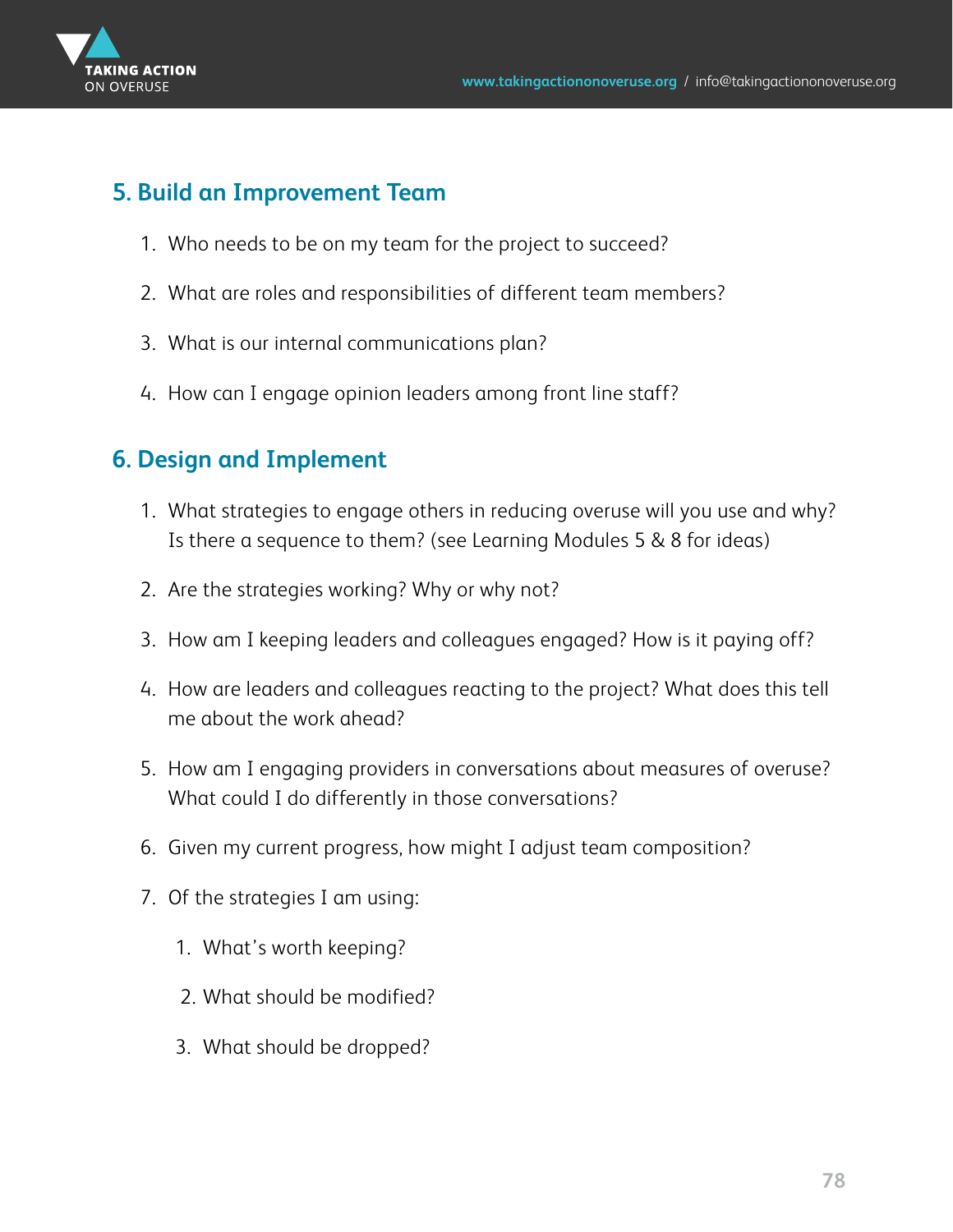## 5. Build an Improvement Team

1. Who needs to be on my team for the project to succeed?
2. What are roles and responsibilities of different team members?
3. What is our internal communications plan?
4. How can I engage opinion leaders among front line staff?

## 6. Design and Implement

1. What strategies to engage others in reducing overuse will you use and why? Is there a sequence to them? (see Learning Modules 5 & 8 for ideas)
2. Are the strategies working? Why or why not?
3. How am I keeping leaders and colleagues engaged? How is it paying off?
4. How are leaders and colleagues reacting to the project? What does this tell me about the work ahead?
5. How am I engaging providers in conversations about measures of overuse? What could I do differently in those conversations?
6. Given my current progress, how might I adjust team composition?
7. Of the strategies I am using:
    1. What's worth keeping?
    2. What should be modified?
    3. What should be dropped?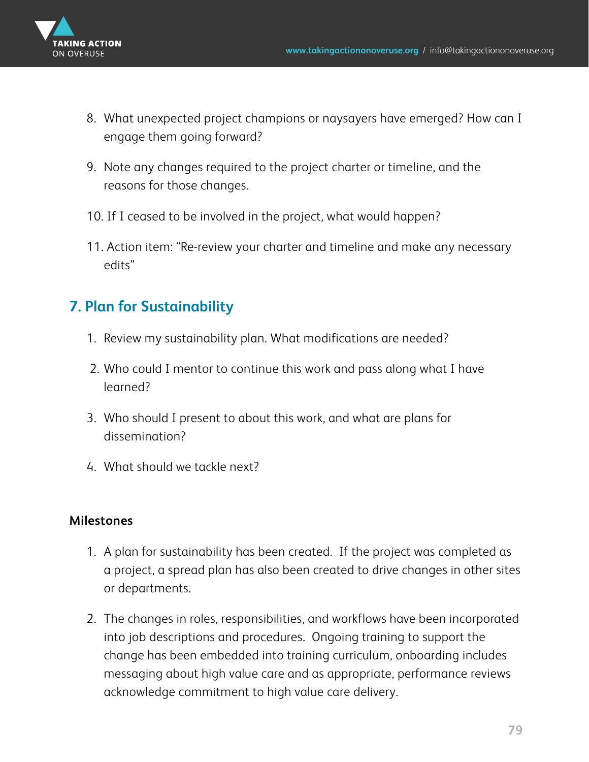8. What unexpected project champions or naysayers have emerged? How can I engage them going forward?

9. Note any changes required to the project charter or timeline, and the reasons for those changes.

10. If I ceased to be involved in the project, what would happen?

11. Action item: "Re-review your charter and timeline and make any necessary edits"

## 7. Plan for Sustainability

1. Review my sustainability plan. What modifications are needed?

2. Who could I mentor to continue this work and pass along what I have learned?

3. Who should I present to about this work, and what are plans for dissemination?

4. What should we tackle next?

**Milestones**

1. A plan for sustainability has been created. If the project was completed as a project, a spread plan has also been created to drive changes in other sites or departments.

2. The changes in roles, responsibilities, and workflows have been incorporated into job descriptions and procedures. Ongoing training to support the change has been embedded into training curriculum, onboarding includes messaging about high value care and as appropriate, performance reviews acknowledge commitment to high value care delivery.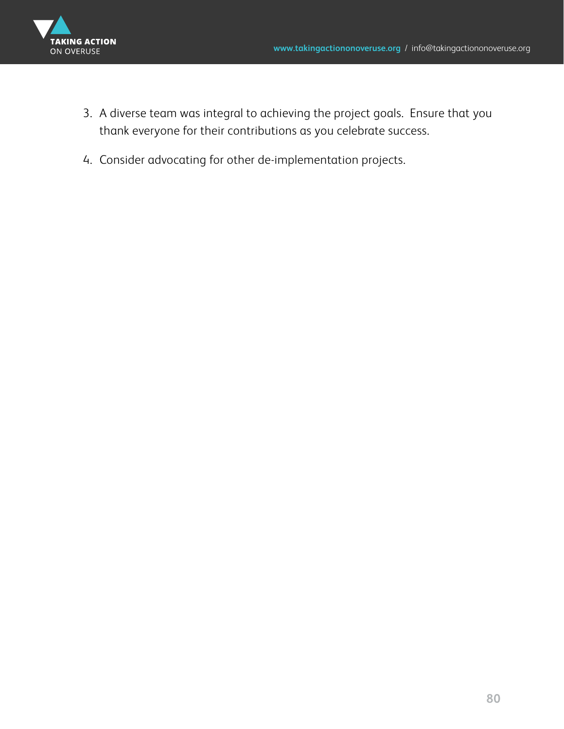3. A diverse team was integral to achieving the project goals. Ensure that you thank everyone for their contributions as you celebrate success.

4. Consider advocating for other de-implementation projects.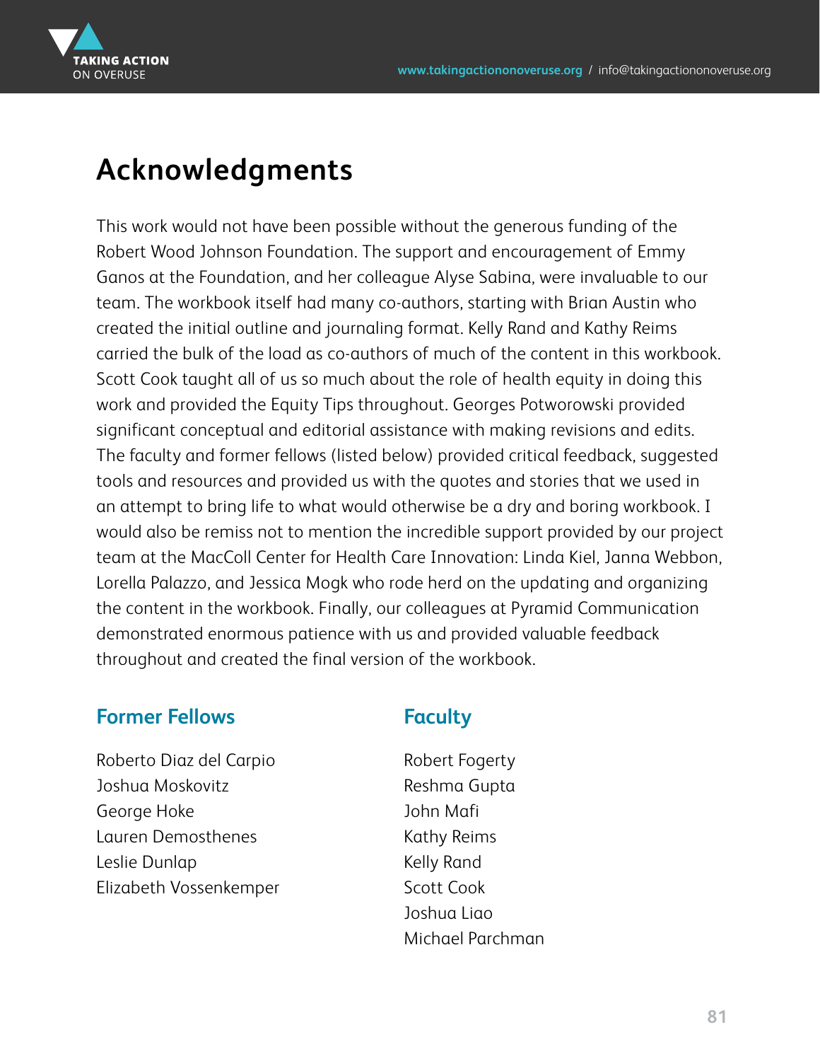# Acknowledgments

This work would not have been possible without the generous funding of the Robert Wood Johnson Foundation. The support and encouragement of Emmy Ganos at the Foundation, and her colleague Alyse Sabina, were invaluable to our team. The workbook itself had many co-authors, starting with Brian Austin who created the initial outline and journaling format. Kelly Rand and Kathy Reims carried the bulk of the load as co-authors of much of the content in this workbook. Scott Cook taught all of us so much about the role of health equity in doing this work and provided the Equity Tips throughout. Georges Potworowski provided significant conceptual and editorial assistance with making revisions and edits. The faculty and former fellows (listed below) provided critical feedback, suggested tools and resources and provided us with the quotes and stories that we used in an attempt to bring life to what would otherwise be a dry and boring workbook. I would also be remiss not to mention the incredible support provided by our project team at the MacColl Center for Health Care Innovation: Linda Kiel, Janna Webbon, Lorella Palazzo, and Jessica Mogk who rode herd on the updating and organizing the content in the workbook. Finally, our colleagues at Pyramid Communication demonstrated enormous patience with us and provided valuable feedback throughout and created the final version of the workbook.

## Former Fellows

Roberto Diaz del Carpio
Joshua Moskovitz
George Hoke
Lauren Demosthenes
Leslie Dunlap
Elizabeth Vossenkemper

## Faculty

Robert Fogerty
Reshma Gupta
John Mafi
Kathy Reims
Kelly Rand
Scott Cook
Joshua Liao
Michael Parchman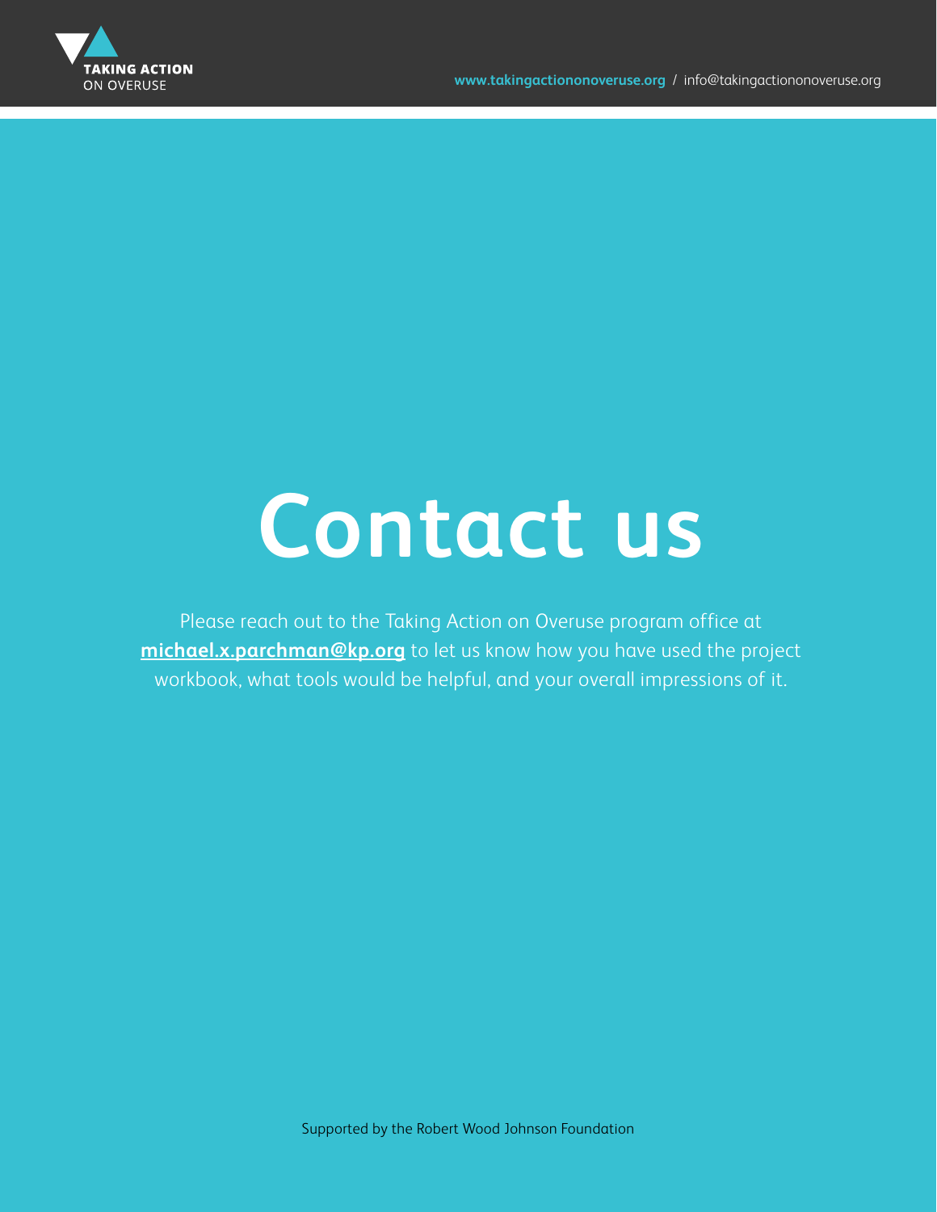# Contact us

Please reach out to the Taking Action on Overuse program office at **michael.x.parchman@kp.org** to let us know how you have used the project workbook, what tools would be helpful, and your overall impressions of it.

Supported by the Robert Wood Johnson Foundation